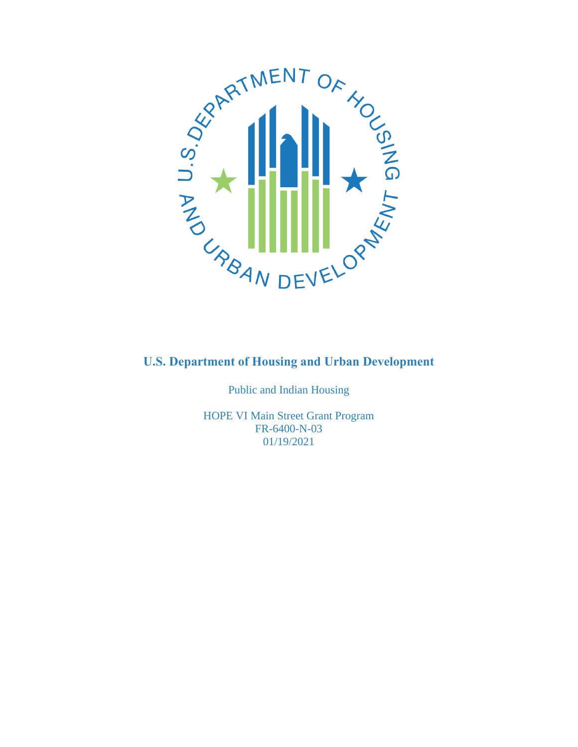# U.S. Department of Housing and Urban Development

Public and Indian Housing

HOPE VI Main Street Grant Program
FR-6400-N-03
01/19/2021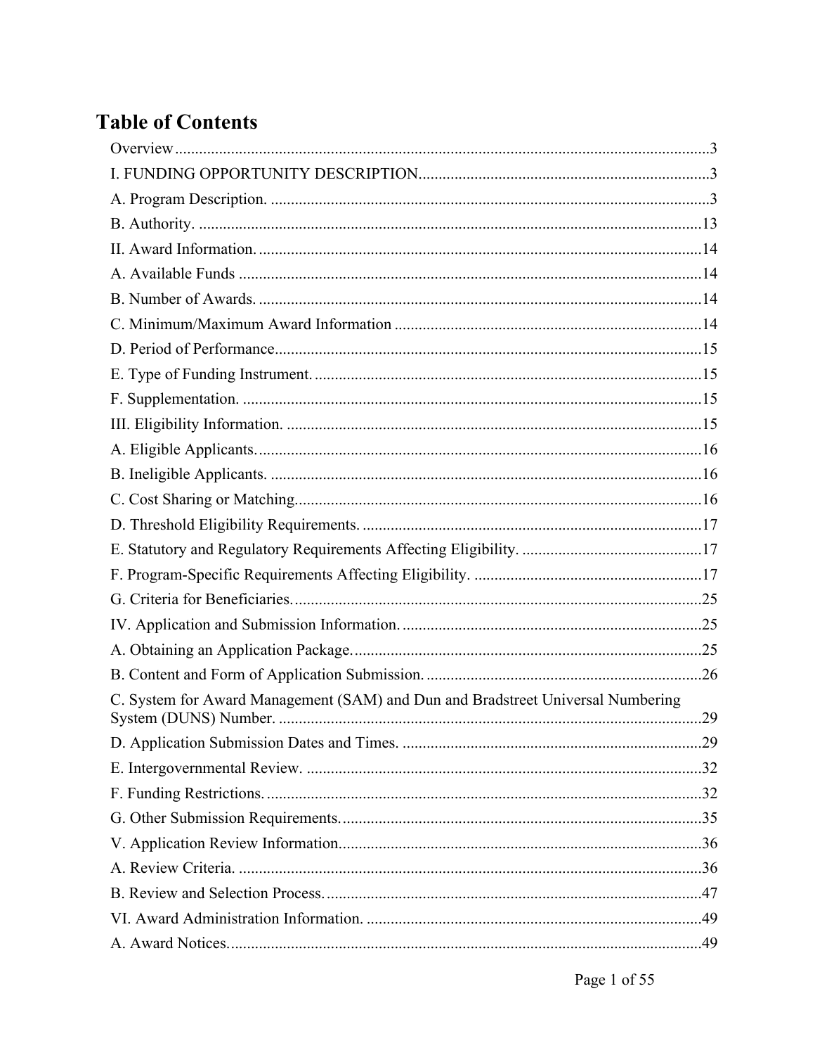# Table of Contents

Overview....................................................................................................................3

I. FUNDING OPPORTUNITY DESCRIPTION........................................................................3

A. Program Description. ............................................................................................3

B. Authority. ............................................................................................................13

II. Award Information. .............................................................................................14

A. Available Funds ...................................................................................................14

B. Number of Awards. ..............................................................................................14

C. Minimum/Maximum Award Information ............................................................14

D. Period of Performance..........................................................................................15

E. Type of Funding Instrument. ................................................................................15

F. Supplementation. ..................................................................................................15

III. Eligibility Information. .......................................................................................15

A. Eligible Applicants...............................................................................................16

B. Ineligible Applicants. ...........................................................................................16

C. Cost Sharing or Matching.....................................................................................16

D. Threshold Eligibility Requirements. ....................................................................17

E. Statutory and Regulatory Requirements Affecting Eligibility. ............................17

F. Program-Specific Requirements Affecting Eligibility. .........................................17

G. Criteria for Beneficiaries......................................................................................25

IV. Application and Submission Information. ..........................................................25

A. Obtaining an Application Package.......................................................................25

B. Content and Form of Application Submission. ....................................................26

C. System for Award Management (SAM) and Dun and Bradstreet Universal Numbering System (DUNS) Number. .........................................................................................29

D. Application Submission Dates and Times. ...........................................................29

E. Intergovernmental Review. ..................................................................................32

F. Funding Restrictions. ............................................................................................32

G. Other Submission Requirements..........................................................................35

V. Application Review Information..........................................................................36

A. Review Criteria. ...................................................................................................36

B. Review and Selection Process. .............................................................................47

VI. Award Administration Information. ...................................................................49

A. Award Notices......................................................................................................49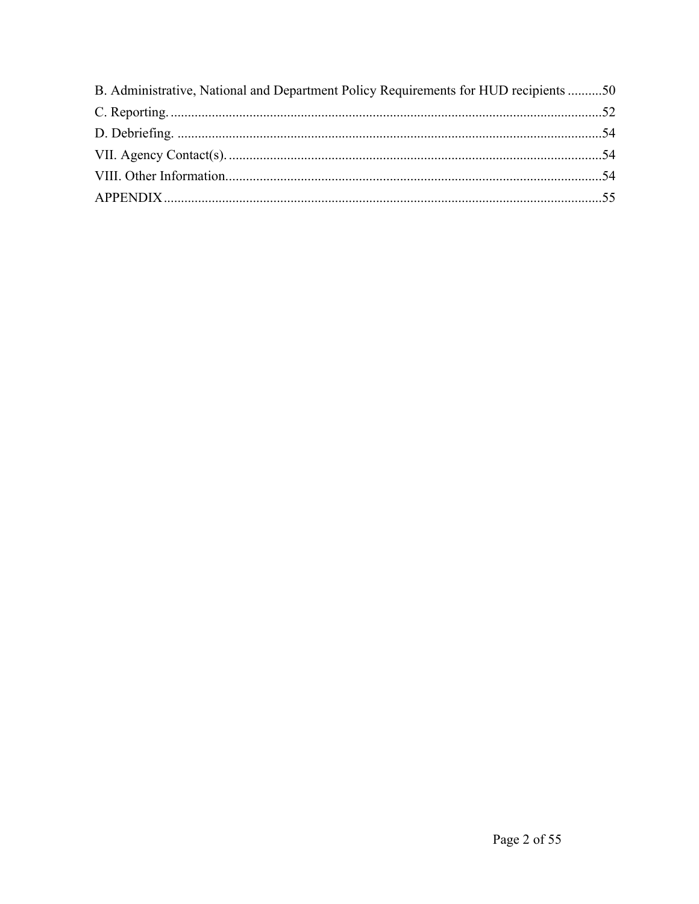B. Administrative, National and Department Policy Requirements for HUD recipients ..........50

C. Reporting. ..........52

D. Debriefing. ..........54

VII. Agency Contact(s). ..........54

VIII. Other Information. ..........54

APPENDIX ..........55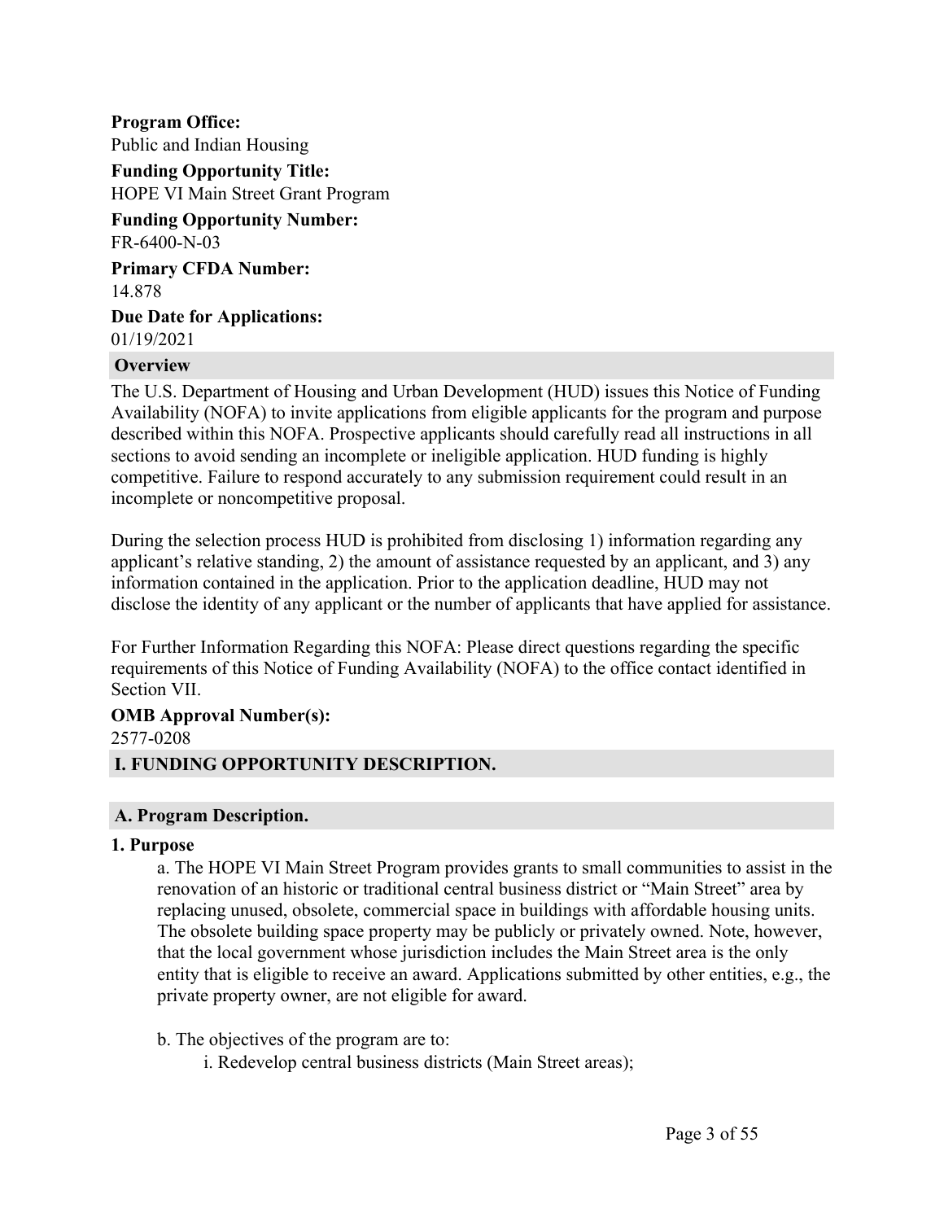**Program Office:**
Public and Indian Housing

**Funding Opportunity Title:**
HOPE VI Main Street Grant Program

**Funding Opportunity Number:**
FR-6400-N-03

**Primary CFDA Number:**
14.878

**Due Date for Applications:**
01/19/2021

## Overview

The U.S. Department of Housing and Urban Development (HUD) issues this Notice of Funding Availability (NOFA) to invite applications from eligible applicants for the program and purpose described within this NOFA. Prospective applicants should carefully read all instructions in all sections to avoid sending an incomplete or ineligible application. HUD funding is highly competitive. Failure to respond accurately to any submission requirement could result in an incomplete or noncompetitive proposal.

During the selection process HUD is prohibited from disclosing 1) information regarding any applicant's relative standing, 2) the amount of assistance requested by an applicant, and 3) any information contained in the application. Prior to the application deadline, HUD may not disclose the identity of any applicant or the number of applicants that have applied for assistance.

For Further Information Regarding this NOFA: Please direct questions regarding the specific requirements of this Notice of Funding Availability (NOFA) to the office contact identified in Section VII.

**OMB Approval Number(s):**
2577-0208

## I. FUNDING OPPORTUNITY DESCRIPTION.

### A. Program Description.

#### 1. Purpose

a. The HOPE VI Main Street Program provides grants to small communities to assist in the renovation of an historic or traditional central business district or "Main Street" area by replacing unused, obsolete, commercial space in buildings with affordable housing units. The obsolete building space property may be publicly or privately owned. Note, however, that the local government whose jurisdiction includes the Main Street area is the only entity that is eligible to receive an award. Applications submitted by other entities, e.g., the private property owner, are not eligible for award.

b. The objectives of the program are to:

i. Redevelop central business districts (Main Street areas);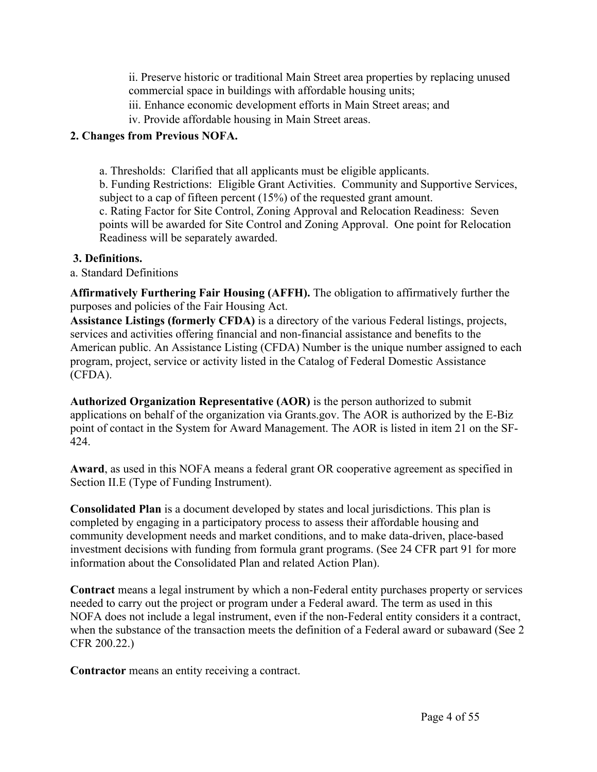ii. Preserve historic or traditional Main Street area properties by replacing unused commercial space in buildings with affordable housing units;

iii. Enhance economic development efforts in Main Street areas; and

iv. Provide affordable housing in Main Street areas.

**2. Changes from Previous NOFA.**

a. Thresholds: Clarified that all applicants must be eligible applicants.

b. Funding Restrictions: Eligible Grant Activities. Community and Supportive Services, subject to a cap of fifteen percent (15%) of the requested grant amount.

c. Rating Factor for Site Control, Zoning Approval and Relocation Readiness: Seven points will be awarded for Site Control and Zoning Approval. One point for Relocation Readiness will be separately awarded.

**3. Definitions.**

a. Standard Definitions

**Affirmatively Furthering Fair Housing (AFFH).** The obligation to affirmatively further the purposes and policies of the Fair Housing Act.

**Assistance Listings (formerly CFDA)** is a directory of the various Federal listings, projects, services and activities offering financial and non-financial assistance and benefits to the American public. An Assistance Listing (CFDA) Number is the unique number assigned to each program, project, service or activity listed in the Catalog of Federal Domestic Assistance (CFDA).

**Authorized Organization Representative (AOR)** is the person authorized to submit applications on behalf of the organization via Grants.gov. The AOR is authorized by the E-Biz point of contact in the System for Award Management. The AOR is listed in item 21 on the SF-424.

**Award**, as used in this NOFA means a federal grant OR cooperative agreement as specified in Section II.E (Type of Funding Instrument).

**Consolidated Plan** is a document developed by states and local jurisdictions. This plan is completed by engaging in a participatory process to assess their affordable housing and community development needs and market conditions, and to make data-driven, place-based investment decisions with funding from formula grant programs. (See 24 CFR part 91 for more information about the Consolidated Plan and related Action Plan).

**Contract** means a legal instrument by which a non-Federal entity purchases property or services needed to carry out the project or program under a Federal award. The term as used in this NOFA does not include a legal instrument, even if the non-Federal entity considers it a contract, when the substance of the transaction meets the definition of a Federal award or subaward (See 2 CFR 200.22.)

**Contractor** means an entity receiving a contract.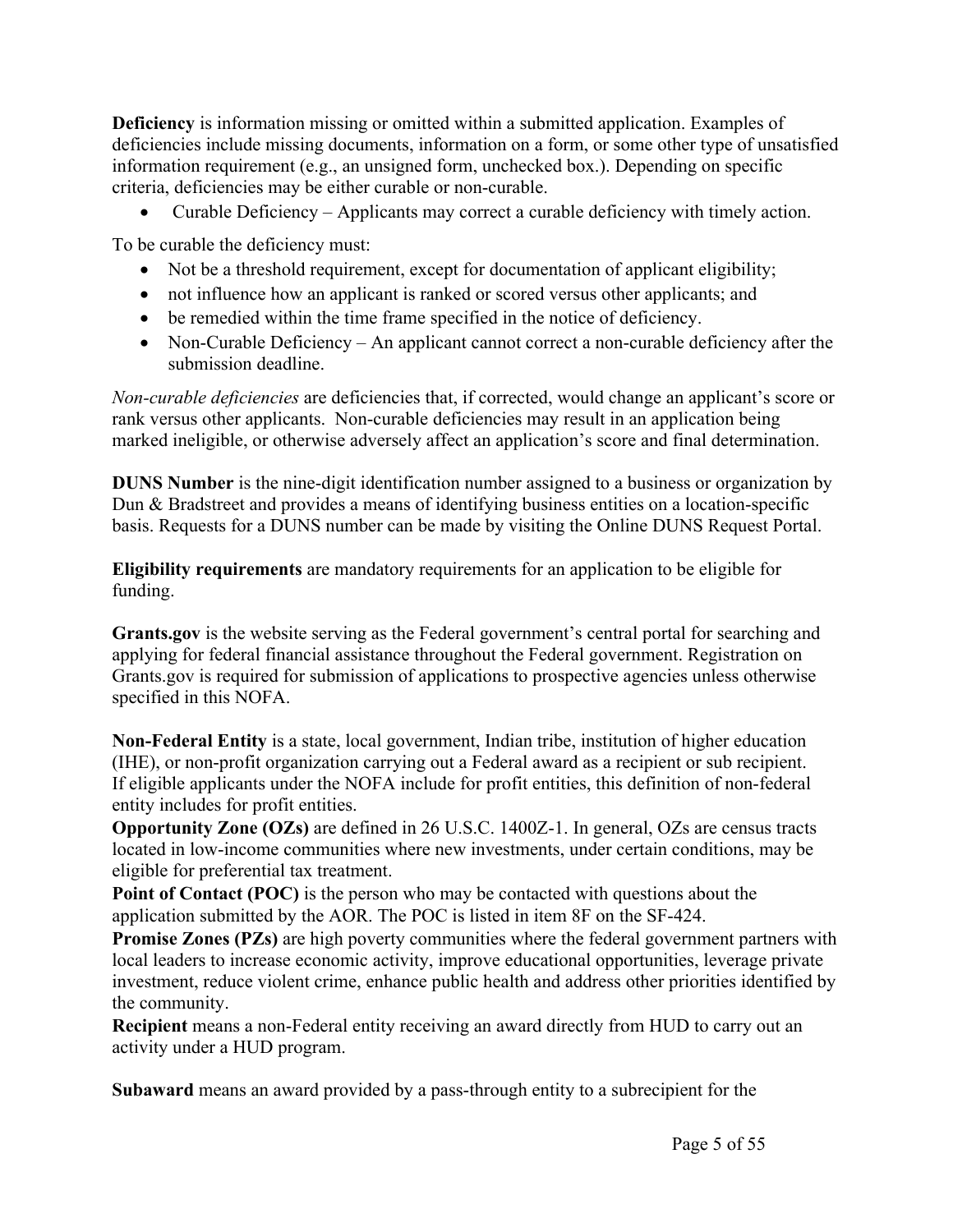**Deficiency** is information missing or omitted within a submitted application. Examples of deficiencies include missing documents, information on a form, or some other type of unsatisfied information requirement (e.g., an unsigned form, unchecked box.). Depending on specific criteria, deficiencies may be either curable or non-curable.

- Curable Deficiency – Applicants may correct a curable deficiency with timely action.

To be curable the deficiency must:

- Not be a threshold requirement, except for documentation of applicant eligibility;
- not influence how an applicant is ranked or scored versus other applicants; and
- be remedied within the time frame specified in the notice of deficiency.
- Non-Curable Deficiency – An applicant cannot correct a non-curable deficiency after the submission deadline.

*Non-curable deficiencies* are deficiencies that, if corrected, would change an applicant's score or rank versus other applicants. Non-curable deficiencies may result in an application being marked ineligible, or otherwise adversely affect an application's score and final determination.

**DUNS Number** is the nine-digit identification number assigned to a business or organization by Dun & Bradstreet and provides a means of identifying business entities on a location-specific basis. Requests for a DUNS number can be made by visiting the Online DUNS Request Portal.

**Eligibility requirements** are mandatory requirements for an application to be eligible for funding.

**Grants.gov** is the website serving as the Federal government's central portal for searching and applying for federal financial assistance throughout the Federal government. Registration on Grants.gov is required for submission of applications to prospective agencies unless otherwise specified in this NOFA.

**Non-Federal Entity** is a state, local government, Indian tribe, institution of higher education (IHE), or non-profit organization carrying out a Federal award as a recipient or sub recipient. If eligible applicants under the NOFA include for profit entities, this definition of non-federal entity includes for profit entities.

**Opportunity Zone (OZs)** are defined in 26 U.S.C. 1400Z-1. In general, OZs are census tracts located in low-income communities where new investments, under certain conditions, may be eligible for preferential tax treatment.

**Point of Contact (POC)** is the person who may be contacted with questions about the application submitted by the AOR. The POC is listed in item 8F on the SF-424.

**Promise Zones (PZs)** are high poverty communities where the federal government partners with local leaders to increase economic activity, improve educational opportunities, leverage private investment, reduce violent crime, enhance public health and address other priorities identified by the community.

**Recipient** means a non-Federal entity receiving an award directly from HUD to carry out an activity under a HUD program.

**Subaward** means an award provided by a pass-through entity to a subrecipient for the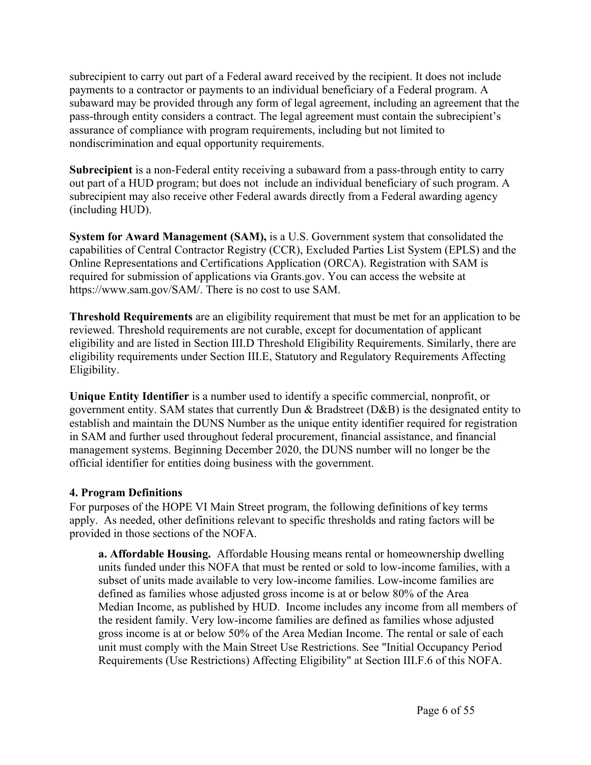subrecipient to carry out part of a Federal award received by the recipient. It does not include payments to a contractor or payments to an individual beneficiary of a Federal program. A subaward may be provided through any form of legal agreement, including an agreement that the pass-through entity considers a contract. The legal agreement must contain the subrecipient's assurance of compliance with program requirements, including but not limited to nondiscrimination and equal opportunity requirements.

**Subrecipient** is a non-Federal entity receiving a subaward from a pass-through entity to carry out part of a HUD program; but does not include an individual beneficiary of such program. A subrecipient may also receive other Federal awards directly from a Federal awarding agency (including HUD).

**System for Award Management (SAM),** is a U.S. Government system that consolidated the capabilities of Central Contractor Registry (CCR), Excluded Parties List System (EPLS) and the Online Representations and Certifications Application (ORCA). Registration with SAM is required for submission of applications via Grants.gov. You can access the website at https://www.sam.gov/SAM/. There is no cost to use SAM.

**Threshold Requirements** are an eligibility requirement that must be met for an application to be reviewed. Threshold requirements are not curable, except for documentation of applicant eligibility and are listed in Section III.D Threshold Eligibility Requirements. Similarly, there are eligibility requirements under Section III.E, Statutory and Regulatory Requirements Affecting Eligibility.

**Unique Entity Identifier** is a number used to identify a specific commercial, nonprofit, or government entity. SAM states that currently Dun & Bradstreet (D&B) is the designated entity to establish and maintain the DUNS Number as the unique entity identifier required for registration in SAM and further used throughout federal procurement, financial assistance, and financial management systems. Beginning December 2020, the DUNS number will no longer be the official identifier for entities doing business with the government.

### 4. Program Definitions

For purposes of the HOPE VI Main Street program, the following definitions of key terms apply. As needed, other definitions relevant to specific thresholds and rating factors will be provided in those sections of the NOFA.

**a. Affordable Housing.** Affordable Housing means rental or homeownership dwelling units funded under this NOFA that must be rented or sold to low-income families, with a subset of units made available to very low-income families. Low-income families are defined as families whose adjusted gross income is at or below 80% of the Area Median Income, as published by HUD. Income includes any income from all members of the resident family. Very low-income families are defined as families whose adjusted gross income is at or below 50% of the Area Median Income. The rental or sale of each unit must comply with the Main Street Use Restrictions. See "Initial Occupancy Period Requirements (Use Restrictions) Affecting Eligibility" at Section III.F.6 of this NOFA.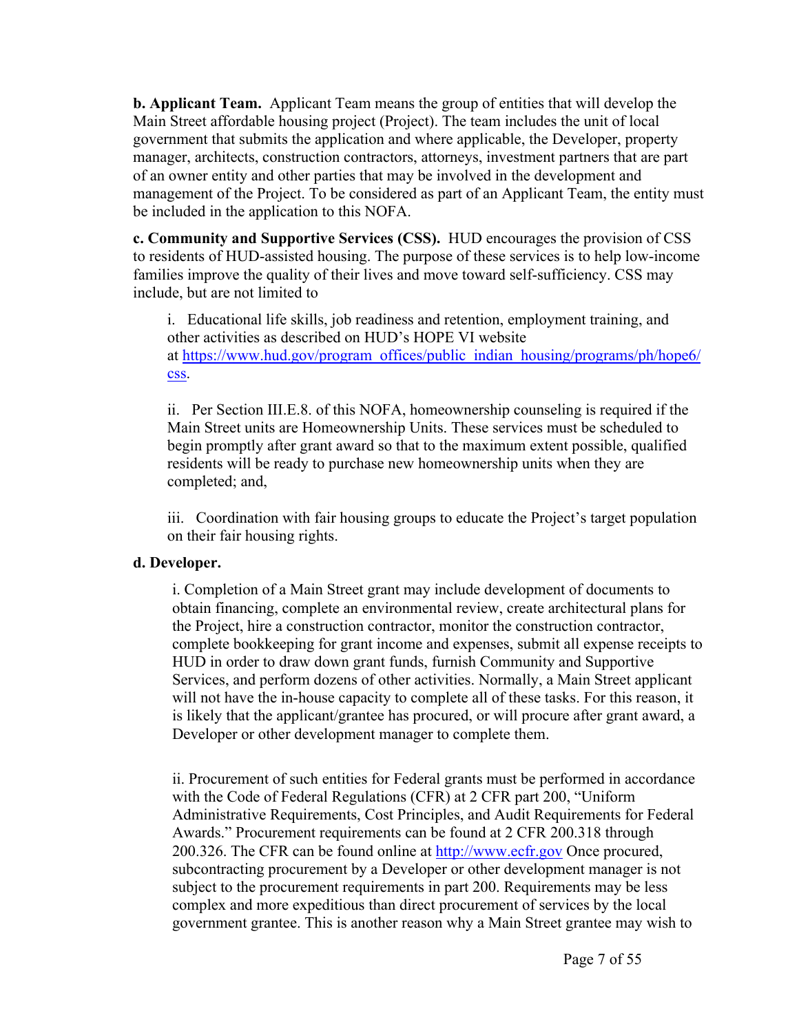**b. Applicant Team.** Applicant Team means the group of entities that will develop the Main Street affordable housing project (Project). The team includes the unit of local government that submits the application and where applicable, the Developer, property manager, architects, construction contractors, attorneys, investment partners that are part of an owner entity and other parties that may be involved in the development and management of the Project. To be considered as part of an Applicant Team, the entity must be included in the application to this NOFA.

**c. Community and Supportive Services (CSS).** HUD encourages the provision of CSS to residents of HUD-assisted housing. The purpose of these services is to help low-income families improve the quality of their lives and move toward self-sufficiency. CSS may include, but are not limited to

i. Educational life skills, job readiness and retention, employment training, and other activities as described on HUD's HOPE VI website at [https://www.hud.gov/program_offices/public_indian_housing/programs/ph/hope6/css](https://www.hud.gov/program_offices/public_indian_housing/programs/ph/hope6/css).

ii. Per Section III.E.8. of this NOFA, homeownership counseling is required if the Main Street units are Homeownership Units. These services must be scheduled to begin promptly after grant award so that to the maximum extent possible, qualified residents will be ready to purchase new homeownership units when they are completed; and,

iii. Coordination with fair housing groups to educate the Project's target population on their fair housing rights.

**d. Developer.**

i. Completion of a Main Street grant may include development of documents to obtain financing, complete an environmental review, create architectural plans for the Project, hire a construction contractor, monitor the construction contractor, complete bookkeeping for grant income and expenses, submit all expense receipts to HUD in order to draw down grant funds, furnish Community and Supportive Services, and perform dozens of other activities. Normally, a Main Street applicant will not have the in-house capacity to complete all of these tasks. For this reason, it is likely that the applicant/grantee has procured, or will procure after grant award, a Developer or other development manager to complete them.

ii. Procurement of such entities for Federal grants must be performed in accordance with the Code of Federal Regulations (CFR) at 2 CFR part 200, "Uniform Administrative Requirements, Cost Principles, and Audit Requirements for Federal Awards." Procurement requirements can be found at 2 CFR 200.318 through 200.326. The CFR can be found online at [http://www.ecfr.gov](http://www.ecfr.gov) Once procured, subcontracting procurement by a Developer or other development manager is not subject to the procurement requirements in part 200. Requirements may be less complex and more expeditious than direct procurement of services by the local government grantee. This is another reason why a Main Street grantee may wish to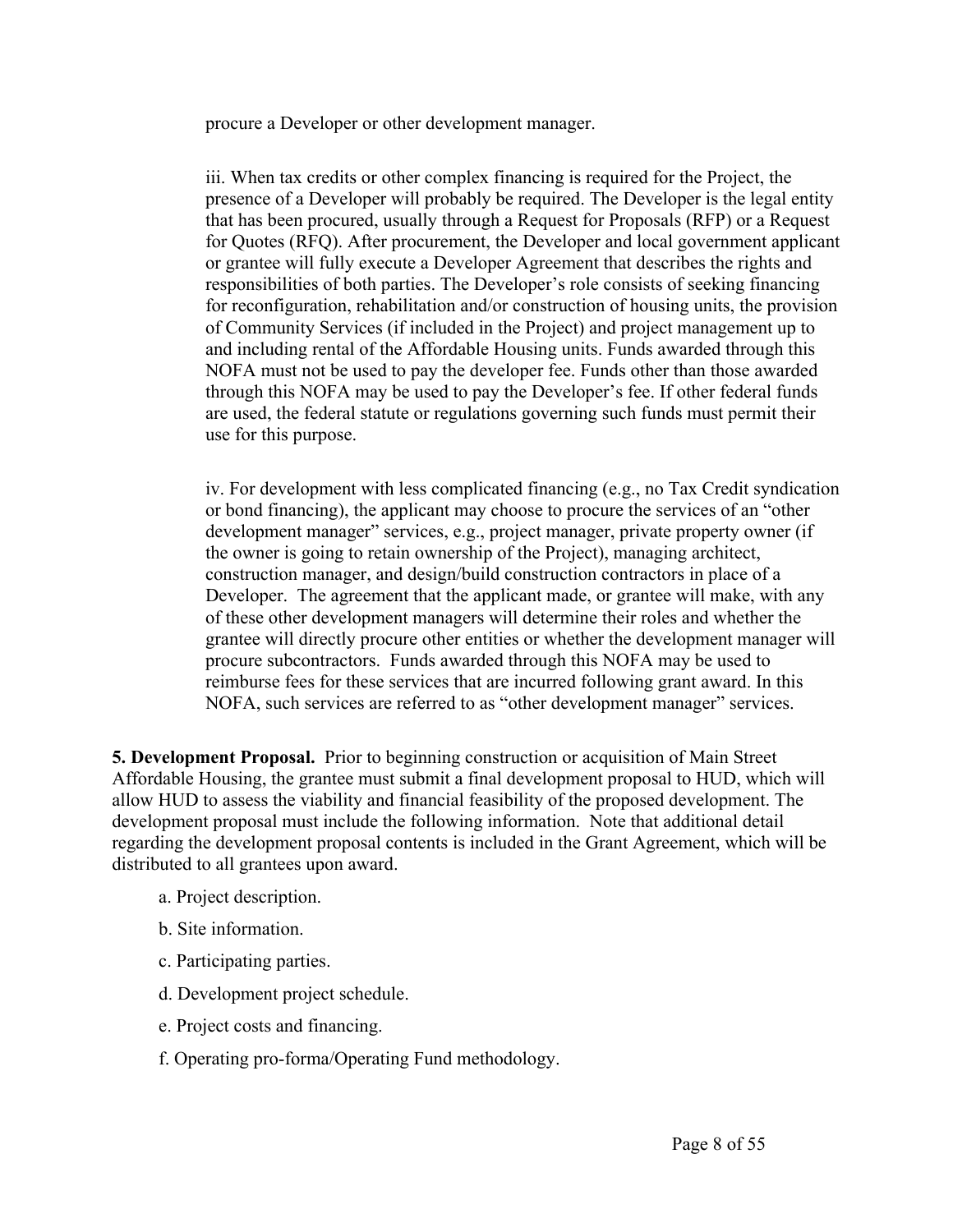procure a Developer or other development manager.

iii. When tax credits or other complex financing is required for the Project, the presence of a Developer will probably be required. The Developer is the legal entity that has been procured, usually through a Request for Proposals (RFP) or a Request for Quotes (RFQ). After procurement, the Developer and local government applicant or grantee will fully execute a Developer Agreement that describes the rights and responsibilities of both parties. The Developer's role consists of seeking financing for reconfiguration, rehabilitation and/or construction of housing units, the provision of Community Services (if included in the Project) and project management up to and including rental of the Affordable Housing units. Funds awarded through this NOFA must not be used to pay the developer fee. Funds other than those awarded through this NOFA may be used to pay the Developer's fee. If other federal funds are used, the federal statute or regulations governing such funds must permit their use for this purpose.

iv. For development with less complicated financing (e.g., no Tax Credit syndication or bond financing), the applicant may choose to procure the services of an "other development manager" services, e.g., project manager, private property owner (if the owner is going to retain ownership of the Project), managing architect, construction manager, and design/build construction contractors in place of a Developer. The agreement that the applicant made, or grantee will make, with any of these other development managers will determine their roles and whether the grantee will directly procure other entities or whether the development manager will procure subcontractors. Funds awarded through this NOFA may be used to reimburse fees for these services that are incurred following grant award. In this NOFA, such services are referred to as "other development manager" services.

**5. Development Proposal.** Prior to beginning construction or acquisition of Main Street Affordable Housing, the grantee must submit a final development proposal to HUD, which will allow HUD to assess the viability and financial feasibility of the proposed development. The development proposal must include the following information. Note that additional detail regarding the development proposal contents is included in the Grant Agreement, which will be distributed to all grantees upon award.

a. Project description.

b. Site information.

c. Participating parties.

d. Development project schedule.

e. Project costs and financing.

f. Operating pro-forma/Operating Fund methodology.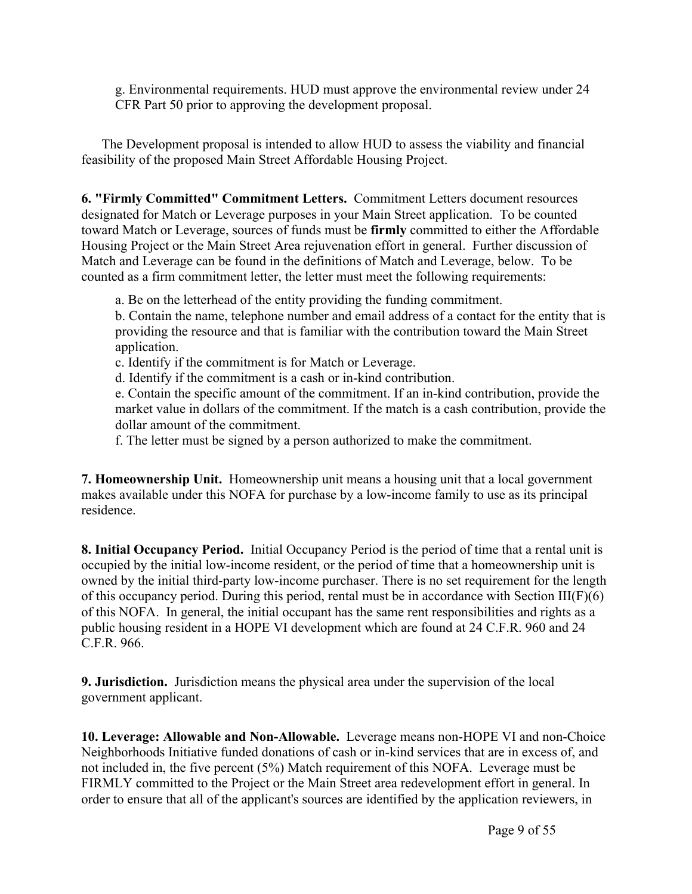g. Environmental requirements. HUD must approve the environmental review under 24 CFR Part 50 prior to approving the development proposal.

The Development proposal is intended to allow HUD to assess the viability and financial feasibility of the proposed Main Street Affordable Housing Project.

**6. "Firmly Committed" Commitment Letters.** Commitment Letters document resources designated for Match or Leverage purposes in your Main Street application. To be counted toward Match or Leverage, sources of funds must be **firmly** committed to either the Affordable Housing Project or the Main Street Area rejuvenation effort in general. Further discussion of Match and Leverage can be found in the definitions of Match and Leverage, below. To be counted as a firm commitment letter, the letter must meet the following requirements:

a. Be on the letterhead of the entity providing the funding commitment.
b. Contain the name, telephone number and email address of a contact for the entity that is providing the resource and that is familiar with the contribution toward the Main Street application.
c. Identify if the commitment is for Match or Leverage.
d. Identify if the commitment is a cash or in-kind contribution.
e. Contain the specific amount of the commitment. If an in-kind contribution, provide the market value in dollars of the commitment. If the match is a cash contribution, provide the dollar amount of the commitment.
f. The letter must be signed by a person authorized to make the commitment.

**7. Homeownership Unit.** Homeownership unit means a housing unit that a local government makes available under this NOFA for purchase by a low-income family to use as its principal residence.

**8. Initial Occupancy Period.** Initial Occupancy Period is the period of time that a rental unit is occupied by the initial low-income resident, or the period of time that a homeownership unit is owned by the initial third-party low-income purchaser. There is no set requirement for the length of this occupancy period. During this period, rental must be in accordance with Section III(F)(6) of this NOFA. In general, the initial occupant has the same rent responsibilities and rights as a public housing resident in a HOPE VI development which are found at 24 C.F.R. 960 and 24 C.F.R. 966.

**9. Jurisdiction.** Jurisdiction means the physical area under the supervision of the local government applicant.

**10. Leverage: Allowable and Non-Allowable.** Leverage means non-HOPE VI and non-Choice Neighborhoods Initiative funded donations of cash or in-kind services that are in excess of, and not included in, the five percent (5%) Match requirement of this NOFA. Leverage must be FIRMLY committed to the Project or the Main Street area redevelopment effort in general. In order to ensure that all of the applicant's sources are identified by the application reviewers, in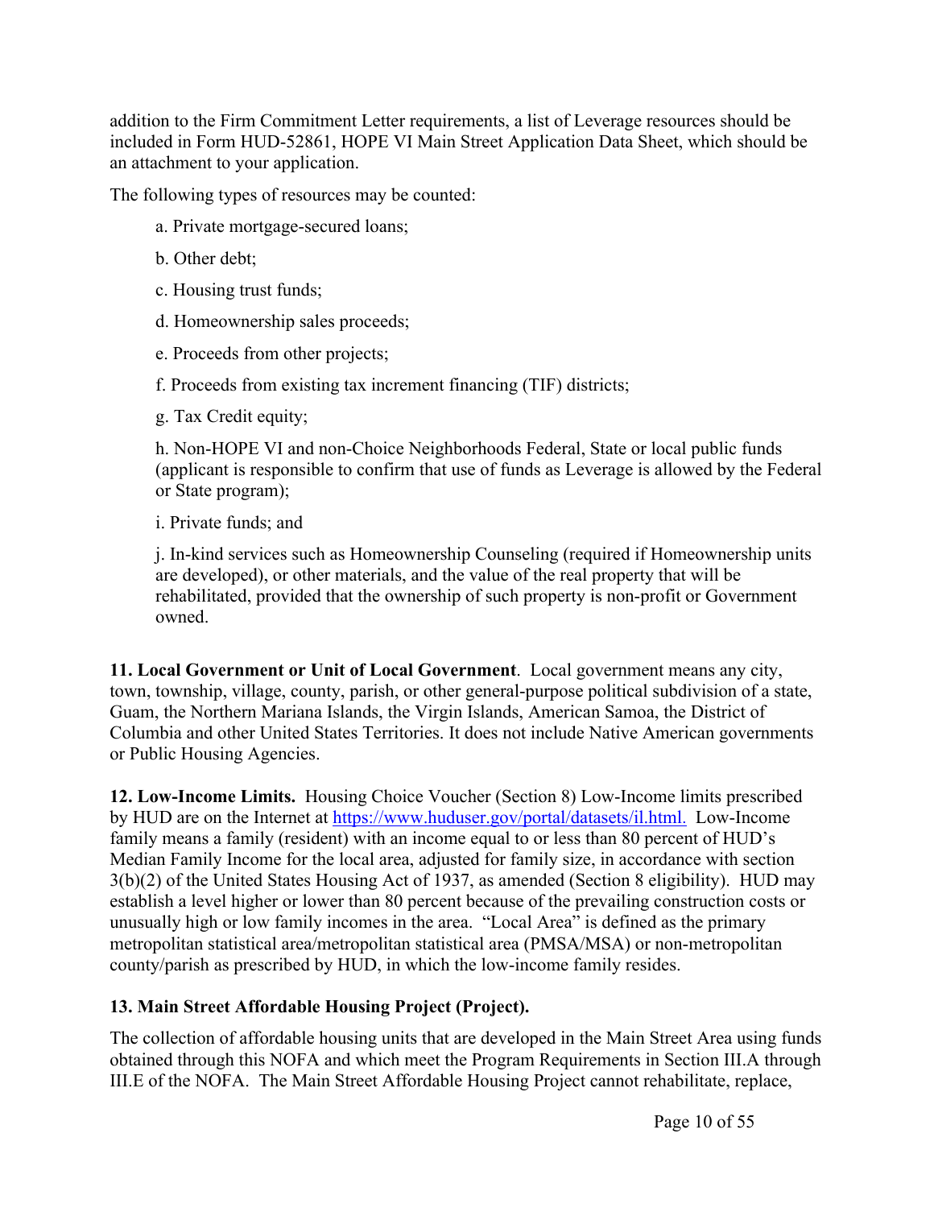addition to the Firm Commitment Letter requirements, a list of Leverage resources should be included in Form HUD-52861, HOPE VI Main Street Application Data Sheet, which should be an attachment to your application.

The following types of resources may be counted:

a. Private mortgage-secured loans;

b. Other debt;

c. Housing trust funds;

d. Homeownership sales proceeds;

e. Proceeds from other projects;

f. Proceeds from existing tax increment financing (TIF) districts;

g. Tax Credit equity;

h. Non-HOPE VI and non-Choice Neighborhoods Federal, State or local public funds (applicant is responsible to confirm that use of funds as Leverage is allowed by the Federal or State program);

i. Private funds; and

j. In-kind services such as Homeownership Counseling (required if Homeownership units are developed), or other materials, and the value of the real property that will be rehabilitated, provided that the ownership of such property is non-profit or Government owned.

**11. Local Government or Unit of Local Government**. Local government means any city, town, township, village, county, parish, or other general-purpose political subdivision of a state, Guam, the Northern Mariana Islands, the Virgin Islands, American Samoa, the District of Columbia and other United States Territories. It does not include Native American governments or Public Housing Agencies.

**12. Low-Income Limits.** Housing Choice Voucher (Section 8) Low-Income limits prescribed by HUD are on the Internet at https://www.huduser.gov/portal/datasets/il.html. Low-Income family means a family (resident) with an income equal to or less than 80 percent of HUD's Median Family Income for the local area, adjusted for family size, in accordance with section 3(b)(2) of the United States Housing Act of 1937, as amended (Section 8 eligibility). HUD may establish a level higher or lower than 80 percent because of the prevailing construction costs or unusually high or low family incomes in the area. "Local Area" is defined as the primary metropolitan statistical area/metropolitan statistical area (PMSA/MSA) or non-metropolitan county/parish as prescribed by HUD, in which the low-income family resides.

**13. Main Street Affordable Housing Project (Project).**

The collection of affordable housing units that are developed in the Main Street Area using funds obtained through this NOFA and which meet the Program Requirements in Section III.A through III.E of the NOFA. The Main Street Affordable Housing Project cannot rehabilitate, replace,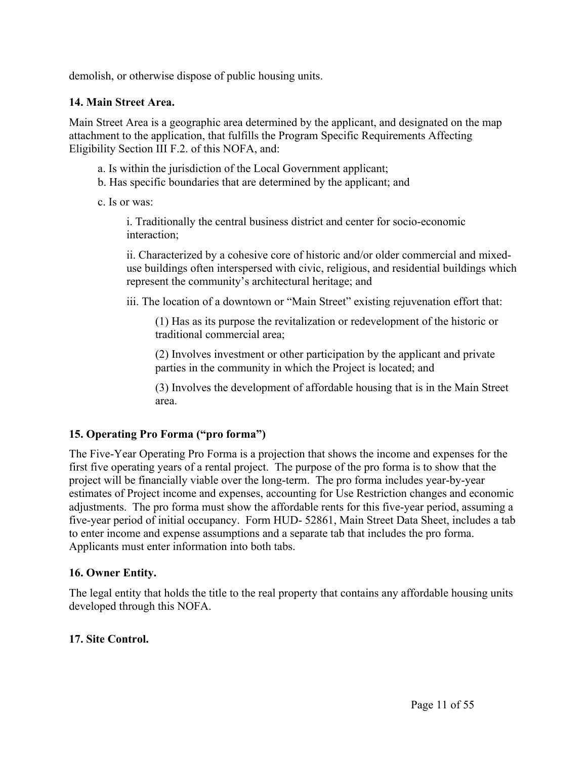demolish, or otherwise dispose of public housing units.

### 14. Main Street Area.

Main Street Area is a geographic area determined by the applicant, and designated on the map attachment to the application, that fulfills the Program Specific Requirements Affecting Eligibility Section III F.2. of this NOFA, and:

a. Is within the jurisdiction of the Local Government applicant;

b. Has specific boundaries that are determined by the applicant; and

c. Is or was:

i. Traditionally the central business district and center for socio-economic interaction;

ii. Characterized by a cohesive core of historic and/or older commercial and mixed-use buildings often interspersed with civic, religious, and residential buildings which represent the community's architectural heritage; and

iii. The location of a downtown or "Main Street" existing rejuvenation effort that:

(1) Has as its purpose the revitalization or redevelopment of the historic or traditional commercial area;

(2) Involves investment or other participation by the applicant and private parties in the community in which the Project is located; and

(3) Involves the development of affordable housing that is in the Main Street area.

### 15. Operating Pro Forma ("pro forma")

The Five-Year Operating Pro Forma is a projection that shows the income and expenses for the first five operating years of a rental project. The purpose of the pro forma is to show that the project will be financially viable over the long-term. The pro forma includes year-by-year estimates of Project income and expenses, accounting for Use Restriction changes and economic adjustments. The pro forma must show the affordable rents for this five-year period, assuming a five-year period of initial occupancy. Form HUD- 52861, Main Street Data Sheet, includes a tab to enter income and expense assumptions and a separate tab that includes the pro forma. Applicants must enter information into both tabs.

### 16. Owner Entity.

The legal entity that holds the title to the real property that contains any affordable housing units developed through this NOFA.

### 17. Site Control.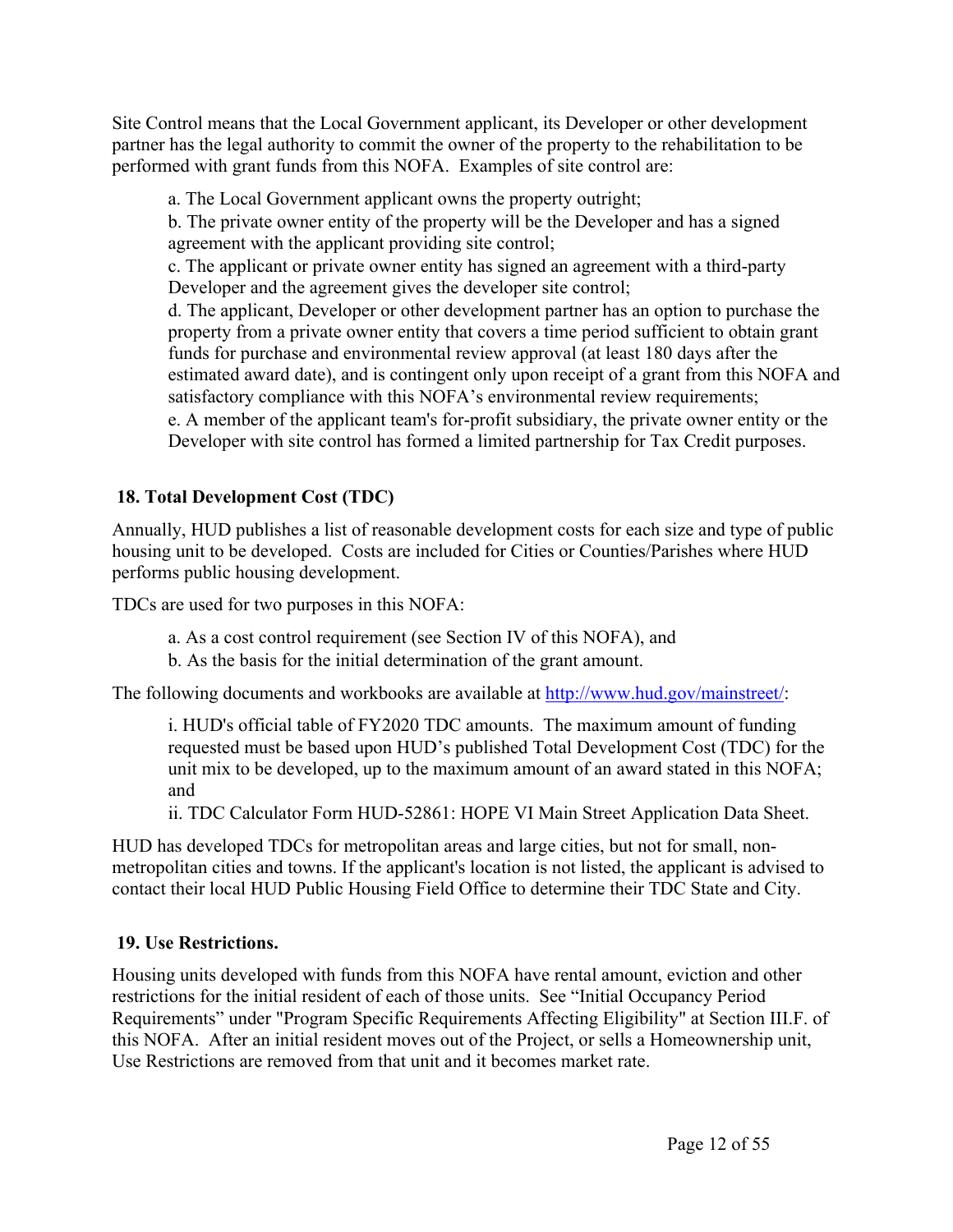Site Control means that the Local Government applicant, its Developer or other development partner has the legal authority to commit the owner of the property to the rehabilitation to be performed with grant funds from this NOFA. Examples of site control are:

a. The Local Government applicant owns the property outright;
b. The private owner entity of the property will be the Developer and has a signed agreement with the applicant providing site control;
c. The applicant or private owner entity has signed an agreement with a third-party Developer and the agreement gives the developer site control;
d. The applicant, Developer or other development partner has an option to purchase the property from a private owner entity that covers a time period sufficient to obtain grant funds for purchase and environmental review approval (at least 180 days after the estimated award date), and is contingent only upon receipt of a grant from this NOFA and satisfactory compliance with this NOFA's environmental review requirements;
e. A member of the applicant team's for-profit subsidiary, the private owner entity or the Developer with site control has formed a limited partnership for Tax Credit purposes.

**18. Total Development Cost (TDC)**

Annually, HUD publishes a list of reasonable development costs for each size and type of public housing unit to be developed. Costs are included for Cities or Counties/Parishes where HUD performs public housing development.

TDCs are used for two purposes in this NOFA:

a. As a cost control requirement (see Section IV of this NOFA), and
b. As the basis for the initial determination of the grant amount.

The following documents and workbooks are available at http://www.hud.gov/mainstreet/:

i. HUD's official table of FY2020 TDC amounts. The maximum amount of funding requested must be based upon HUD's published Total Development Cost (TDC) for the unit mix to be developed, up to the maximum amount of an award stated in this NOFA; and
ii. TDC Calculator Form HUD-52861: HOPE VI Main Street Application Data Sheet.

HUD has developed TDCs for metropolitan areas and large cities, but not for small, non-metropolitan cities and towns. If the applicant's location is not listed, the applicant is advised to contact their local HUD Public Housing Field Office to determine their TDC State and City.

**19. Use Restrictions.**

Housing units developed with funds from this NOFA have rental amount, eviction and other restrictions for the initial resident of each of those units. See "Initial Occupancy Period Requirements" under "Program Specific Requirements Affecting Eligibility" at Section III.F. of this NOFA. After an initial resident moves out of the Project, or sells a Homeownership unit, Use Restrictions are removed from that unit and it becomes market rate.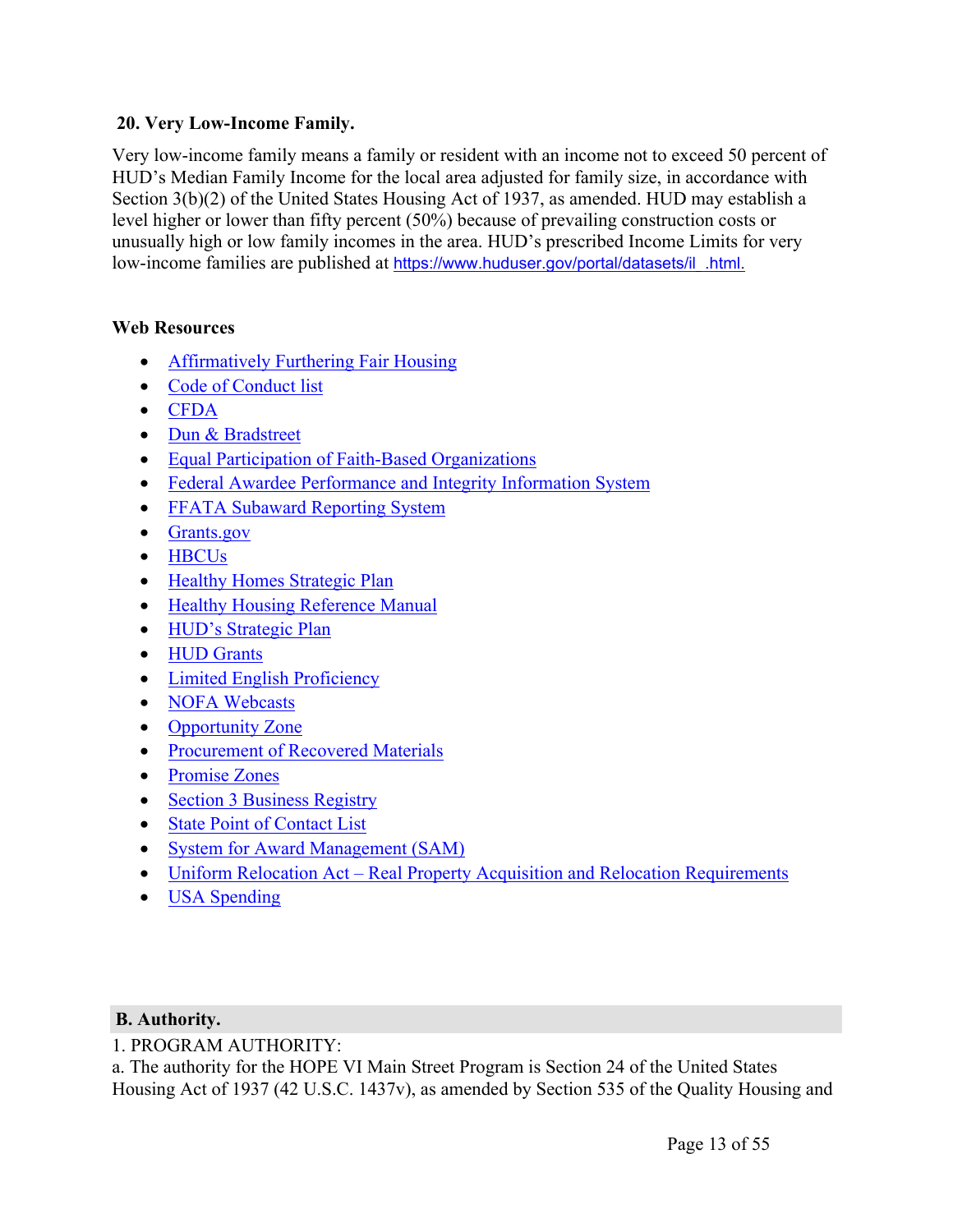**20. Very Low-Income Family.**

Very low-income family means a family or resident with an income not to exceed 50 percent of HUD's Median Family Income for the local area adjusted for family size, in accordance with Section 3(b)(2) of the United States Housing Act of 1937, as amended. HUD may establish a level higher or lower than fifty percent (50%) because of prevailing construction costs or unusually high or low family incomes in the area. HUD's prescribed Income Limits for very low-income families are published at https://www.huduser.gov/portal/datasets/il .html.

**Web Resources**

- Affirmatively Furthering Fair Housing
- Code of Conduct list
- CFDA
- Dun & Bradstreet
- Equal Participation of Faith-Based Organizations
- Federal Awardee Performance and Integrity Information System
- FFATA Subaward Reporting System
- Grants.gov
- HBCUs
- Healthy Homes Strategic Plan
- Healthy Housing Reference Manual
- HUD's Strategic Plan
- HUD Grants
- Limited English Proficiency
- NOFA Webcasts
- Opportunity Zone
- Procurement of Recovered Materials
- Promise Zones
- Section 3 Business Registry
- State Point of Contact List
- System for Award Management (SAM)
- Uniform Relocation Act – Real Property Acquisition and Relocation Requirements
- USA Spending

## B. Authority.

1. PROGRAM AUTHORITY:

a. The authority for the HOPE VI Main Street Program is Section 24 of the United States Housing Act of 1937 (42 U.S.C. 1437v), as amended by Section 535 of the Quality Housing and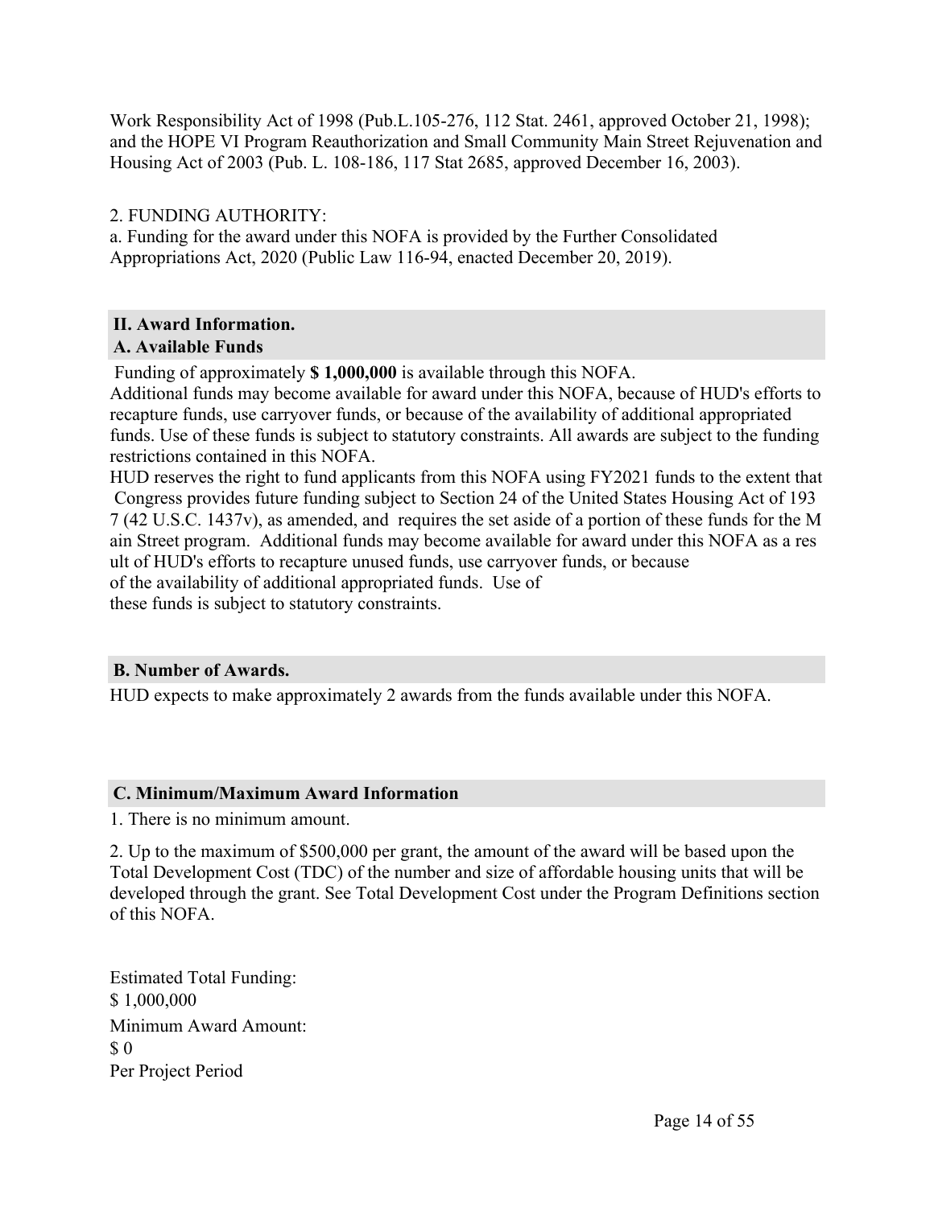Work Responsibility Act of 1998 (Pub.L.105-276, 112 Stat. 2461, approved October 21, 1998); and the HOPE VI Program Reauthorization and Small Community Main Street Rejuvenation and Housing Act of 2003 (Pub. L. 108-186, 117 Stat 2685, approved December 16, 2003).

2. FUNDING AUTHORITY:
a. Funding for the award under this NOFA is provided by the Further Consolidated Appropriations Act, 2020 (Public Law 116-94, enacted December 20, 2019).

## II. Award Information.

### A. Available Funds

Funding of approximately **$ 1,000,000** is available through this NOFA.
Additional funds may become available for award under this NOFA, because of HUD's efforts to recapture funds, use carryover funds, or because of the availability of additional appropriated funds. Use of these funds is subject to statutory constraints. All awards are subject to the funding restrictions contained in this NOFA.
HUD reserves the right to fund applicants from this NOFA using FY2021 funds to the extent that Congress provides future funding subject to Section 24 of the United States Housing Act of 1937 (42 U.S.C. 1437v), as amended, and requires the set aside of a portion of these funds for the Main Street program. Additional funds may become available for award under this NOFA as a result of HUD's efforts to recapture unused funds, use carryover funds, or because of the availability of additional appropriated funds. Use of these funds is subject to statutory constraints.

### B. Number of Awards.

HUD expects to make approximately 2 awards from the funds available under this NOFA.

### C. Minimum/Maximum Award Information

1. There is no minimum amount.

2. Up to the maximum of $500,000 per grant, the amount of the award will be based upon the Total Development Cost (TDC) of the number and size of affordable housing units that will be developed through the grant. See Total Development Cost under the Program Definitions section of this NOFA.

Estimated Total Funding:
$ 1,000,000
Minimum Award Amount:
$ 0
Per Project Period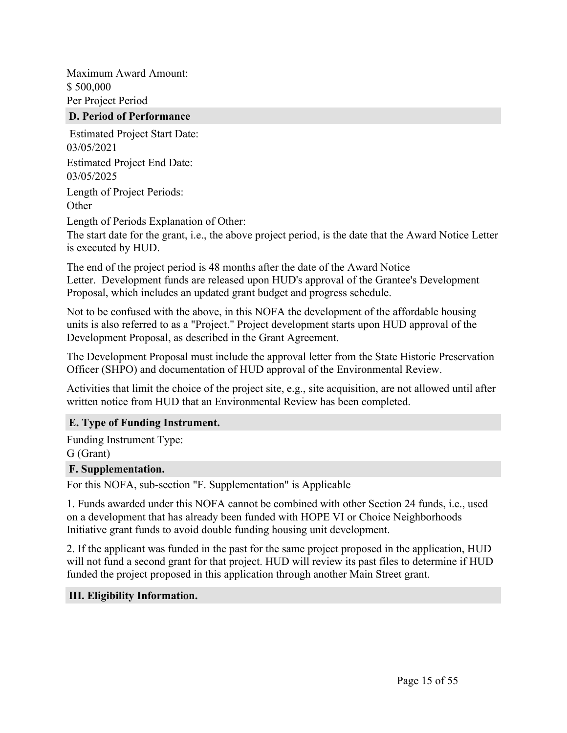Maximum Award Amount:
$ 500,000
Per Project Period

### D. Period of Performance

Estimated Project Start Date:
03/05/2021

Estimated Project End Date:
03/05/2025

Length of Project Periods:
Other

Length of Periods Explanation of Other:
The start date for the grant, i.e., the above project period, is the date that the Award Notice Letter is executed by HUD.

The end of the project period is 48 months after the date of the Award Notice Letter. Development funds are released upon HUD's approval of the Grantee's Development Proposal, which includes an updated grant budget and progress schedule.

Not to be confused with the above, in this NOFA the development of the affordable housing units is also referred to as a "Project." Project development starts upon HUD approval of the Development Proposal, as described in the Grant Agreement.

The Development Proposal must include the approval letter from the State Historic Preservation Officer (SHPO) and documentation of HUD approval of the Environmental Review.

Activities that limit the choice of the project site, e.g., site acquisition, are not allowed until after written notice from HUD that an Environmental Review has been completed.

### E. Type of Funding Instrument.

Funding Instrument Type:
G (Grant)

### F. Supplementation.

For this NOFA, sub-section "F. Supplementation" is Applicable

1. Funds awarded under this NOFA cannot be combined with other Section 24 funds, i.e., used on a development that has already been funded with HOPE VI or Choice Neighborhoods Initiative grant funds to avoid double funding housing unit development.

2. If the applicant was funded in the past for the same project proposed in the application, HUD will not fund a second grant for that project. HUD will review its past files to determine if HUD funded the project proposed in this application through another Main Street grant.

## III. Eligibility Information.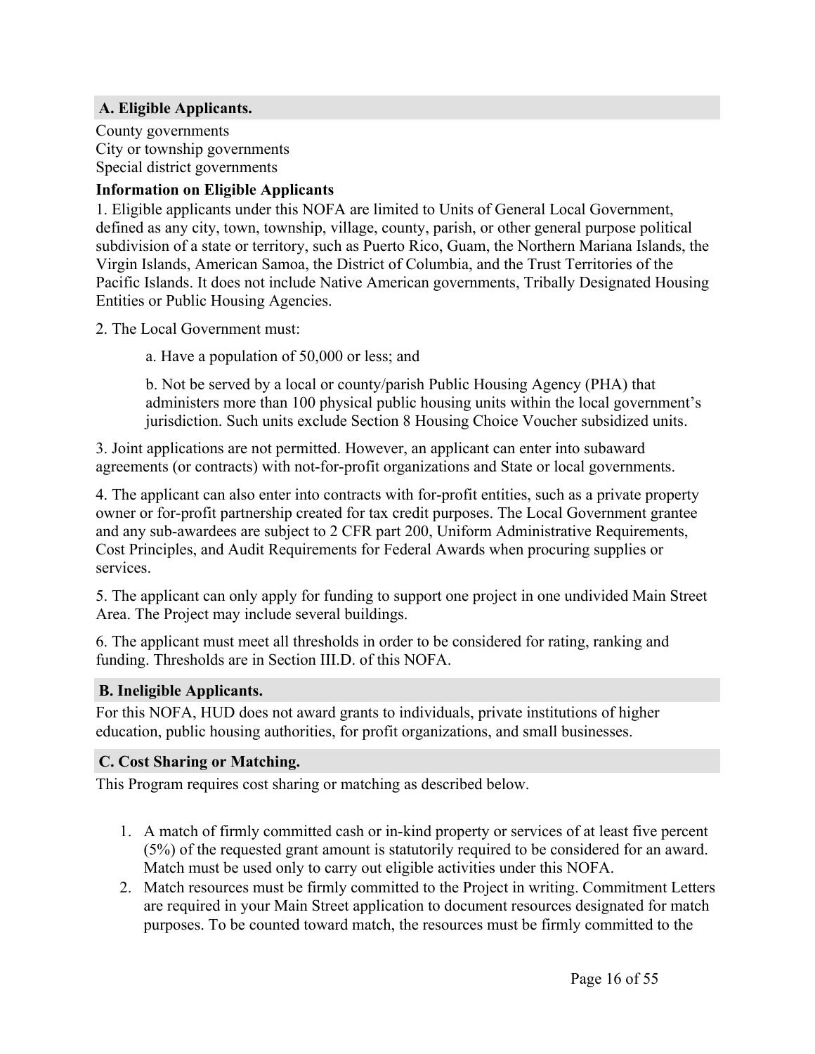## A. Eligible Applicants.

County governments
City or township governments
Special district governments

**Information on Eligible Applicants**

1. Eligible applicants under this NOFA are limited to Units of General Local Government, defined as any city, town, township, village, county, parish, or other general purpose political subdivision of a state or territory, such as Puerto Rico, Guam, the Northern Mariana Islands, the Virgin Islands, American Samoa, the District of Columbia, and the Trust Territories of the Pacific Islands. It does not include Native American governments, Tribally Designated Housing Entities or Public Housing Agencies.

2. The Local Government must:

   a. Have a population of 50,000 or less; and

   b. Not be served by a local or county/parish Public Housing Agency (PHA) that administers more than 100 physical public housing units within the local government's jurisdiction. Such units exclude Section 8 Housing Choice Voucher subsidized units.

3. Joint applications are not permitted. However, an applicant can enter into subaward agreements (or contracts) with not-for-profit organizations and State or local governments.

4. The applicant can also enter into contracts with for-profit entities, such as a private property owner or for-profit partnership created for tax credit purposes. The Local Government grantee and any sub-awardees are subject to 2 CFR part 200, Uniform Administrative Requirements, Cost Principles, and Audit Requirements for Federal Awards when procuring supplies or services.

5. The applicant can only apply for funding to support one project in one undivided Main Street Area. The Project may include several buildings.

6. The applicant must meet all thresholds in order to be considered for rating, ranking and funding. Thresholds are in Section III.D. of this NOFA.

## B. Ineligible Applicants.

For this NOFA, HUD does not award grants to individuals, private institutions of higher education, public housing authorities, for profit organizations, and small businesses.

## C. Cost Sharing or Matching.

This Program requires cost sharing or matching as described below.

1. A match of firmly committed cash or in-kind property or services of at least five percent (5%) of the requested grant amount is statutorily required to be considered for an award. Match must be used only to carry out eligible activities under this NOFA.
2. Match resources must be firmly committed to the Project in writing. Commitment Letters are required in your Main Street application to document resources designated for match purposes. To be counted toward match, the resources must be firmly committed to the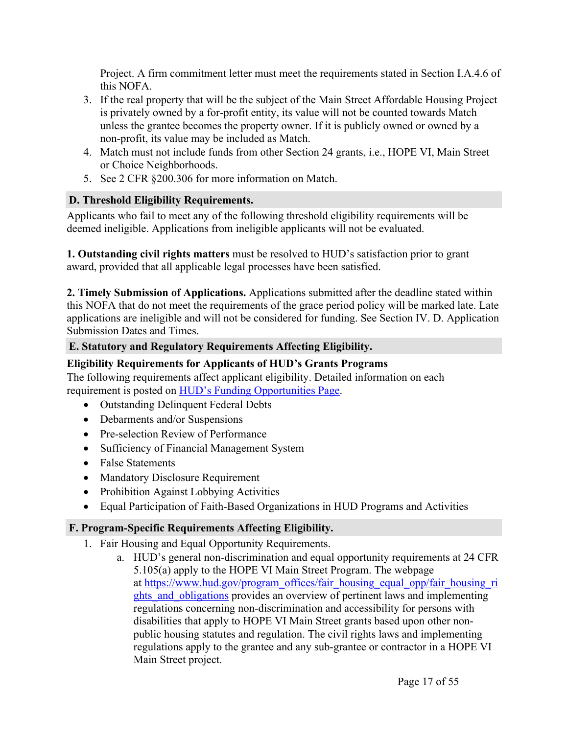Project. A firm commitment letter must meet the requirements stated in Section I.A.4.6 of this NOFA.

3. If the real property that will be the subject of the Main Street Affordable Housing Project is privately owned by a for-profit entity, its value will not be counted towards Match unless the grantee becomes the property owner. If it is publicly owned or owned by a non-profit, its value may be included as Match.
4. Match must not include funds from other Section 24 grants, i.e., HOPE VI, Main Street or Choice Neighborhoods.
5. See 2 CFR §200.306 for more information on Match.

## D. Threshold Eligibility Requirements.

Applicants who fail to meet any of the following threshold eligibility requirements will be deemed ineligible. Applications from ineligible applicants will not be evaluated.

**1. Outstanding civil rights matters** must be resolved to HUD's satisfaction prior to grant award, provided that all applicable legal processes have been satisfied.

**2. Timely Submission of Applications.** Applications submitted after the deadline stated within this NOFA that do not meet the requirements of the grace period policy will be marked late. Late applications are ineligible and will not be considered for funding. See Section IV. D. Application Submission Dates and Times.

## E. Statutory and Regulatory Requirements Affecting Eligibility.

**Eligibility Requirements for Applicants of HUD's Grants Programs**

The following requirements affect applicant eligibility. Detailed information on each requirement is posted on [HUD's Funding Opportunities Page](HUD's Funding Opportunities Page).

- Outstanding Delinquent Federal Debts
- Debarments and/or Suspensions
- Pre-selection Review of Performance
- Sufficiency of Financial Management System
- False Statements
- Mandatory Disclosure Requirement
- Prohibition Against Lobbying Activities
- Equal Participation of Faith-Based Organizations in HUD Programs and Activities

## F. Program-Specific Requirements Affecting Eligibility.

1. Fair Housing and Equal Opportunity Requirements.
   a. HUD's general non-discrimination and equal opportunity requirements at 24 CFR 5.105(a) apply to the HOPE VI Main Street Program. The webpage at https://www.hud.gov/program_offices/fair_housing_equal_opp/fair_housing_rights_and_obligations provides an overview of pertinent laws and implementing regulations concerning non-discrimination and accessibility for persons with disabilities that apply to HOPE VI Main Street grants based upon other non-public housing statutes and regulation. The civil rights laws and implementing regulations apply to the grantee and any sub-grantee or contractor in a HOPE VI Main Street project.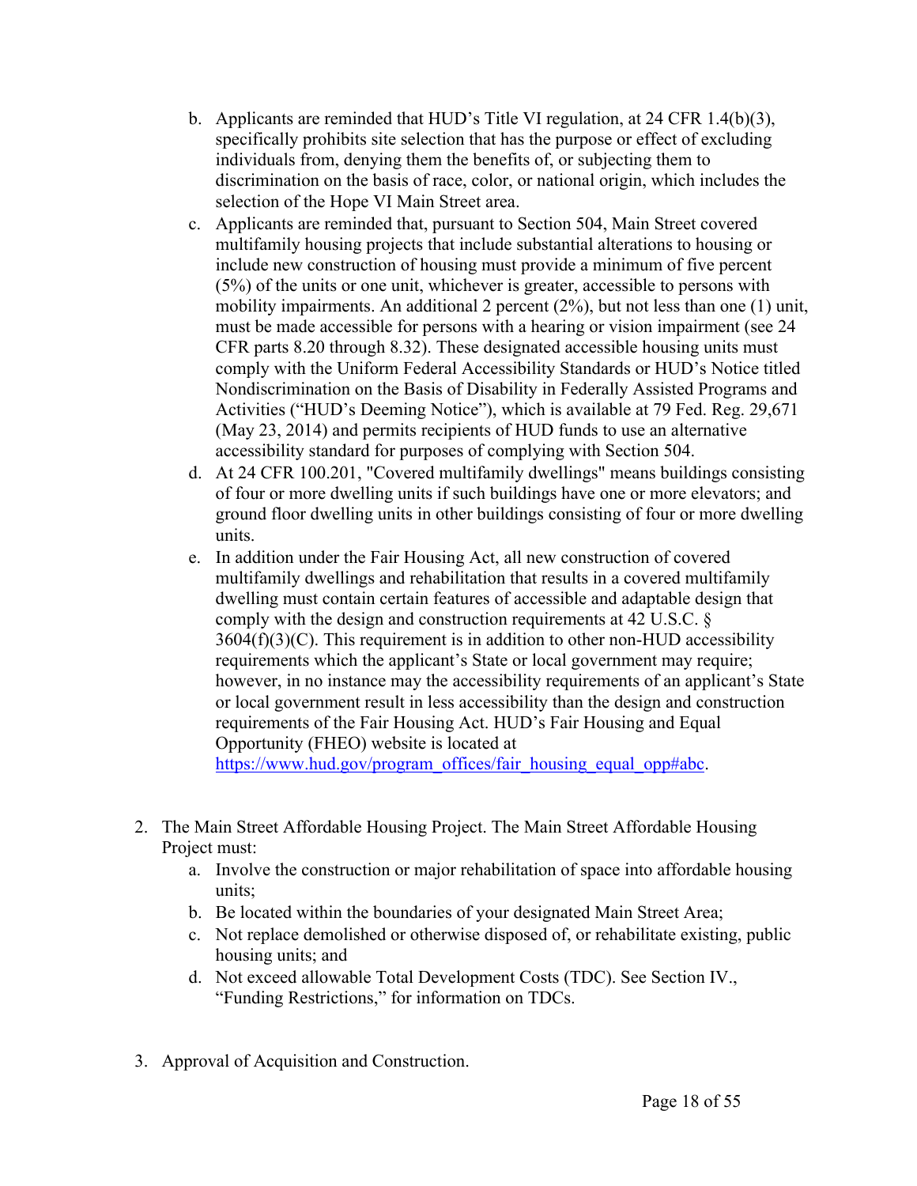b. Applicants are reminded that HUD's Title VI regulation, at 24 CFR 1.4(b)(3), specifically prohibits site selection that has the purpose or effect of excluding individuals from, denying them the benefits of, or subjecting them to discrimination on the basis of race, color, or national origin, which includes the selection of the Hope VI Main Street area.

c. Applicants are reminded that, pursuant to Section 504, Main Street covered multifamily housing projects that include substantial alterations to housing or include new construction of housing must provide a minimum of five percent (5%) of the units or one unit, whichever is greater, accessible to persons with mobility impairments. An additional 2 percent (2%), but not less than one (1) unit, must be made accessible for persons with a hearing or vision impairment (see 24 CFR parts 8.20 through 8.32). These designated accessible housing units must comply with the Uniform Federal Accessibility Standards or HUD's Notice titled Nondiscrimination on the Basis of Disability in Federally Assisted Programs and Activities ("HUD's Deeming Notice"), which is available at 79 Fed. Reg. 29,671 (May 23, 2014) and permits recipients of HUD funds to use an alternative accessibility standard for purposes of complying with Section 504.

d. At 24 CFR 100.201, "Covered multifamily dwellings" means buildings consisting of four or more dwelling units if such buildings have one or more elevators; and ground floor dwelling units in other buildings consisting of four or more dwelling units.

e. In addition under the Fair Housing Act, all new construction of covered multifamily dwellings and rehabilitation that results in a covered multifamily dwelling must contain certain features of accessible and adaptable design that comply with the design and construction requirements at 42 U.S.C. § 3604(f)(3)(C). This requirement is in addition to other non-HUD accessibility requirements which the applicant's State or local government may require; however, in no instance may the accessibility requirements of an applicant's State or local government result in less accessibility than the design and construction requirements of the Fair Housing Act. HUD's Fair Housing and Equal Opportunity (FHEO) website is located at https://www.hud.gov/program_offices/fair_housing_equal_opp#abc.

2. The Main Street Affordable Housing Project. The Main Street Affordable Housing Project must:
   a. Involve the construction or major rehabilitation of space into affordable housing units;
   b. Be located within the boundaries of your designated Main Street Area;
   c. Not replace demolished or otherwise disposed of, or rehabilitate existing, public housing units; and
   d. Not exceed allowable Total Development Costs (TDC). See Section IV., "Funding Restrictions," for information on TDCs.

3. Approval of Acquisition and Construction.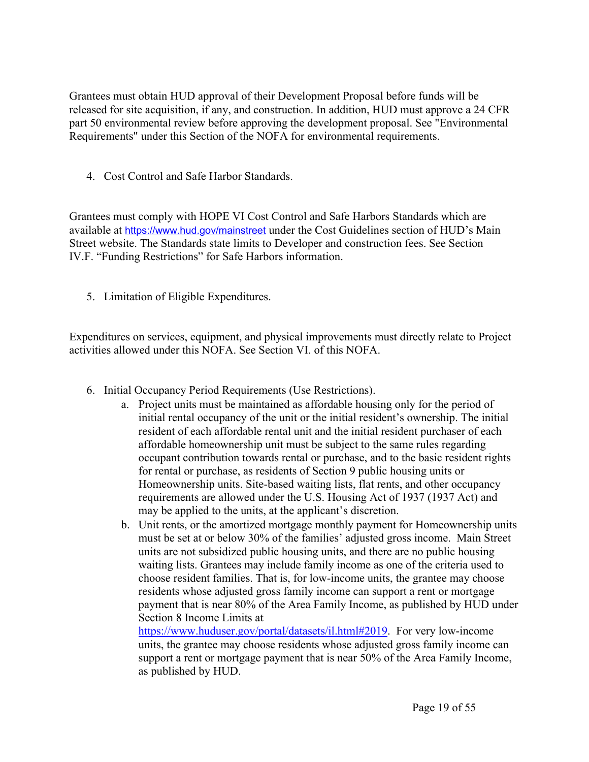Grantees must obtain HUD approval of their Development Proposal before funds will be released for site acquisition, if any, and construction. In addition, HUD must approve a 24 CFR part 50 environmental review before approving the development proposal. See "Environmental Requirements" under this Section of the NOFA for environmental requirements.

4. Cost Control and Safe Harbor Standards.

Grantees must comply with HOPE VI Cost Control and Safe Harbors Standards which are available at https://www.hud.gov/mainstreet under the Cost Guidelines section of HUD's Main Street website. The Standards state limits to Developer and construction fees. See Section IV.F. "Funding Restrictions" for Safe Harbors information.

5. Limitation of Eligible Expenditures.

Expenditures on services, equipment, and physical improvements must directly relate to Project activities allowed under this NOFA. See Section VI. of this NOFA.

6. Initial Occupancy Period Requirements (Use Restrictions).
   a. Project units must be maintained as affordable housing only for the period of initial rental occupancy of the unit or the initial resident's ownership. The initial resident of each affordable rental unit and the initial resident purchaser of each affordable homeownership unit must be subject to the same rules regarding occupant contribution towards rental or purchase, and to the basic resident rights for rental or purchase, as residents of Section 9 public housing units or Homeownership units. Site-based waiting lists, flat rents, and other occupancy requirements are allowed under the U.S. Housing Act of 1937 (1937 Act) and may be applied to the units, at the applicant's discretion.
   b. Unit rents, or the amortized mortgage monthly payment for Homeownership units must be set at or below 30% of the families' adjusted gross income. Main Street units are not subsidized public housing units, and there are no public housing waiting lists. Grantees may include family income as one of the criteria used to choose resident families. That is, for low-income units, the grantee may choose residents whose adjusted gross family income can support a rent or mortgage payment that is near 80% of the Area Family Income, as published by HUD under Section 8 Income Limits at https://www.huduser.gov/portal/datasets/il.html#2019. For very low-income units, the grantee may choose residents whose adjusted gross family income can support a rent or mortgage payment that is near 50% of the Area Family Income, as published by HUD.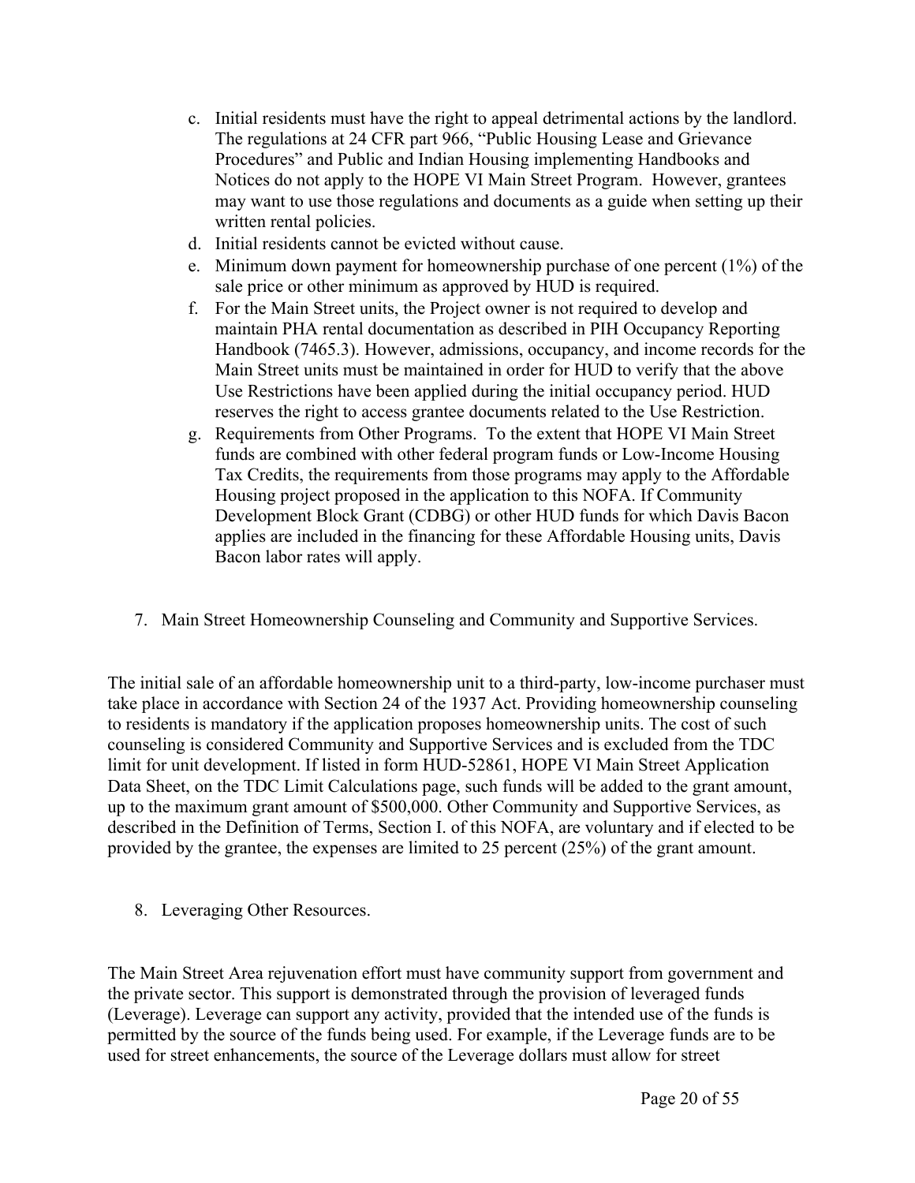c. Initial residents must have the right to appeal detrimental actions by the landlord. The regulations at 24 CFR part 966, "Public Housing Lease and Grievance Procedures" and Public and Indian Housing implementing Handbooks and Notices do not apply to the HOPE VI Main Street Program. However, grantees may want to use those regulations and documents as a guide when setting up their written rental policies.
d. Initial residents cannot be evicted without cause.
e. Minimum down payment for homeownership purchase of one percent (1%) of the sale price or other minimum as approved by HUD is required.
f. For the Main Street units, the Project owner is not required to develop and maintain PHA rental documentation as described in PIH Occupancy Reporting Handbook (7465.3). However, admissions, occupancy, and income records for the Main Street units must be maintained in order for HUD to verify that the above Use Restrictions have been applied during the initial occupancy period. HUD reserves the right to access grantee documents related to the Use Restriction.
g. Requirements from Other Programs. To the extent that HOPE VI Main Street funds are combined with other federal program funds or Low-Income Housing Tax Credits, the requirements from those programs may apply to the Affordable Housing project proposed in the application to this NOFA. If Community Development Block Grant (CDBG) or other HUD funds for which Davis Bacon applies are included in the financing for these Affordable Housing units, Davis Bacon labor rates will apply.

7. Main Street Homeownership Counseling and Community and Supportive Services.

The initial sale of an affordable homeownership unit to a third-party, low-income purchaser must take place in accordance with Section 24 of the 1937 Act. Providing homeownership counseling to residents is mandatory if the application proposes homeownership units. The cost of such counseling is considered Community and Supportive Services and is excluded from the TDC limit for unit development. If listed in form HUD-52861, HOPE VI Main Street Application Data Sheet, on the TDC Limit Calculations page, such funds will be added to the grant amount, up to the maximum grant amount of $500,000. Other Community and Supportive Services, as described in the Definition of Terms, Section I. of this NOFA, are voluntary and if elected to be provided by the grantee, the expenses are limited to 25 percent (25%) of the grant amount.

8. Leveraging Other Resources.

The Main Street Area rejuvenation effort must have community support from government and the private sector. This support is demonstrated through the provision of leveraged funds (Leverage). Leverage can support any activity, provided that the intended use of the funds is permitted by the source of the funds being used. For example, if the Leverage funds are to be used for street enhancements, the source of the Leverage dollars must allow for street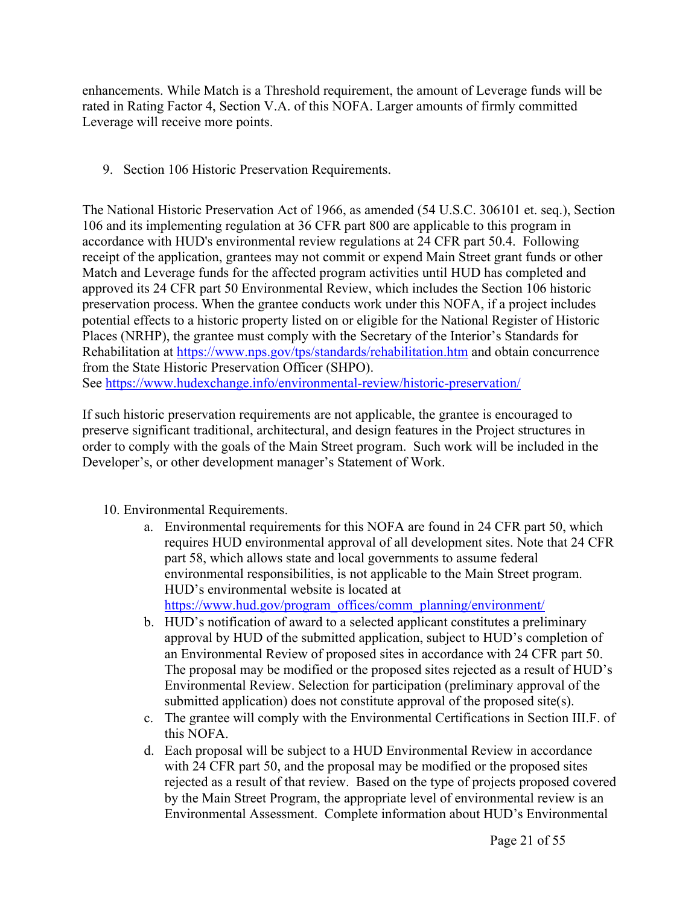enhancements. While Match is a Threshold requirement, the amount of Leverage funds will be rated in Rating Factor 4, Section V.A. of this NOFA. Larger amounts of firmly committed Leverage will receive more points.

9. Section 106 Historic Preservation Requirements.

The National Historic Preservation Act of 1966, as amended (54 U.S.C. 306101 et. seq.), Section 106 and its implementing regulation at 36 CFR part 800 are applicable to this program in accordance with HUD's environmental review regulations at 24 CFR part 50.4. Following receipt of the application, grantees may not commit or expend Main Street grant funds or other Match and Leverage funds for the affected program activities until HUD has completed and approved its 24 CFR part 50 Environmental Review, which includes the Section 106 historic preservation process. When the grantee conducts work under this NOFA, if a project includes potential effects to a historic property listed on or eligible for the National Register of Historic Places (NRHP), the grantee must comply with the Secretary of the Interior's Standards for Rehabilitation at https://www.nps.gov/tps/standards/rehabilitation.htm and obtain concurrence from the State Historic Preservation Officer (SHPO).
See https://www.hudexchange.info/environmental-review/historic-preservation/

If such historic preservation requirements are not applicable, the grantee is encouraged to preserve significant traditional, architectural, and design features in the Project structures in order to comply with the goals of the Main Street program. Such work will be included in the Developer's, or other development manager's Statement of Work.

10. Environmental Requirements.
   a. Environmental requirements for this NOFA are found in 24 CFR part 50, which requires HUD environmental approval of all development sites. Note that 24 CFR part 58, which allows state and local governments to assume federal environmental responsibilities, is not applicable to the Main Street program. HUD's environmental website is located at https://www.hud.gov/program_offices/comm_planning/environment/
   b. HUD's notification of award to a selected applicant constitutes a preliminary approval by HUD of the submitted application, subject to HUD's completion of an Environmental Review of proposed sites in accordance with 24 CFR part 50. The proposal may be modified or the proposed sites rejected as a result of HUD's Environmental Review. Selection for participation (preliminary approval of the submitted application) does not constitute approval of the proposed site(s).
   c. The grantee will comply with the Environmental Certifications in Section III.F. of this NOFA.
   d. Each proposal will be subject to a HUD Environmental Review in accordance with 24 CFR part 50, and the proposal may be modified or the proposed sites rejected as a result of that review. Based on the type of projects proposed covered by the Main Street Program, the appropriate level of environmental review is an Environmental Assessment. Complete information about HUD's Environmental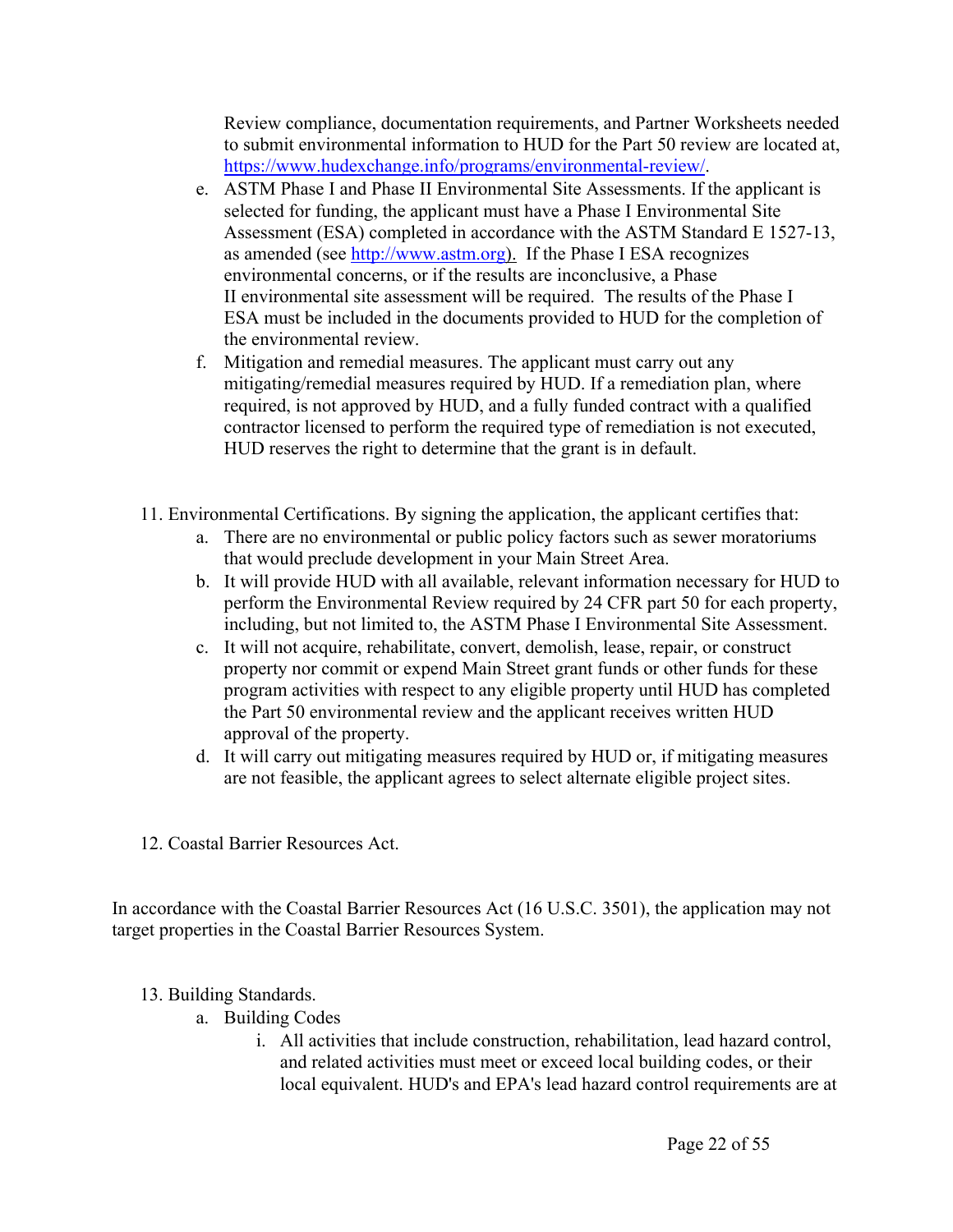Review compliance, documentation requirements, and Partner Worksheets needed to submit environmental information to HUD for the Part 50 review are located at, [https://www.hudexchange.info/programs/environmental-review/](https://www.hudexchange.info/programs/environmental-review/).

e. ASTM Phase I and Phase II Environmental Site Assessments. If the applicant is selected for funding, the applicant must have a Phase I Environmental Site Assessment (ESA) completed in accordance with the ASTM Standard E 1527-13, as amended (see [http://www.astm.org](http://www.astm.org)). If the Phase I ESA recognizes environmental concerns, or if the results are inconclusive, a Phase II environmental site assessment will be required. The results of the Phase I ESA must be included in the documents provided to HUD for the completion of the environmental review.

f. Mitigation and remedial measures. The applicant must carry out any mitigating/remedial measures required by HUD. If a remediation plan, where required, is not approved by HUD, and a fully funded contract with a qualified contractor licensed to perform the required type of remediation is not executed, HUD reserves the right to determine that the grant is in default.

11. Environmental Certifications. By signing the application, the applicant certifies that:
    a. There are no environmental or public policy factors such as sewer moratoriums that would preclude development in your Main Street Area.
    b. It will provide HUD with all available, relevant information necessary for HUD to perform the Environmental Review required by 24 CFR part 50 for each property, including, but not limited to, the ASTM Phase I Environmental Site Assessment.
    c. It will not acquire, rehabilitate, convert, demolish, lease, repair, or construct property nor commit or expend Main Street grant funds or other funds for these program activities with respect to any eligible property until HUD has completed the Part 50 environmental review and the applicant receives written HUD approval of the property.
    d. It will carry out mitigating measures required by HUD or, if mitigating measures are not feasible, the applicant agrees to select alternate eligible project sites.

12. Coastal Barrier Resources Act.

In accordance with the Coastal Barrier Resources Act (16 U.S.C. 3501), the application may not target properties in the Coastal Barrier Resources System.

13. Building Standards.
    a. Building Codes
        i. All activities that include construction, rehabilitation, lead hazard control, and related activities must meet or exceed local building codes, or their local equivalent. HUD's and EPA's lead hazard control requirements are at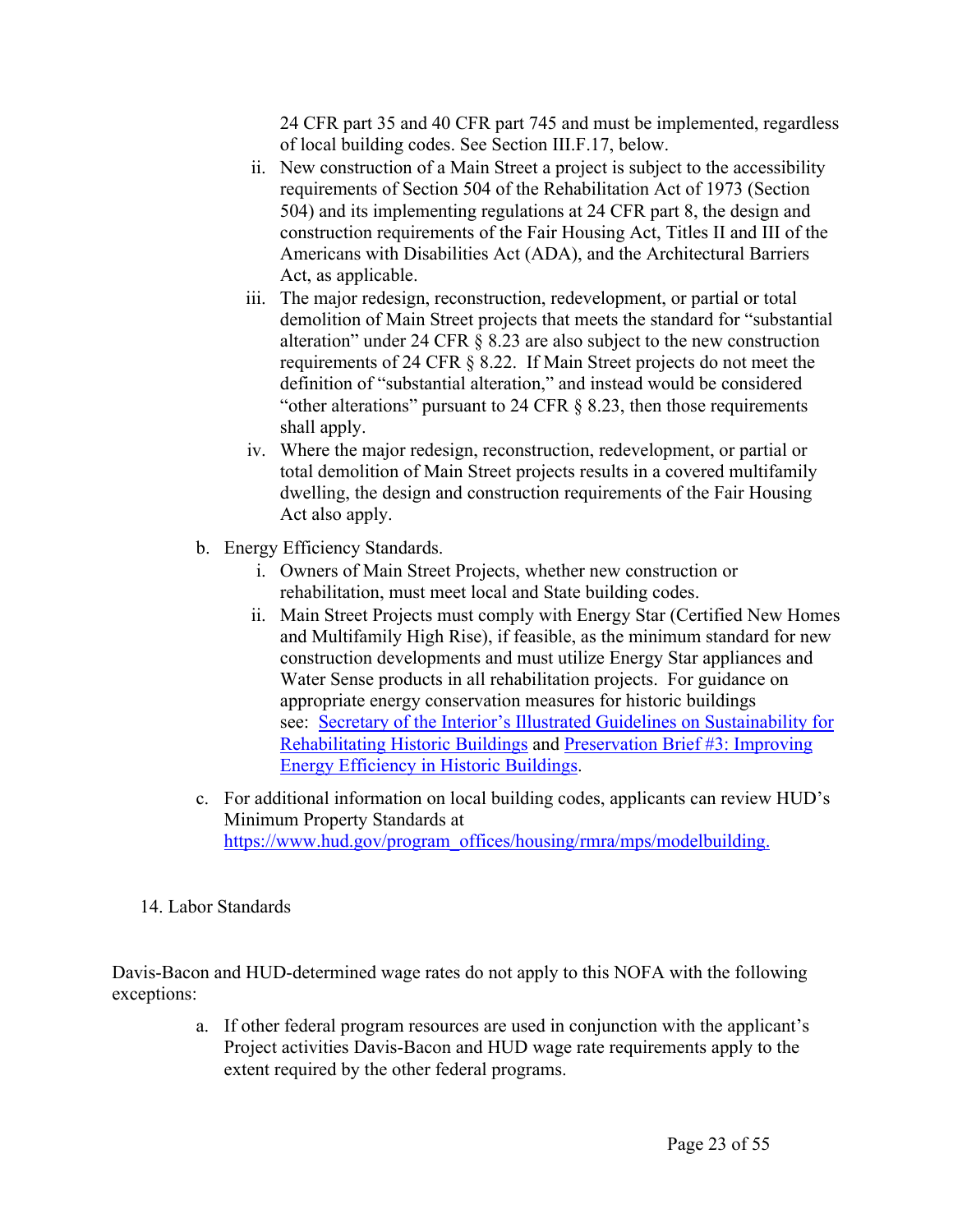24 CFR part 35 and 40 CFR part 745 and must be implemented, regardless of local building codes. See Section III.F.17, below.

ii. New construction of a Main Street a project is subject to the accessibility requirements of Section 504 of the Rehabilitation Act of 1973 (Section 504) and its implementing regulations at 24 CFR part 8, the design and construction requirements of the Fair Housing Act, Titles II and III of the Americans with Disabilities Act (ADA), and the Architectural Barriers Act, as applicable.

iii. The major redesign, reconstruction, redevelopment, or partial or total demolition of Main Street projects that meets the standard for "substantial alteration" under 24 CFR § 8.23 are also subject to the new construction requirements of 24 CFR § 8.22. If Main Street projects do not meet the definition of "substantial alteration," and instead would be considered "other alterations" pursuant to 24 CFR § 8.23, then those requirements shall apply.

iv. Where the major redesign, reconstruction, redevelopment, or partial or total demolition of Main Street projects results in a covered multifamily dwelling, the design and construction requirements of the Fair Housing Act also apply.

b. Energy Efficiency Standards.

i. Owners of Main Street Projects, whether new construction or rehabilitation, must meet local and State building codes.

ii. Main Street Projects must comply with Energy Star (Certified New Homes and Multifamily High Rise), if feasible, as the minimum standard for new construction developments and must utilize Energy Star appliances and Water Sense products in all rehabilitation projects. For guidance on appropriate energy conservation measures for historic buildings see: Secretary of the Interior's Illustrated Guidelines on Sustainability for Rehabilitating Historic Buildings and Preservation Brief #3: Improving Energy Efficiency in Historic Buildings.

c. For additional information on local building codes, applicants can review HUD's Minimum Property Standards at https://www.hud.gov/program_offices/housing/rmra/mps/modelbuilding.

14. Labor Standards

Davis-Bacon and HUD-determined wage rates do not apply to this NOFA with the following exceptions:

a. If other federal program resources are used in conjunction with the applicant's Project activities Davis-Bacon and HUD wage rate requirements apply to the extent required by the other federal programs.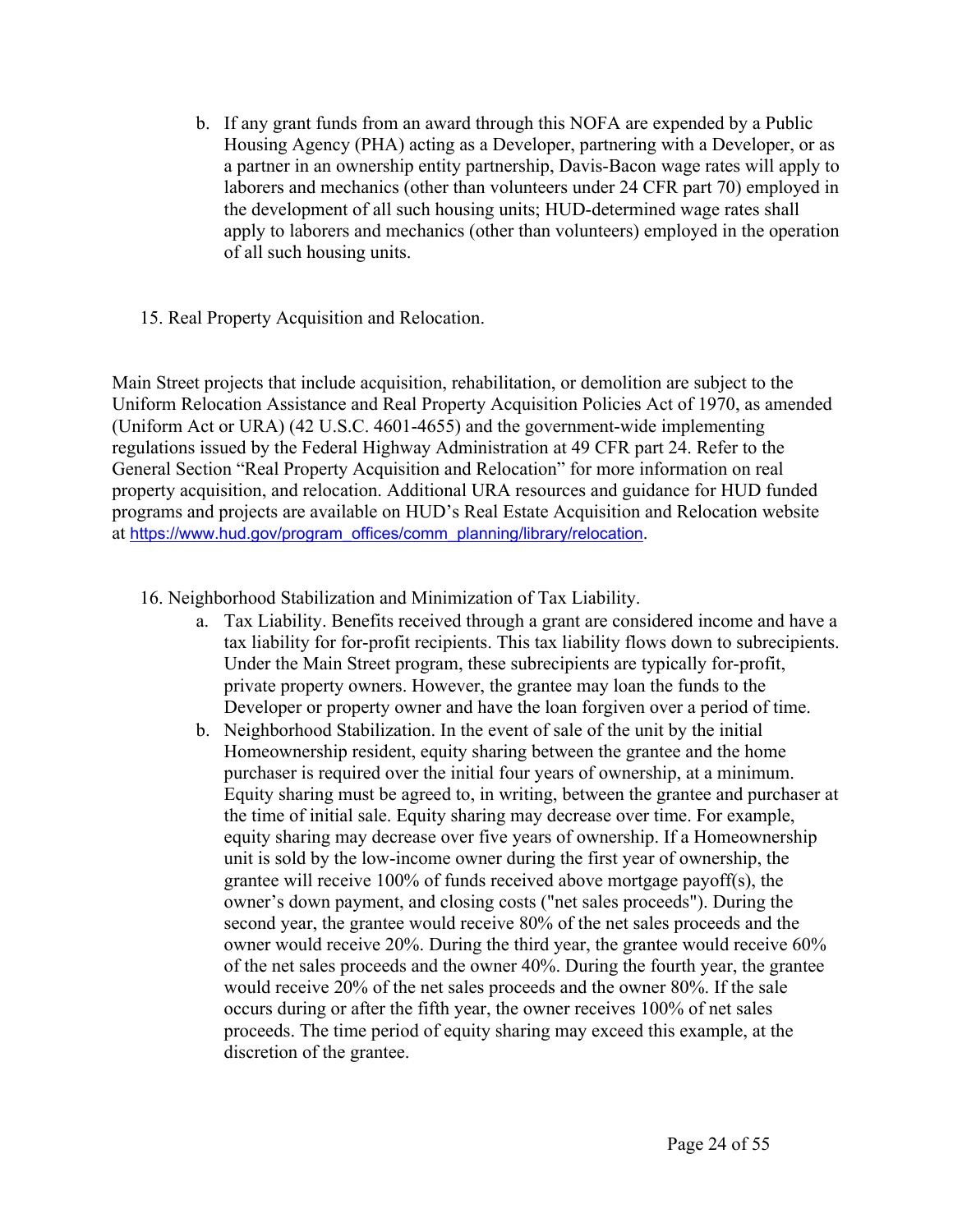b. If any grant funds from an award through this NOFA are expended by a Public Housing Agency (PHA) acting as a Developer, partnering with a Developer, or as a partner in an ownership entity partnership, Davis-Bacon wage rates will apply to laborers and mechanics (other than volunteers under 24 CFR part 70) employed in the development of all such housing units; HUD-determined wage rates shall apply to laborers and mechanics (other than volunteers) employed in the operation of all such housing units.

15. Real Property Acquisition and Relocation.

Main Street projects that include acquisition, rehabilitation, or demolition are subject to the Uniform Relocation Assistance and Real Property Acquisition Policies Act of 1970, as amended (Uniform Act or URA) (42 U.S.C. 4601-4655) and the government-wide implementing regulations issued by the Federal Highway Administration at 49 CFR part 24. Refer to the General Section "Real Property Acquisition and Relocation" for more information on real property acquisition, and relocation. Additional URA resources and guidance for HUD funded programs and projects are available on HUD's Real Estate Acquisition and Relocation website at https://www.hud.gov/program_offices/comm_planning/library/relocation.

16. Neighborhood Stabilization and Minimization of Tax Liability.

a. Tax Liability. Benefits received through a grant are considered income and have a tax liability for for-profit recipients. This tax liability flows down to subrecipients. Under the Main Street program, these subrecipients are typically for-profit, private property owners. However, the grantee may loan the funds to the Developer or property owner and have the loan forgiven over a period of time.

b. Neighborhood Stabilization. In the event of sale of the unit by the initial Homeownership resident, equity sharing between the grantee and the home purchaser is required over the initial four years of ownership, at a minimum. Equity sharing must be agreed to, in writing, between the grantee and purchaser at the time of initial sale. Equity sharing may decrease over time. For example, equity sharing may decrease over five years of ownership. If a Homeownership unit is sold by the low-income owner during the first year of ownership, the grantee will receive 100% of funds received above mortgage payoff(s), the owner's down payment, and closing costs ("net sales proceeds"). During the second year, the grantee would receive 80% of the net sales proceeds and the owner would receive 20%. During the third year, the grantee would receive 60% of the net sales proceeds and the owner 40%. During the fourth year, the grantee would receive 20% of the net sales proceeds and the owner 80%. If the sale occurs during or after the fifth year, the owner receives 100% of net sales proceeds. The time period of equity sharing may exceed this example, at the discretion of the grantee.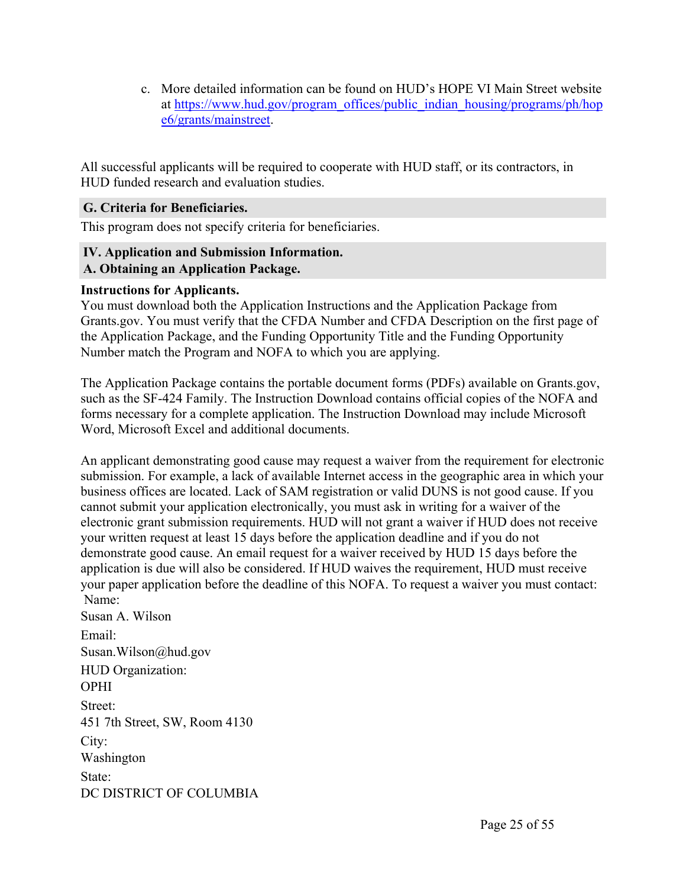c. More detailed information can be found on HUD's HOPE VI Main Street website at [https://www.hud.gov/program_offices/public_indian_housing/programs/ph/hope6/grants/mainstreet](https://www.hud.gov/program_offices/public_indian_housing/programs/ph/hope6/grants/mainstreet).

All successful applicants will be required to cooperate with HUD staff, or its contractors, in HUD funded research and evaluation studies.

### G. Criteria for Beneficiaries.

This program does not specify criteria for beneficiaries.

## IV. Application and Submission Information.

### A. Obtaining an Application Package.

**Instructions for Applicants.**

You must download both the Application Instructions and the Application Package from Grants.gov. You must verify that the CFDA Number and CFDA Description on the first page of the Application Package, and the Funding Opportunity Title and the Funding Opportunity Number match the Program and NOFA to which you are applying.

The Application Package contains the portable document forms (PDFs) available on Grants.gov, such as the SF-424 Family. The Instruction Download contains official copies of the NOFA and forms necessary for a complete application. The Instruction Download may include Microsoft Word, Microsoft Excel and additional documents.

An applicant demonstrating good cause may request a waiver from the requirement for electronic submission. For example, a lack of available Internet access in the geographic area in which your business offices are located. Lack of SAM registration or valid DUNS is not good cause. If you cannot submit your application electronically, you must ask in writing for a waiver of the electronic grant submission requirements. HUD will not grant a waiver if HUD does not receive your written request at least 15 days before the application deadline and if you do not demonstrate good cause. An email request for a waiver received by HUD 15 days before the application is due will also be considered. If HUD waives the requirement, HUD must receive your paper application before the deadline of this NOFA. To request a waiver you must contact:

Name:
Susan A. Wilson

Email:
Susan.Wilson@hud.gov

HUD Organization:
OPHI

Street:
451 7th Street, SW, Room 4130

City:
Washington

State:
DC DISTRICT OF COLUMBIA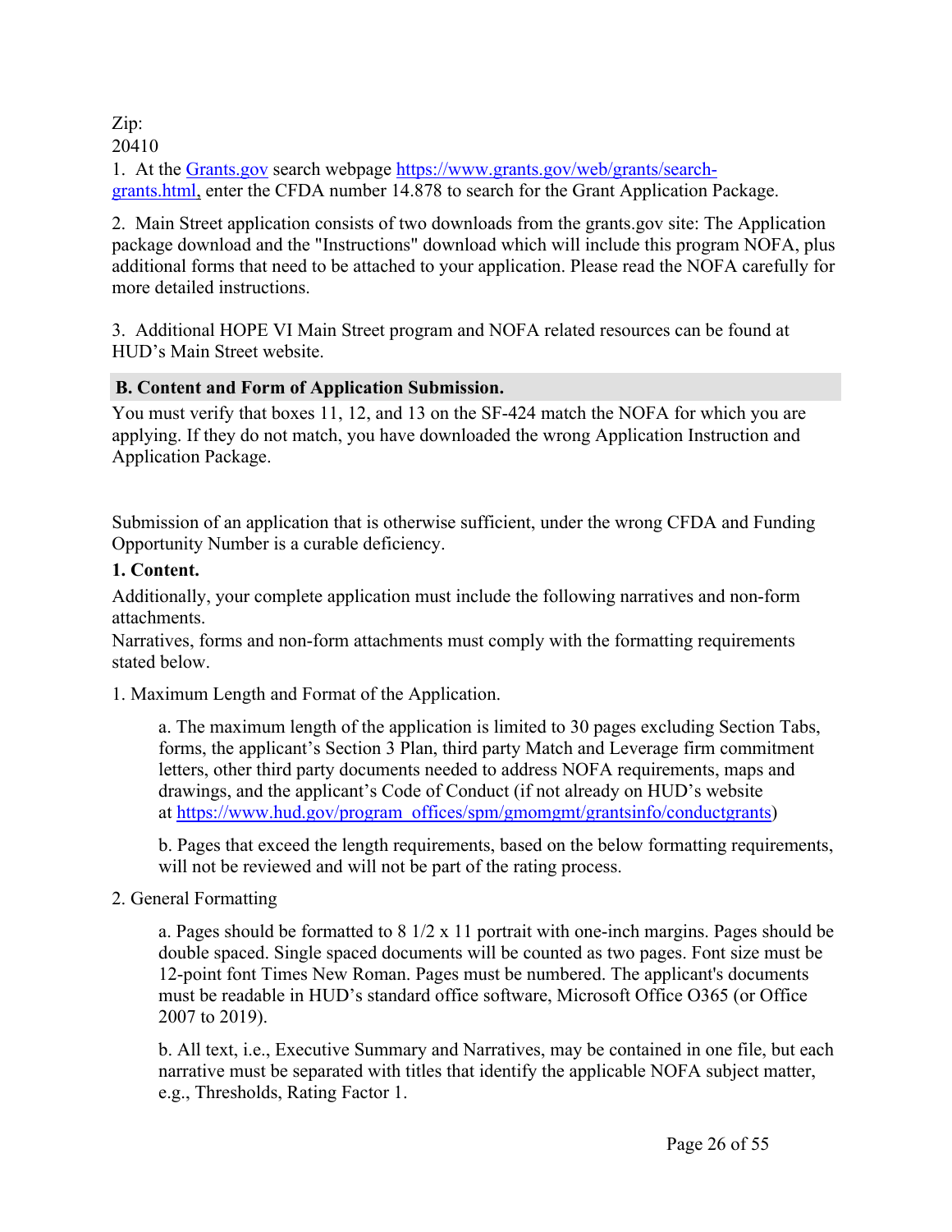Zip:
20410

1. At the [Grants.gov](https://www.grants.gov) search webpage [https://www.grants.gov/web/grants/search-grants.html,](https://www.grants.gov/web/grants/search-grants.html) enter the CFDA number 14.878 to search for the Grant Application Package.

2. Main Street application consists of two downloads from the grants.gov site: The Application package download and the "Instructions" download which will include this program NOFA, plus additional forms that need to be attached to your application. Please read the NOFA carefully for more detailed instructions.

3. Additional HOPE VI Main Street program and NOFA related resources can be found at HUD's Main Street website.

## B. Content and Form of Application Submission.

You must verify that boxes 11, 12, and 13 on the SF-424 match the NOFA for which you are applying. If they do not match, you have downloaded the wrong Application Instruction and Application Package.

Submission of an application that is otherwise sufficient, under the wrong CFDA and Funding Opportunity Number is a curable deficiency.

**1. Content.**

Additionally, your complete application must include the following narratives and non-form attachments.
Narratives, forms and non-form attachments must comply with the formatting requirements stated below.

1. Maximum Length and Format of the Application.

   a. The maximum length of the application is limited to 30 pages excluding Section Tabs, forms, the applicant's Section 3 Plan, third party Match and Leverage firm commitment letters, other third party documents needed to address NOFA requirements, maps and drawings, and the applicant's Code of Conduct (if not already on HUD's website at [https://www.hud.gov/program_offices/spm/gmomgmt/grantsinfo/conductgrants](https://www.hud.gov/program_offices/spm/gmomgmt/grantsinfo/conductgrants))

   b. Pages that exceed the length requirements, based on the below formatting requirements, will not be reviewed and will not be part of the rating process.

2. General Formatting

   a. Pages should be formatted to 8 1/2 x 11 portrait with one-inch margins. Pages should be double spaced. Single spaced documents will be counted as two pages. Font size must be 12-point font Times New Roman. Pages must be numbered. The applicant's documents must be readable in HUD's standard office software, Microsoft Office O365 (or Office 2007 to 2019).

   b. All text, i.e., Executive Summary and Narratives, may be contained in one file, but each narrative must be separated with titles that identify the applicable NOFA subject matter, e.g., Thresholds, Rating Factor 1.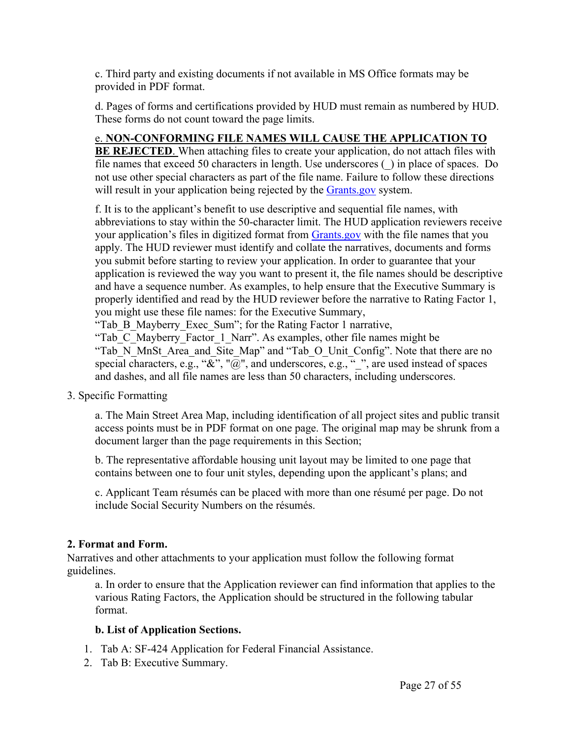c. Third party and existing documents if not available in MS Office formats may be provided in PDF format.

d. Pages of forms and certifications provided by HUD must remain as numbered by HUD. These forms do not count toward the page limits.

e. **NON-CONFORMING FILE NAMES WILL CAUSE THE APPLICATION TO BE REJECTED**. When attaching files to create your application, do not attach files with file names that exceed 50 characters in length. Use underscores (_) in place of spaces. Do not use other special characters as part of the file name. Failure to follow these directions will result in your application being rejected by the Grants.gov system.

f. It is to the applicant's benefit to use descriptive and sequential file names, with abbreviations to stay within the 50-character limit. The HUD application reviewers receive your application's files in digitized format from Grants.gov with the file names that you apply. The HUD reviewer must identify and collate the narratives, documents and forms you submit before starting to review your application. In order to guarantee that your application is reviewed the way you want to present it, the file names should be descriptive and have a sequence number. As examples, to help ensure that the Executive Summary is properly identified and read by the HUD reviewer before the narrative to Rating Factor 1, you might use these file names: for the Executive Summary, "Tab_B_Mayberry_Exec_Sum"; for the Rating Factor 1 narrative, "Tab_C_Mayberry_Factor_1_Narr". As examples, other file names might be "Tab_N_MnSt_Area_and_Site_Map" and "Tab_O_Unit_Config". Note that there are no special characters, e.g., "&", "@", and underscores, e.g., "_", are used instead of spaces and dashes, and all file names are less than 50 characters, including underscores.

3. Specific Formatting

a. The Main Street Area Map, including identification of all project sites and public transit access points must be in PDF format on one page. The original map may be shrunk from a document larger than the page requirements in this Section;

b. The representative affordable housing unit layout may be limited to one page that contains between one to four unit styles, depending upon the applicant's plans; and

c. Applicant Team résumés can be placed with more than one résumé per page. Do not include Social Security Numbers on the résumés.

**2. Format and Form.**

Narratives and other attachments to your application must follow the following format guidelines.

a. In order to ensure that the Application reviewer can find information that applies to the various Rating Factors, the Application should be structured in the following tabular format.

**b. List of Application Sections.**

1. Tab A: SF-424 Application for Federal Financial Assistance.
2. Tab B: Executive Summary.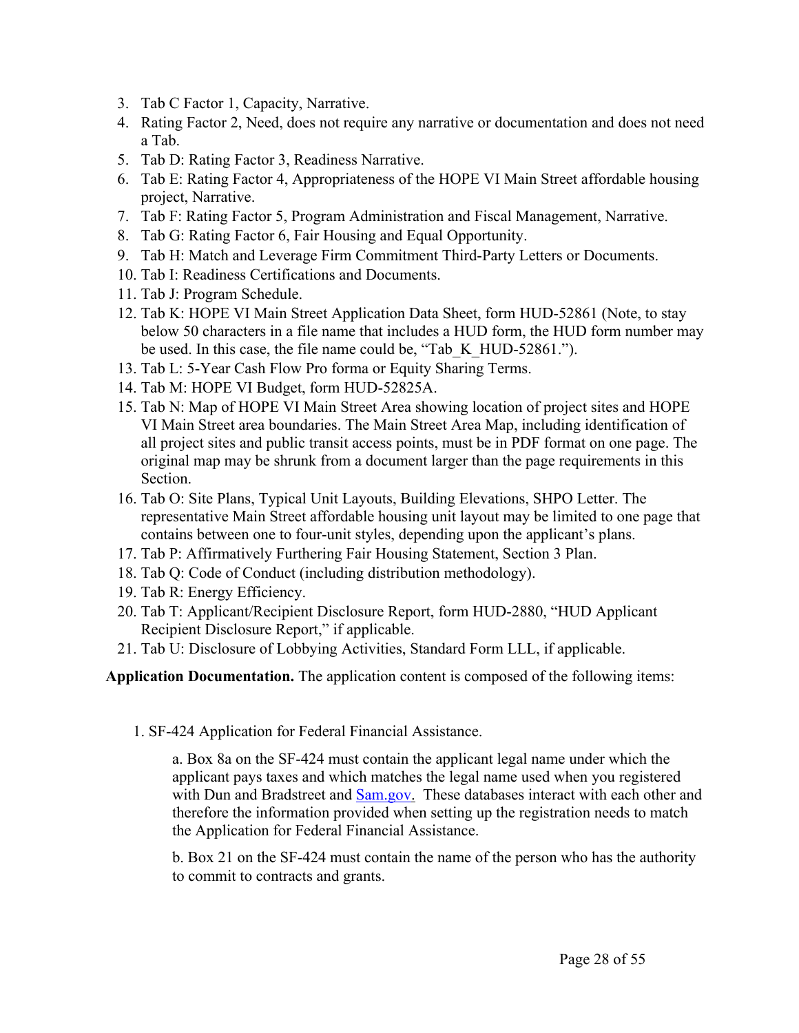3. Tab C Factor 1, Capacity, Narrative.
4. Rating Factor 2, Need, does not require any narrative or documentation and does not need a Tab.
5. Tab D: Rating Factor 3, Readiness Narrative.
6. Tab E: Rating Factor 4, Appropriateness of the HOPE VI Main Street affordable housing project, Narrative.
7. Tab F: Rating Factor 5, Program Administration and Fiscal Management, Narrative.
8. Tab G: Rating Factor 6, Fair Housing and Equal Opportunity.
9. Tab H: Match and Leverage Firm Commitment Third-Party Letters or Documents.
10. Tab I: Readiness Certifications and Documents.
11. Tab J: Program Schedule.
12. Tab K: HOPE VI Main Street Application Data Sheet, form HUD-52861 (Note, to stay below 50 characters in a file name that includes a HUD form, the HUD form number may be used. In this case, the file name could be, "Tab_K_HUD-52861.").
13. Tab L: 5-Year Cash Flow Pro forma or Equity Sharing Terms.
14. Tab M: HOPE VI Budget, form HUD-52825A.
15. Tab N: Map of HOPE VI Main Street Area showing location of project sites and HOPE VI Main Street area boundaries. The Main Street Area Map, including identification of all project sites and public transit access points, must be in PDF format on one page. The original map may be shrunk from a document larger than the page requirements in this Section.
16. Tab O: Site Plans, Typical Unit Layouts, Building Elevations, SHPO Letter. The representative Main Street affordable housing unit layout may be limited to one page that contains between one to four-unit styles, depending upon the applicant's plans.
17. Tab P: Affirmatively Furthering Fair Housing Statement, Section 3 Plan.
18. Tab Q: Code of Conduct (including distribution methodology).
19. Tab R: Energy Efficiency.
20. Tab T: Applicant/Recipient Disclosure Report, form HUD-2880, "HUD Applicant Recipient Disclosure Report," if applicable.
21. Tab U: Disclosure of Lobbying Activities, Standard Form LLL, if applicable.

**Application Documentation.** The application content is composed of the following items:

1. SF-424 Application for Federal Financial Assistance.

   a. Box 8a on the SF-424 must contain the applicant legal name under which the applicant pays taxes and which matches the legal name used when you registered with Dun and Bradstreet and [Sam.gov](Sam.gov). These databases interact with each other and therefore the information provided when setting up the registration needs to match the Application for Federal Financial Assistance.

   b. Box 21 on the SF-424 must contain the name of the person who has the authority to commit to contracts and grants.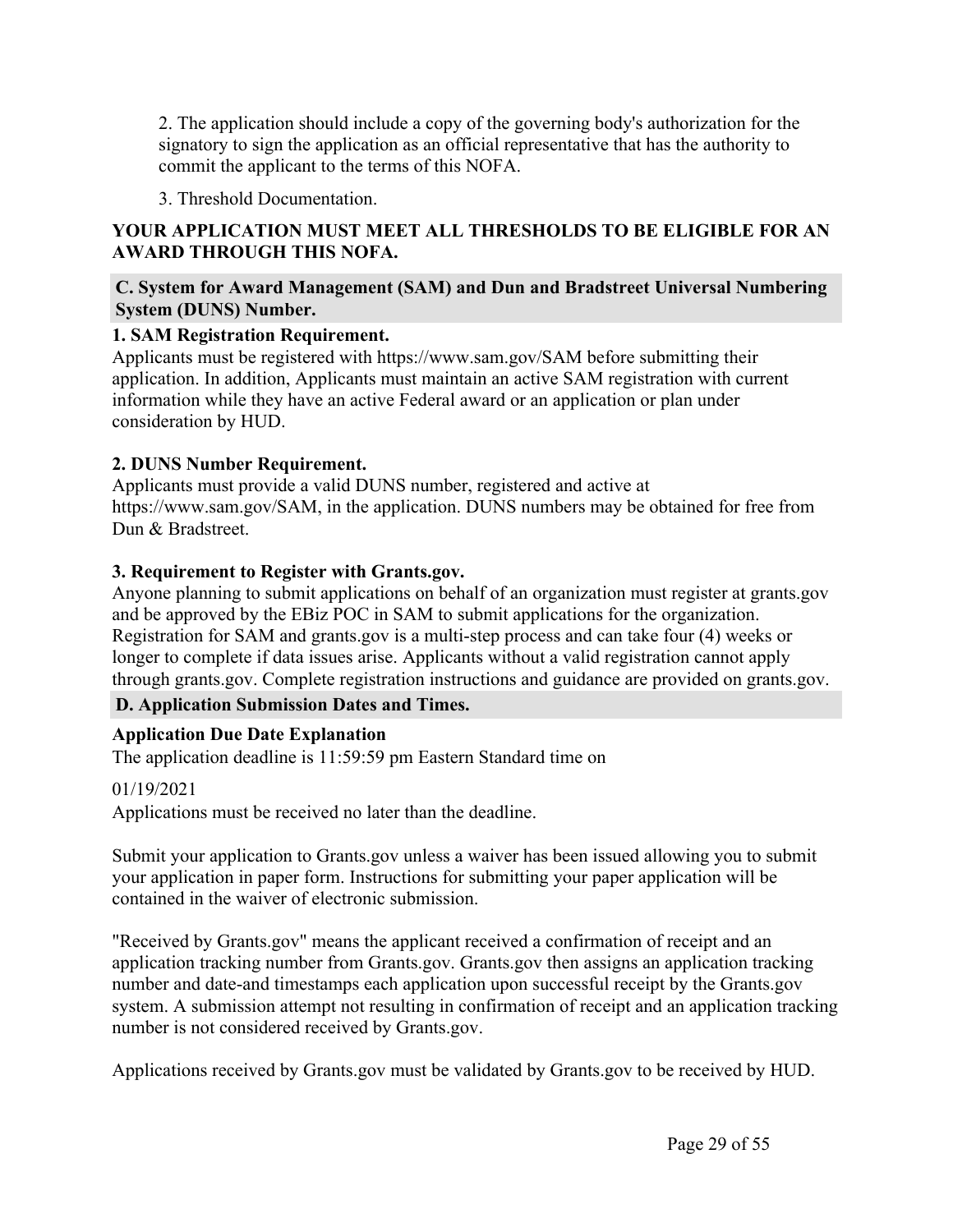2. The application should include a copy of the governing body's authorization for the signatory to sign the application as an official representative that has the authority to commit the applicant to the terms of this NOFA.

3. Threshold Documentation.

**YOUR APPLICATION MUST MEET ALL THRESHOLDS TO BE ELIGIBLE FOR AN AWARD THROUGH THIS NOFA.**

## C. System for Award Management (SAM) and Dun and Bradstreet Universal Numbering System (DUNS) Number.

**1. SAM Registration Requirement.**

Applicants must be registered with https://www.sam.gov/SAM before submitting their application. In addition, Applicants must maintain an active SAM registration with current information while they have an active Federal award or an application or plan under consideration by HUD.

**2. DUNS Number Requirement.**

Applicants must provide a valid DUNS number, registered and active at https://www.sam.gov/SAM, in the application. DUNS numbers may be obtained for free from Dun & Bradstreet.

**3. Requirement to Register with Grants.gov.**

Anyone planning to submit applications on behalf of an organization must register at grants.gov and be approved by the EBiz POC in SAM to submit applications for the organization. Registration for SAM and grants.gov is a multi-step process and can take four (4) weeks or longer to complete if data issues arise. Applicants without a valid registration cannot apply through grants.gov. Complete registration instructions and guidance are provided on grants.gov.

## D. Application Submission Dates and Times.

**Application Due Date Explanation**

The application deadline is 11:59:59 pm Eastern Standard time on

01/19/2021

Applications must be received no later than the deadline.

Submit your application to Grants.gov unless a waiver has been issued allowing you to submit your application in paper form. Instructions for submitting your paper application will be contained in the waiver of electronic submission.

"Received by Grants.gov" means the applicant received a confirmation of receipt and an application tracking number from Grants.gov. Grants.gov then assigns an application tracking number and date-and timestamps each application upon successful receipt by the Grants.gov system. A submission attempt not resulting in confirmation of receipt and an application tracking number is not considered received by Grants.gov.

Applications received by Grants.gov must be validated by Grants.gov to be received by HUD.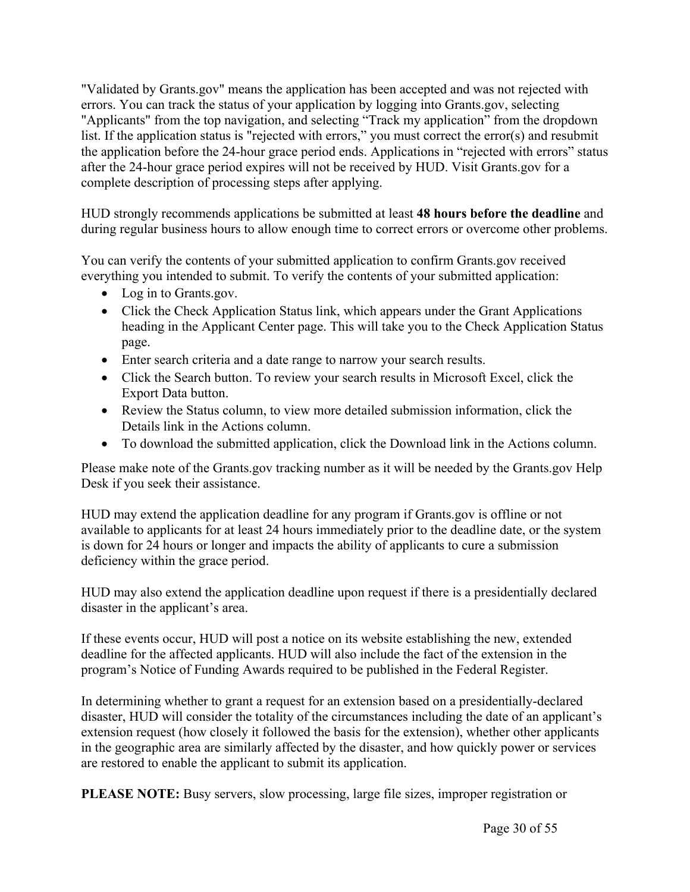"Validated by Grants.gov" means the application has been accepted and was not rejected with errors. You can track the status of your application by logging into Grants.gov, selecting "Applicants" from the top navigation, and selecting "Track my application" from the dropdown list. If the application status is "rejected with errors," you must correct the error(s) and resubmit the application before the 24-hour grace period ends. Applications in "rejected with errors" status after the 24-hour grace period expires will not be received by HUD. Visit Grants.gov for a complete description of processing steps after applying.

HUD strongly recommends applications be submitted at least **48 hours before the deadline** and during regular business hours to allow enough time to correct errors or overcome other problems.

You can verify the contents of your submitted application to confirm Grants.gov received everything you intended to submit. To verify the contents of your submitted application:

- Log in to Grants.gov.
- Click the Check Application Status link, which appears under the Grant Applications heading in the Applicant Center page. This will take you to the Check Application Status page.
- Enter search criteria and a date range to narrow your search results.
- Click the Search button. To review your search results in Microsoft Excel, click the Export Data button.
- Review the Status column, to view more detailed submission information, click the Details link in the Actions column.
- To download the submitted application, click the Download link in the Actions column.

Please make note of the Grants.gov tracking number as it will be needed by the Grants.gov Help Desk if you seek their assistance.

HUD may extend the application deadline for any program if Grants.gov is offline or not available to applicants for at least 24 hours immediately prior to the deadline date, or the system is down for 24 hours or longer and impacts the ability of applicants to cure a submission deficiency within the grace period.

HUD may also extend the application deadline upon request if there is a presidentially declared disaster in the applicant's area.

If these events occur, HUD will post a notice on its website establishing the new, extended deadline for the affected applicants. HUD will also include the fact of the extension in the program's Notice of Funding Awards required to be published in the Federal Register.

In determining whether to grant a request for an extension based on a presidentially-declared disaster, HUD will consider the totality of the circumstances including the date of an applicant's extension request (how closely it followed the basis for the extension), whether other applicants in the geographic area are similarly affected by the disaster, and how quickly power or services are restored to enable the applicant to submit its application.

**PLEASE NOTE:** Busy servers, slow processing, large file sizes, improper registration or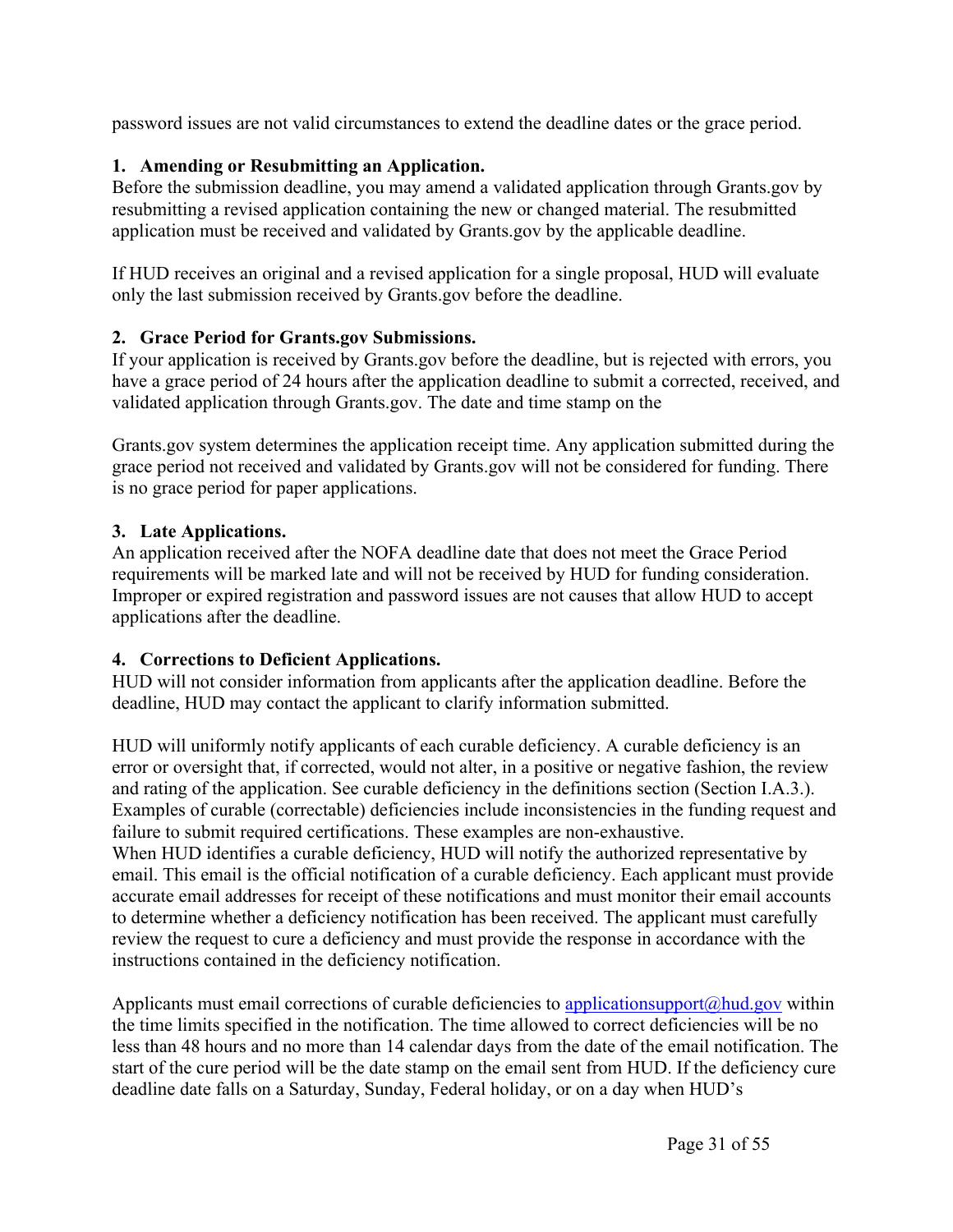password issues are not valid circumstances to extend the deadline dates or the grace period.

### 1. Amending or Resubmitting an Application.

Before the submission deadline, you may amend a validated application through Grants.gov by resubmitting a revised application containing the new or changed material. The resubmitted application must be received and validated by Grants.gov by the applicable deadline.

If HUD receives an original and a revised application for a single proposal, HUD will evaluate only the last submission received by Grants.gov before the deadline.

### 2. Grace Period for Grants.gov Submissions.

If your application is received by Grants.gov before the deadline, but is rejected with errors, you have a grace period of 24 hours after the application deadline to submit a corrected, received, and validated application through Grants.gov. The date and time stamp on the

Grants.gov system determines the application receipt time. Any application submitted during the grace period not received and validated by Grants.gov will not be considered for funding. There is no grace period for paper applications.

### 3. Late Applications.

An application received after the NOFA deadline date that does not meet the Grace Period requirements will be marked late and will not be received by HUD for funding consideration. Improper or expired registration and password issues are not causes that allow HUD to accept applications after the deadline.

### 4. Corrections to Deficient Applications.

HUD will not consider information from applicants after the application deadline. Before the deadline, HUD may contact the applicant to clarify information submitted.

HUD will uniformly notify applicants of each curable deficiency. A curable deficiency is an error or oversight that, if corrected, would not alter, in a positive or negative fashion, the review and rating of the application. See curable deficiency in the definitions section (Section I.A.3.). Examples of curable (correctable) deficiencies include inconsistencies in the funding request and failure to submit required certifications. These examples are non-exhaustive.
When HUD identifies a curable deficiency, HUD will notify the authorized representative by email. This email is the official notification of a curable deficiency. Each applicant must provide accurate email addresses for receipt of these notifications and must monitor their email accounts to determine whether a deficiency notification has been received. The applicant must carefully review the request to cure a deficiency and must provide the response in accordance with the instructions contained in the deficiency notification.

Applicants must email corrections of curable deficiencies to [applicationsupport@hud.gov](mailto:applicationsupport@hud.gov) within the time limits specified in the notification. The time allowed to correct deficiencies will be no less than 48 hours and no more than 14 calendar days from the date of the email notification. The start of the cure period will be the date stamp on the email sent from HUD. If the deficiency cure deadline date falls on a Saturday, Sunday, Federal holiday, or on a day when HUD's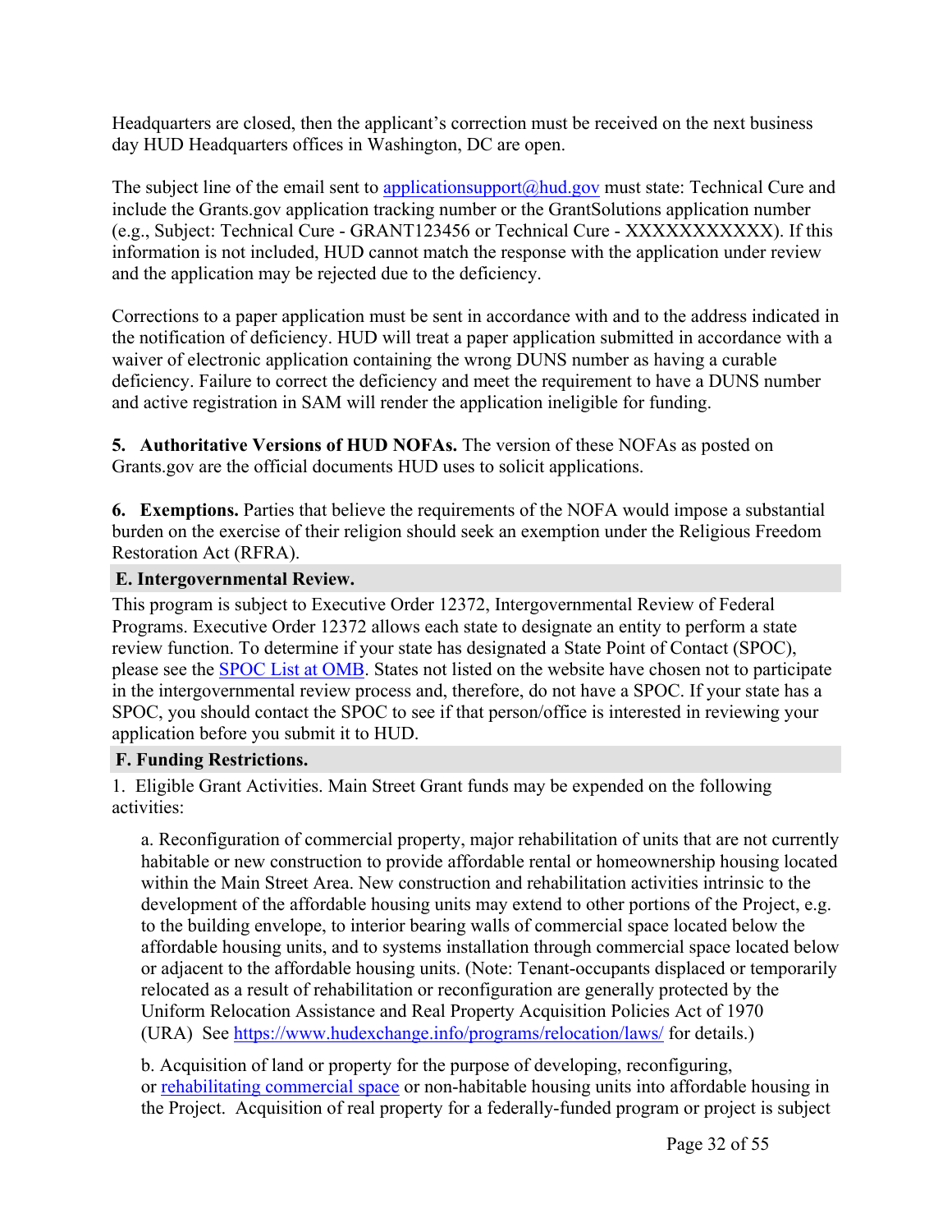Headquarters are closed, then the applicant's correction must be received on the next business day HUD Headquarters offices in Washington, DC are open.

The subject line of the email sent to applicationsupport@hud.gov must state: Technical Cure and include the Grants.gov application tracking number or the GrantSolutions application number (e.g., Subject: Technical Cure - GRANT123456 or Technical Cure - XXXXXXXXXXX). If this information is not included, HUD cannot match the response with the application under review and the application may be rejected due to the deficiency.

Corrections to a paper application must be sent in accordance with and to the address indicated in the notification of deficiency. HUD will treat a paper application submitted in accordance with a waiver of electronic application containing the wrong DUNS number as having a curable deficiency. Failure to correct the deficiency and meet the requirement to have a DUNS number and active registration in SAM will render the application ineligible for funding.

**5. Authoritative Versions of HUD NOFAs.** The version of these NOFAs as posted on Grants.gov are the official documents HUD uses to solicit applications.

**6. Exemptions.** Parties that believe the requirements of the NOFA would impose a substantial burden on the exercise of their religion should seek an exemption under the Religious Freedom Restoration Act (RFRA).

### E. Intergovernmental Review.

This program is subject to Executive Order 12372, Intergovernmental Review of Federal Programs. Executive Order 12372 allows each state to designate an entity to perform a state review function. To determine if your state has designated a State Point of Contact (SPOC), please see the SPOC List at OMB. States not listed on the website have chosen not to participate in the intergovernmental review process and, therefore, do not have a SPOC. If your state has a SPOC, you should contact the SPOC to see if that person/office is interested in reviewing your application before you submit it to HUD.

### F. Funding Restrictions.

1. Eligible Grant Activities. Main Street Grant funds may be expended on the following activities:

a. Reconfiguration of commercial property, major rehabilitation of units that are not currently habitable or new construction to provide affordable rental or homeownership housing located within the Main Street Area. New construction and rehabilitation activities intrinsic to the development of the affordable housing units may extend to other portions of the Project, e.g. to the building envelope, to interior bearing walls of commercial space located below the affordable housing units, and to systems installation through commercial space located below or adjacent to the affordable housing units. (Note: Tenant-occupants displaced or temporarily relocated as a result of rehabilitation or reconfiguration are generally protected by the Uniform Relocation Assistance and Real Property Acquisition Policies Act of 1970 (URA) See https://www.hudexchange.info/programs/relocation/laws/ for details.)

b. Acquisition of land or property for the purpose of developing, reconfiguring, or rehabilitating commercial space or non-habitable housing units into affordable housing in the Project. Acquisition of real property for a federally-funded program or project is subject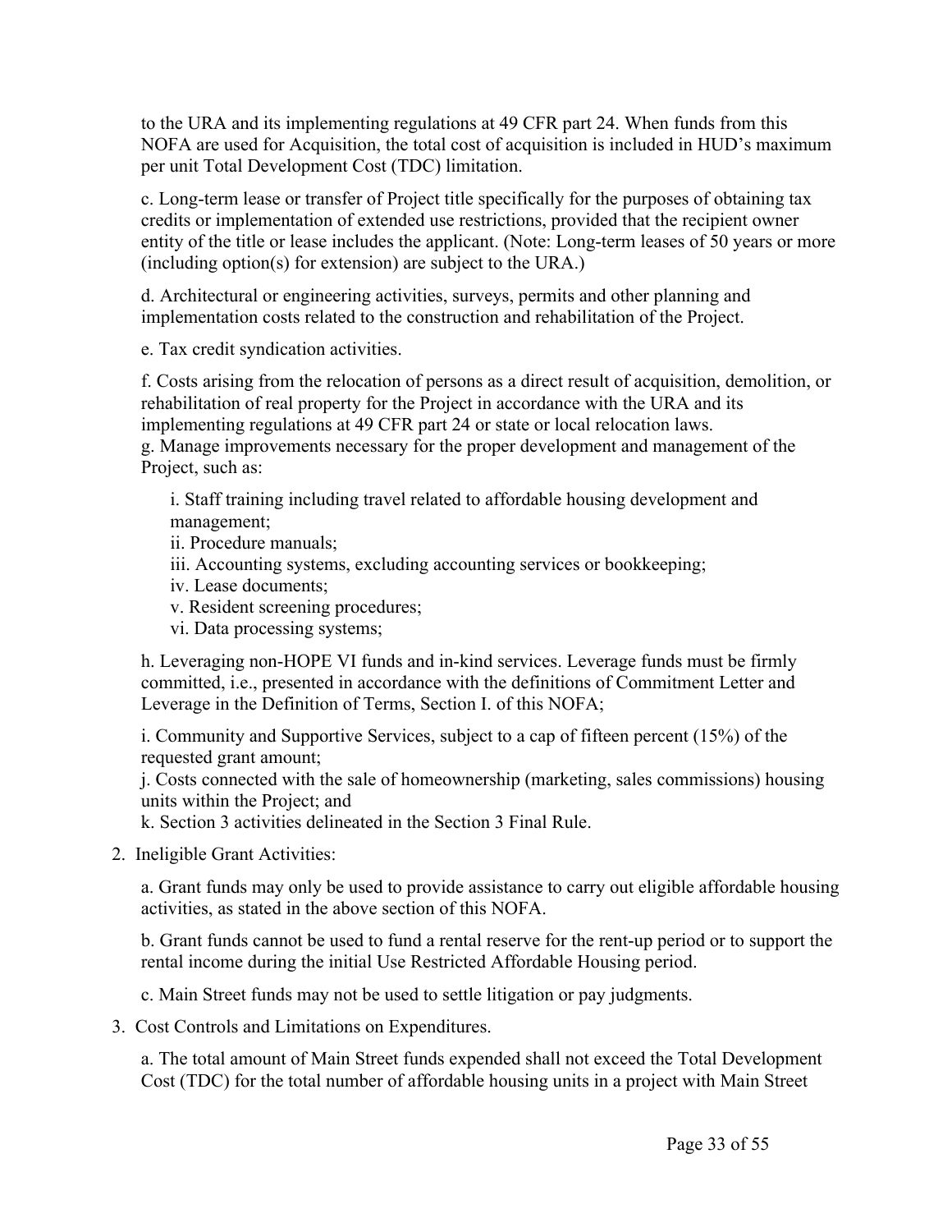to the URA and its implementing regulations at 49 CFR part 24. When funds from this NOFA are used for Acquisition, the total cost of acquisition is included in HUD's maximum per unit Total Development Cost (TDC) limitation.

c. Long-term lease or transfer of Project title specifically for the purposes of obtaining tax credits or implementation of extended use restrictions, provided that the recipient owner entity of the title or lease includes the applicant. (Note: Long-term leases of 50 years or more (including option(s) for extension) are subject to the URA.)

d. Architectural or engineering activities, surveys, permits and other planning and implementation costs related to the construction and rehabilitation of the Project.

e. Tax credit syndication activities.

f. Costs arising from the relocation of persons as a direct result of acquisition, demolition, or rehabilitation of real property for the Project in accordance with the URA and its implementing regulations at 49 CFR part 24 or state or local relocation laws.
g. Manage improvements necessary for the proper development and management of the Project, such as:

i. Staff training including travel related to affordable housing development and management;
ii. Procedure manuals;
iii. Accounting systems, excluding accounting services or bookkeeping;
iv. Lease documents;
v. Resident screening procedures;
vi. Data processing systems;

h. Leveraging non-HOPE VI funds and in-kind services. Leverage funds must be firmly committed, i.e., presented in accordance with the definitions of Commitment Letter and Leverage in the Definition of Terms, Section I. of this NOFA;

i. Community and Supportive Services, subject to a cap of fifteen percent (15%) of the requested grant amount;
j. Costs connected with the sale of homeownership (marketing, sales commissions) housing units within the Project; and
k. Section 3 activities delineated in the Section 3 Final Rule.

2. Ineligible Grant Activities:

a. Grant funds may only be used to provide assistance to carry out eligible affordable housing activities, as stated in the above section of this NOFA.

b. Grant funds cannot be used to fund a rental reserve for the rent-up period or to support the rental income during the initial Use Restricted Affordable Housing period.

c. Main Street funds may not be used to settle litigation or pay judgments.

3. Cost Controls and Limitations on Expenditures.

a. The total amount of Main Street funds expended shall not exceed the Total Development Cost (TDC) for the total number of affordable housing units in a project with Main Street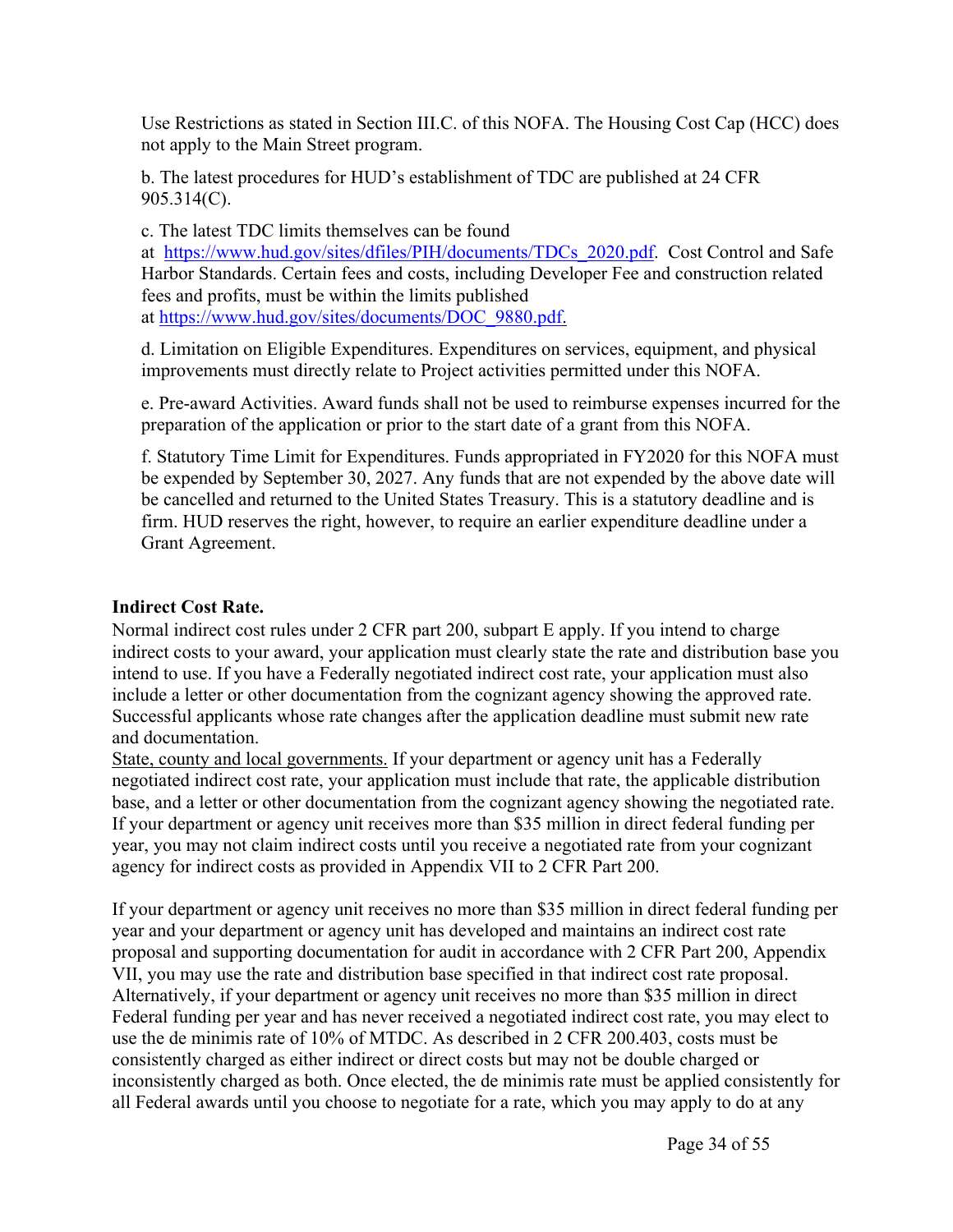Use Restrictions as stated in Section III.C. of this NOFA. The Housing Cost Cap (HCC) does not apply to the Main Street program.

b. The latest procedures for HUD's establishment of TDC are published at 24 CFR 905.314(C).

c. The latest TDC limits themselves can be found at [https://www.hud.gov/sites/dfiles/PIH/documents/TDCs_2020.pdf](https://www.hud.gov/sites/dfiles/PIH/documents/TDCs_2020.pdf). Cost Control and Safe Harbor Standards. Certain fees and costs, including Developer Fee and construction related fees and profits, must be within the limits published at [https://www.hud.gov/sites/documents/DOC_9880.pdf.](https://www.hud.gov/sites/documents/DOC_9880.pdf)

d. Limitation on Eligible Expenditures. Expenditures on services, equipment, and physical improvements must directly relate to Project activities permitted under this NOFA.

e. Pre-award Activities. Award funds shall not be used to reimburse expenses incurred for the preparation of the application or prior to the start date of a grant from this NOFA.

f. Statutory Time Limit for Expenditures. Funds appropriated in FY2020 for this NOFA must be expended by September 30, 2027. Any funds that are not expended by the above date will be cancelled and returned to the United States Treasury. This is a statutory deadline and is firm. HUD reserves the right, however, to require an earlier expenditure deadline under a Grant Agreement.

**Indirect Cost Rate.**

Normal indirect cost rules under 2 CFR part 200, subpart E apply. If you intend to charge indirect costs to your award, your application must clearly state the rate and distribution base you intend to use. If you have a Federally negotiated indirect cost rate, your application must also include a letter or other documentation from the cognizant agency showing the approved rate. Successful applicants whose rate changes after the application deadline must submit new rate and documentation.

<u>State, county and local governments.</u> If your department or agency unit has a Federally negotiated indirect cost rate, your application must include that rate, the applicable distribution base, and a letter or other documentation from the cognizant agency showing the negotiated rate. If your department or agency unit receives more than $35 million in direct federal funding per year, you may not claim indirect costs until you receive a negotiated rate from your cognizant agency for indirect costs as provided in Appendix VII to 2 CFR Part 200.

If your department or agency unit receives no more than $35 million in direct federal funding per year and your department or agency unit has developed and maintains an indirect cost rate proposal and supporting documentation for audit in accordance with 2 CFR Part 200, Appendix VII, you may use the rate and distribution base specified in that indirect cost rate proposal. Alternatively, if your department or agency unit receives no more than $35 million in direct Federal funding per year and has never received a negotiated indirect cost rate, you may elect to use the de minimis rate of 10% of MTDC. As described in 2 CFR 200.403, costs must be consistently charged as either indirect or direct costs but may not be double charged or inconsistently charged as both. Once elected, the de minimis rate must be applied consistently for all Federal awards until you choose to negotiate for a rate, which you may apply to do at any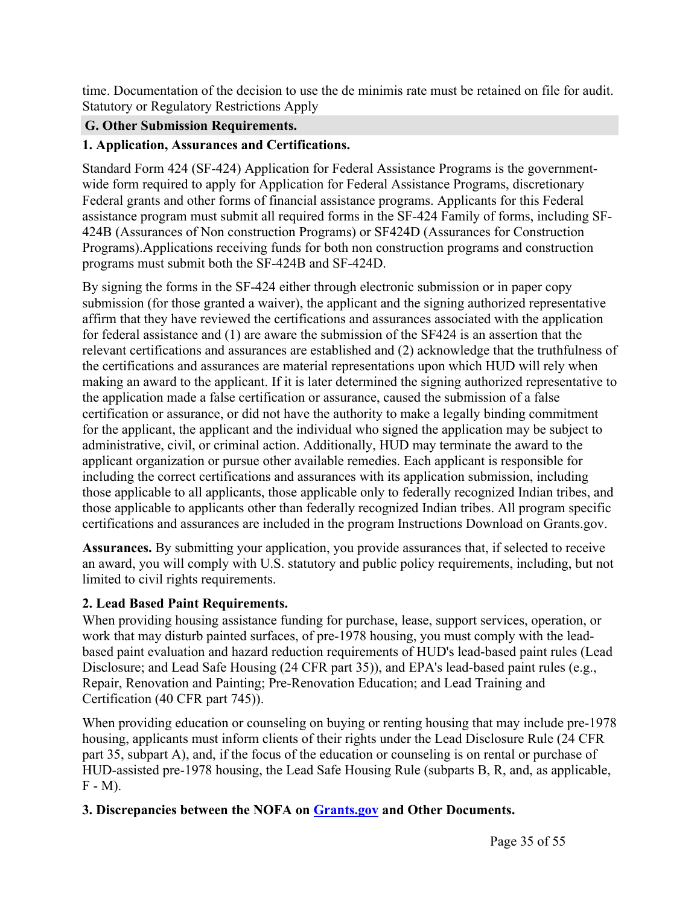time. Documentation of the decision to use the de minimis rate must be retained on file for audit. Statutory or Regulatory Restrictions Apply

## G. Other Submission Requirements.

### 1. Application, Assurances and Certifications.

Standard Form 424 (SF-424) Application for Federal Assistance Programs is the government-wide form required to apply for Application for Federal Assistance Programs, discretionary Federal grants and other forms of financial assistance programs. Applicants for this Federal assistance program must submit all required forms in the SF-424 Family of forms, including SF-424B (Assurances of Non construction Programs) or SF424D (Assurances for Construction Programs).Applications receiving funds for both non construction programs and construction programs must submit both the SF-424B and SF-424D.

By signing the forms in the SF-424 either through electronic submission or in paper copy submission (for those granted a waiver), the applicant and the signing authorized representative affirm that they have reviewed the certifications and assurances associated with the application for federal assistance and (1) are aware the submission of the SF424 is an assertion that the relevant certifications and assurances are established and (2) acknowledge that the truthfulness of the certifications and assurances are material representations upon which HUD will rely when making an award to the applicant. If it is later determined the signing authorized representative to the application made a false certification or assurance, caused the submission of a false certification or assurance, or did not have the authority to make a legally binding commitment for the applicant, the applicant and the individual who signed the application may be subject to administrative, civil, or criminal action. Additionally, HUD may terminate the award to the applicant organization or pursue other available remedies. Each applicant is responsible for including the correct certifications and assurances with its application submission, including those applicable to all applicants, those applicable only to federally recognized Indian tribes, and those applicable to applicants other than federally recognized Indian tribes. All program specific certifications and assurances are included in the program Instructions Download on Grants.gov.

**Assurances.** By submitting your application, you provide assurances that, if selected to receive an award, you will comply with U.S. statutory and public policy requirements, including, but not limited to civil rights requirements.

### 2. Lead Based Paint Requirements.

When providing housing assistance funding for purchase, lease, support services, operation, or work that may disturb painted surfaces, of pre-1978 housing, you must comply with the lead-based paint evaluation and hazard reduction requirements of HUD's lead-based paint rules (Lead Disclosure; and Lead Safe Housing (24 CFR part 35)), and EPA's lead-based paint rules (e.g., Repair, Renovation and Painting; Pre-Renovation Education; and Lead Training and Certification (40 CFR part 745)).

When providing education or counseling on buying or renting housing that may include pre-1978 housing, applicants must inform clients of their rights under the Lead Disclosure Rule (24 CFR part 35, subpart A), and, if the focus of the education or counseling is on rental or purchase of HUD-assisted pre-1978 housing, the Lead Safe Housing Rule (subparts B, R, and, as applicable, F - M).

### 3. Discrepancies between the NOFA on [Grants.gov](https://www.grants.gov) and Other Documents.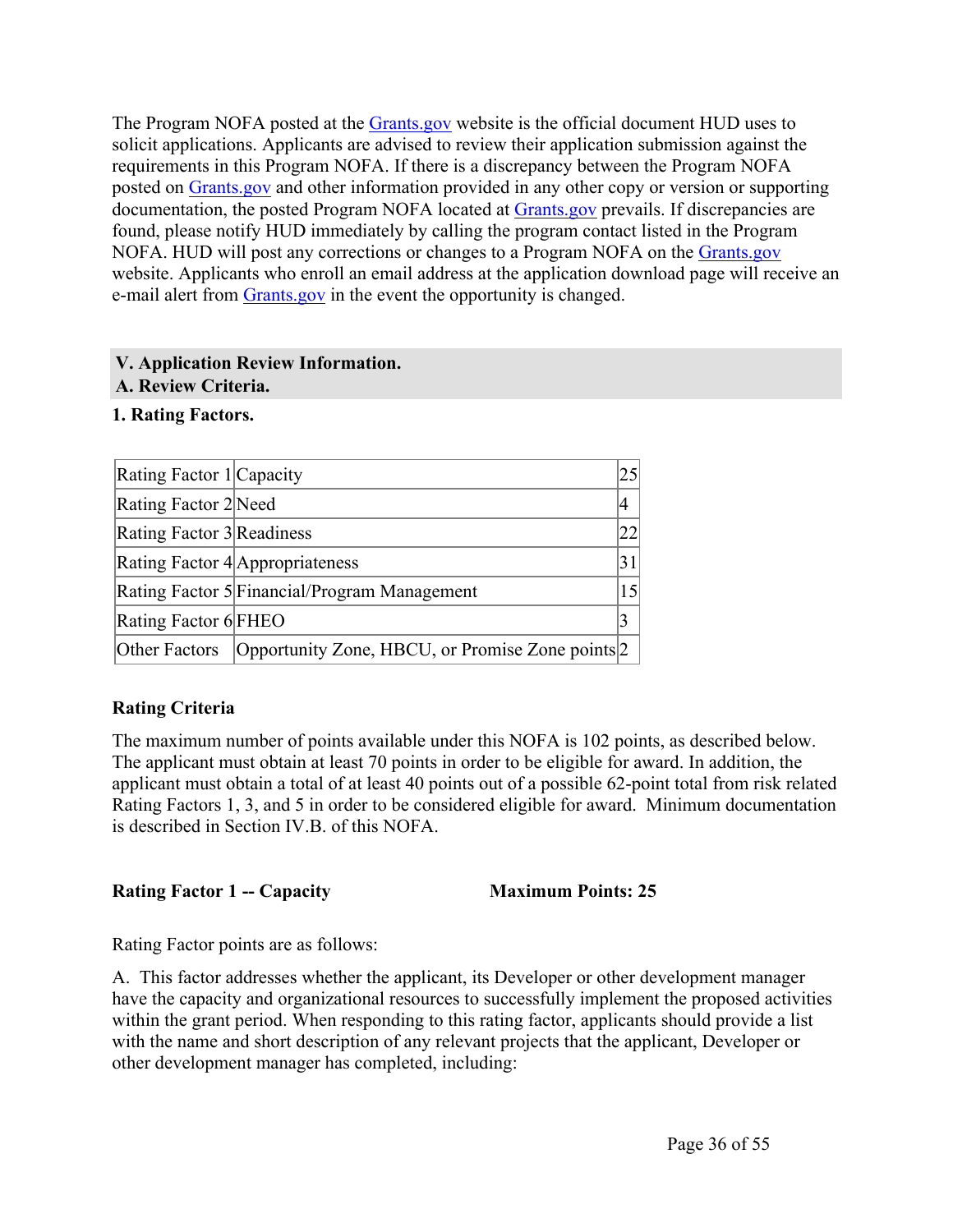The Program NOFA posted at the Grants.gov website is the official document HUD uses to solicit applications. Applicants are advised to review their application submission against the requirements in this Program NOFA. If there is a discrepancy between the Program NOFA posted on Grants.gov and other information provided in any other copy or version or supporting documentation, the posted Program NOFA located at Grants.gov prevails. If discrepancies are found, please notify HUD immediately by calling the program contact listed in the Program NOFA. HUD will post any corrections or changes to a Program NOFA on the Grants.gov website. Applicants who enroll an email address at the application download page will receive an e-mail alert from Grants.gov in the event the opportunity is changed.

## V. Application Review Information.

### A. Review Criteria.

**1. Rating Factors.**

| | | |
|---|---|---|
| Rating Factor 1 | Capacity | 25 |
| Rating Factor 2 | Need | 4 |
| Rating Factor 3 | Readiness | 22 |
| Rating Factor 4 | Appropriateness | 31 |
| Rating Factor 5 | Financial/Program Management | 15 |
| Rating Factor 6 | FHEO | 3 |
| Other Factors | Opportunity Zone, HBCU, or Promise Zone points | 2 |

**Rating Criteria**

The maximum number of points available under this NOFA is 102 points, as described below. The applicant must obtain at least 70 points in order to be eligible for award. In addition, the applicant must obtain a total of at least 40 points out of a possible 62-point total from risk related Rating Factors 1, 3, and 5 in order to be considered eligible for award. Minimum documentation is described in Section IV.B. of this NOFA.

**Rating Factor 1 -- Capacity** **Maximum Points: 25**

Rating Factor points are as follows:

A. This factor addresses whether the applicant, its Developer or other development manager have the capacity and organizational resources to successfully implement the proposed activities within the grant period. When responding to this rating factor, applicants should provide a list with the name and short description of any relevant projects that the applicant, Developer or other development manager has completed, including: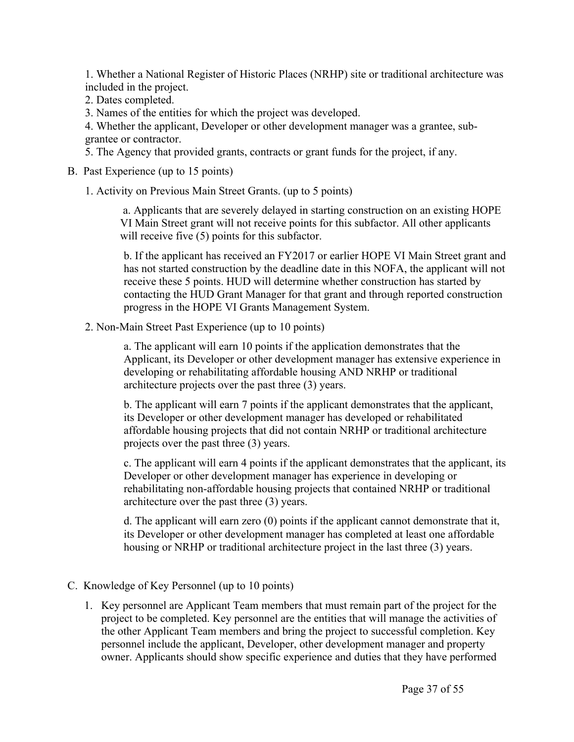1. Whether a National Register of Historic Places (NRHP) site or traditional architecture was included in the project.
2. Dates completed.
3. Names of the entities for which the project was developed.
4. Whether the applicant, Developer or other development manager was a grantee, sub-grantee or contractor.
5. The Agency that provided grants, contracts or grant funds for the project, if any.

B. Past Experience (up to 15 points)

1. Activity on Previous Main Street Grants. (up to 5 points)

   a. Applicants that are severely delayed in starting construction on an existing HOPE VI Main Street grant will not receive points for this subfactor. All other applicants will receive five (5) points for this subfactor.

   b. If the applicant has received an FY2017 or earlier HOPE VI Main Street grant and has not started construction by the deadline date in this NOFA, the applicant will not receive these 5 points. HUD will determine whether construction has started by contacting the HUD Grant Manager for that grant and through reported construction progress in the HOPE VI Grants Management System.

2. Non-Main Street Past Experience (up to 10 points)

   a. The applicant will earn 10 points if the application demonstrates that the Applicant, its Developer or other development manager has extensive experience in developing or rehabilitating affordable housing AND NRHP or traditional architecture projects over the past three (3) years.

   b. The applicant will earn 7 points if the applicant demonstrates that the applicant, its Developer or other development manager has developed or rehabilitated affordable housing projects that did not contain NRHP or traditional architecture projects over the past three (3) years.

   c. The applicant will earn 4 points if the applicant demonstrates that the applicant, its Developer or other development manager has experience in developing or rehabilitating non-affordable housing projects that contained NRHP or traditional architecture over the past three (3) years.

   d. The applicant will earn zero (0) points if the applicant cannot demonstrate that it, its Developer or other development manager has completed at least one affordable housing or NRHP or traditional architecture project in the last three (3) years.

C. Knowledge of Key Personnel (up to 10 points)

1. Key personnel are Applicant Team members that must remain part of the project for the project to be completed. Key personnel are the entities that will manage the activities of the other Applicant Team members and bring the project to successful completion. Key personnel include the applicant, Developer, other development manager and property owner. Applicants should show specific experience and duties that they have performed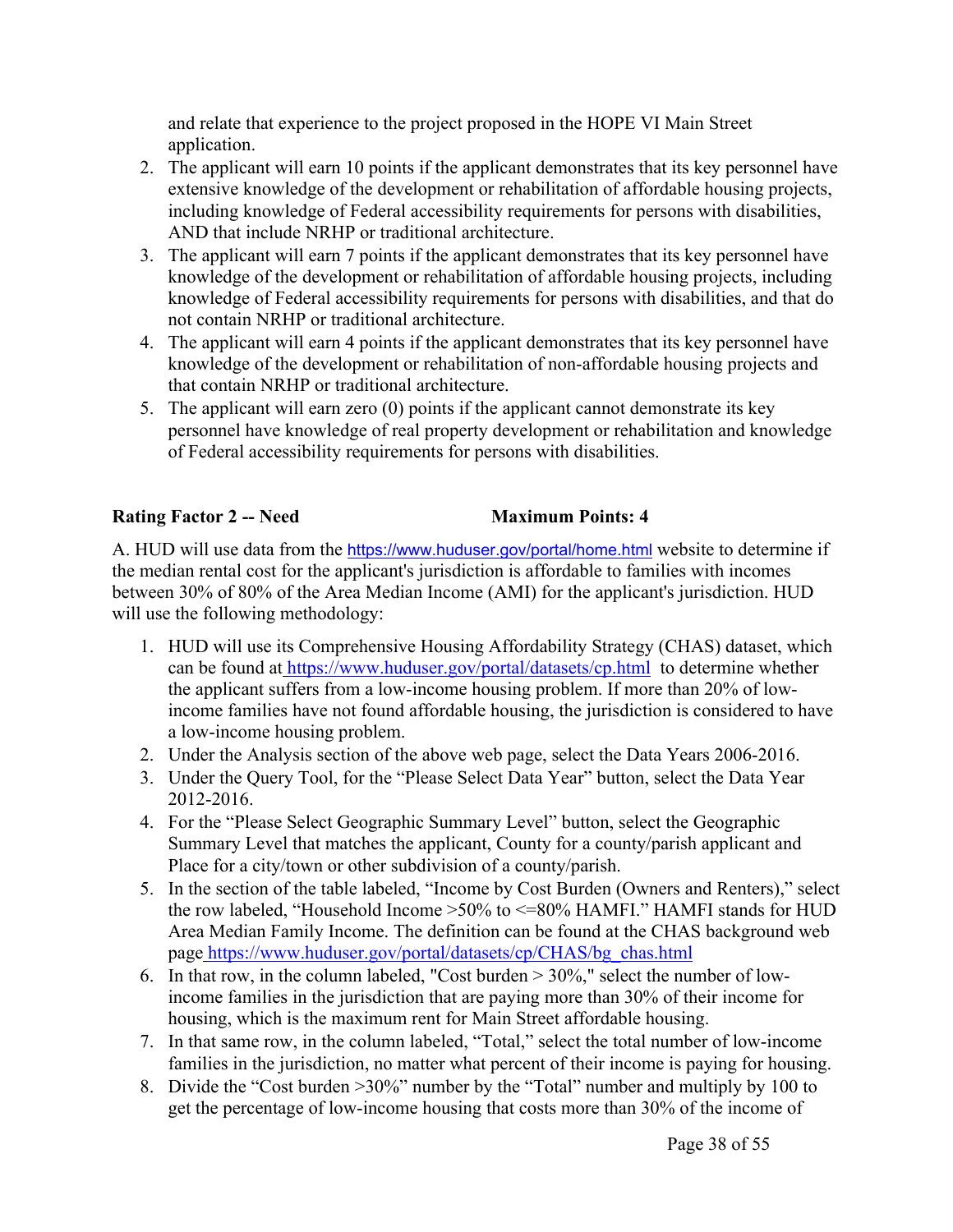and relate that experience to the project proposed in the HOPE VI Main Street application.

2. The applicant will earn 10 points if the applicant demonstrates that its key personnel have extensive knowledge of the development or rehabilitation of affordable housing projects, including knowledge of Federal accessibility requirements for persons with disabilities, AND that include NRHP or traditional architecture.
3. The applicant will earn 7 points if the applicant demonstrates that its key personnel have knowledge of the development or rehabilitation of affordable housing projects, including knowledge of Federal accessibility requirements for persons with disabilities, and that do not contain NRHP or traditional architecture.
4. The applicant will earn 4 points if the applicant demonstrates that its key personnel have knowledge of the development or rehabilitation of non-affordable housing projects and that contain NRHP or traditional architecture.
5. The applicant will earn zero (0) points if the applicant cannot demonstrate its key personnel have knowledge of real property development or rehabilitation and knowledge of Federal accessibility requirements for persons with disabilities.

**Rating Factor 2 -- Need** **Maximum Points: 4**

A. HUD will use data from the https://www.huduser.gov/portal/home.html website to determine if the median rental cost for the applicant's jurisdiction is affordable to families with incomes between 30% of 80% of the Area Median Income (AMI) for the applicant's jurisdiction. HUD will use the following methodology:

1. HUD will use its Comprehensive Housing Affordability Strategy (CHAS) dataset, which can be found at https://www.huduser.gov/portal/datasets/cp.html to determine whether the applicant suffers from a low-income housing problem. If more than 20% of low-income families have not found affordable housing, the jurisdiction is considered to have a low-income housing problem.
2. Under the Analysis section of the above web page, select the Data Years 2006-2016.
3. Under the Query Tool, for the "Please Select Data Year" button, select the Data Year 2012-2016.
4. For the "Please Select Geographic Summary Level" button, select the Geographic Summary Level that matches the applicant, County for a county/parish applicant and Place for a city/town or other subdivision of a county/parish.
5. In the section of the table labeled, "Income by Cost Burden (Owners and Renters)," select the row labeled, "Household Income >50% to <=80% HAMFI." HAMFI stands for HUD Area Median Family Income. The definition can be found at the CHAS background web page https://www.huduser.gov/portal/datasets/cp/CHAS/bg_chas.html
6. In that row, in the column labeled, "Cost burden > 30%," select the number of low-income families in the jurisdiction that are paying more than 30% of their income for housing, which is the maximum rent for Main Street affordable housing.
7. In that same row, in the column labeled, "Total," select the total number of low-income families in the jurisdiction, no matter what percent of their income is paying for housing.
8. Divide the "Cost burden >30%" number by the "Total" number and multiply by 100 to get the percentage of low-income housing that costs more than 30% of the income of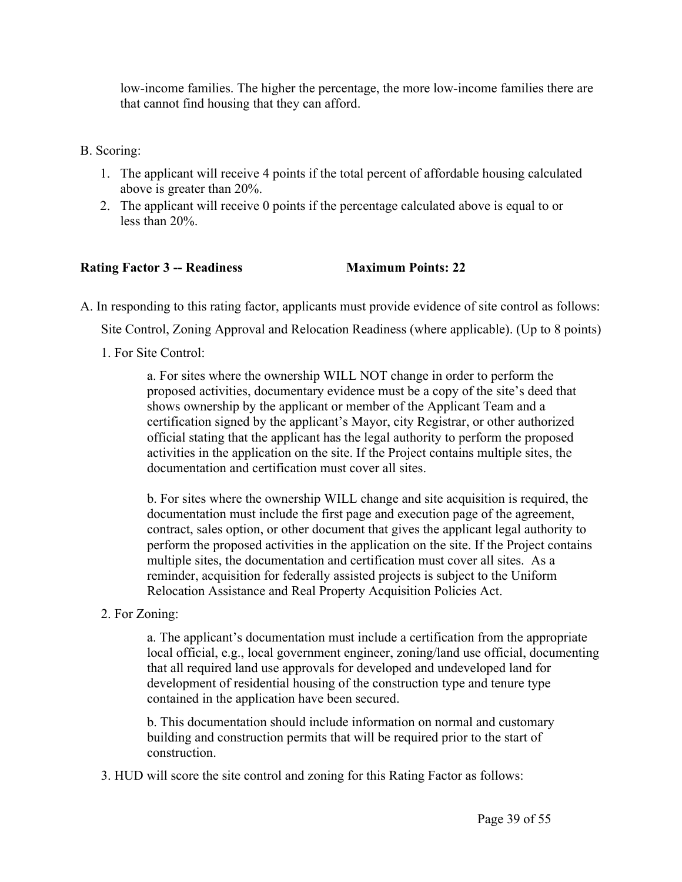low-income families. The higher the percentage, the more low-income families there are that cannot find housing that they can afford.

B. Scoring:

1. The applicant will receive 4 points if the total percent of affordable housing calculated above is greater than 20%.
2. The applicant will receive 0 points if the percentage calculated above is equal to or less than 20%.

**Rating Factor 3 -- Readiness  Maximum Points: 22**

A. In responding to this rating factor, applicants must provide evidence of site control as follows:

Site Control, Zoning Approval and Relocation Readiness (where applicable). (Up to 8 points)

1. For Site Control:

   a. For sites where the ownership WILL NOT change in order to perform the proposed activities, documentary evidence must be a copy of the site's deed that shows ownership by the applicant or member of the Applicant Team and a certification signed by the applicant's Mayor, city Registrar, or other authorized official stating that the applicant has the legal authority to perform the proposed activities in the application on the site. If the Project contains multiple sites, the documentation and certification must cover all sites.

   b. For sites where the ownership WILL change and site acquisition is required, the documentation must include the first page and execution page of the agreement, contract, sales option, or other document that gives the applicant legal authority to perform the proposed activities in the application on the site. If the Project contains multiple sites, the documentation and certification must cover all sites. As a reminder, acquisition for federally assisted projects is subject to the Uniform Relocation Assistance and Real Property Acquisition Policies Act.

2. For Zoning:

   a. The applicant's documentation must include a certification from the appropriate local official, e.g., local government engineer, zoning/land use official, documenting that all required land use approvals for developed and undeveloped land for development of residential housing of the construction type and tenure type contained in the application have been secured.

   b. This documentation should include information on normal and customary building and construction permits that will be required prior to the start of construction.

3. HUD will score the site control and zoning for this Rating Factor as follows: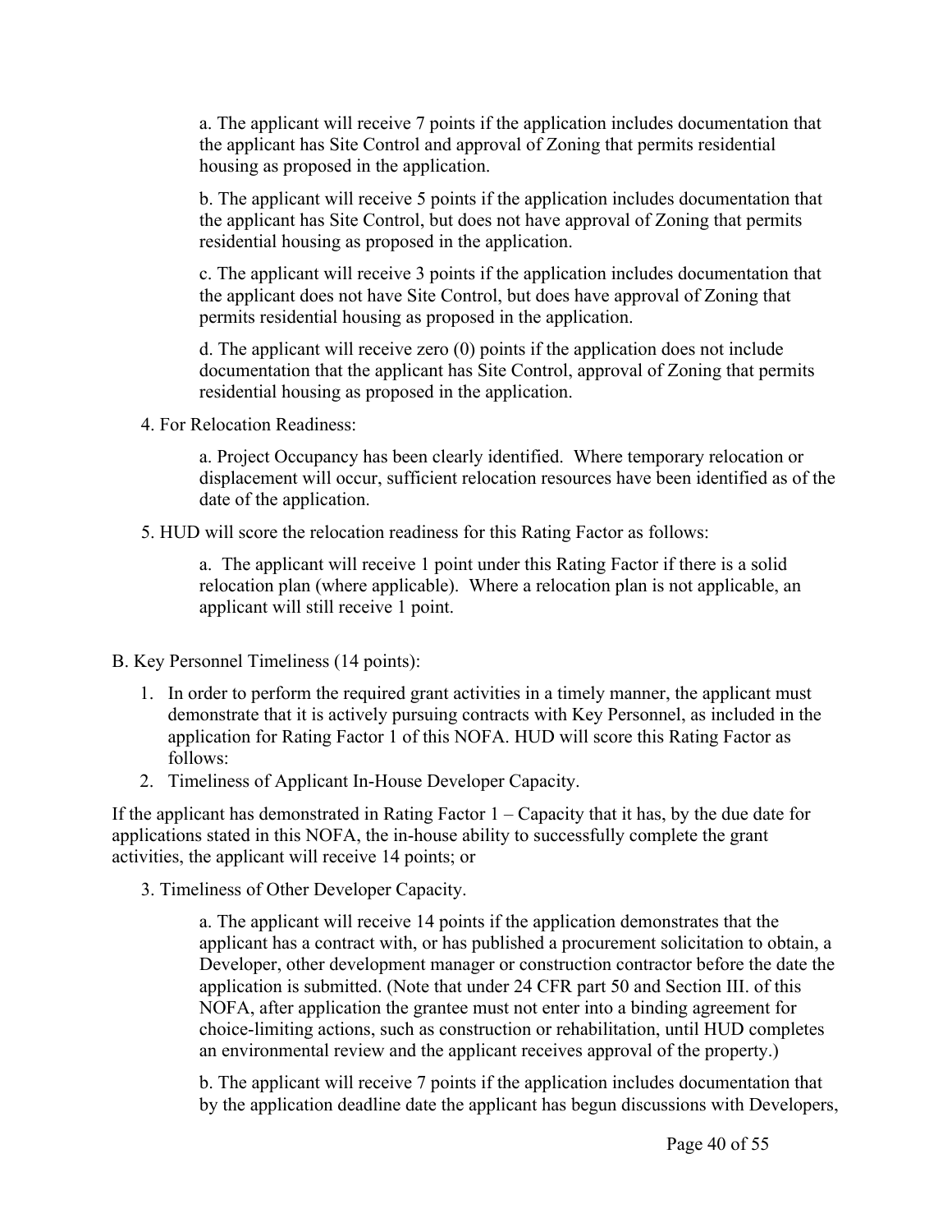a. The applicant will receive 7 points if the application includes documentation that the applicant has Site Control and approval of Zoning that permits residential housing as proposed in the application.

b. The applicant will receive 5 points if the application includes documentation that the applicant has Site Control, but does not have approval of Zoning that permits residential housing as proposed in the application.

c. The applicant will receive 3 points if the application includes documentation that the applicant does not have Site Control, but does have approval of Zoning that permits residential housing as proposed in the application.

d. The applicant will receive zero (0) points if the application does not include documentation that the applicant has Site Control, approval of Zoning that permits residential housing as proposed in the application.

4. For Relocation Readiness:

    a. Project Occupancy has been clearly identified. Where temporary relocation or displacement will occur, sufficient relocation resources have been identified as of the date of the application.

5. HUD will score the relocation readiness for this Rating Factor as follows:

    a. The applicant will receive 1 point under this Rating Factor if there is a solid relocation plan (where applicable). Where a relocation plan is not applicable, an applicant will still receive 1 point.

B. Key Personnel Timeliness (14 points):

1. In order to perform the required grant activities in a timely manner, the applicant must demonstrate that it is actively pursuing contracts with Key Personnel, as included in the application for Rating Factor 1 of this NOFA. HUD will score this Rating Factor as follows:
2. Timeliness of Applicant In-House Developer Capacity.

If the applicant has demonstrated in Rating Factor 1 – Capacity that it has, by the due date for applications stated in this NOFA, the in-house ability to successfully complete the grant activities, the applicant will receive 14 points; or

3. Timeliness of Other Developer Capacity.

    a. The applicant will receive 14 points if the application demonstrates that the applicant has a contract with, or has published a procurement solicitation to obtain, a Developer, other development manager or construction contractor before the date the application is submitted. (Note that under 24 CFR part 50 and Section III. of this NOFA, after application the grantee must not enter into a binding agreement for choice-limiting actions, such as construction or rehabilitation, until HUD completes an environmental review and the applicant receives approval of the property.)

    b. The applicant will receive 7 points if the application includes documentation that by the application deadline date the applicant has begun discussions with Developers,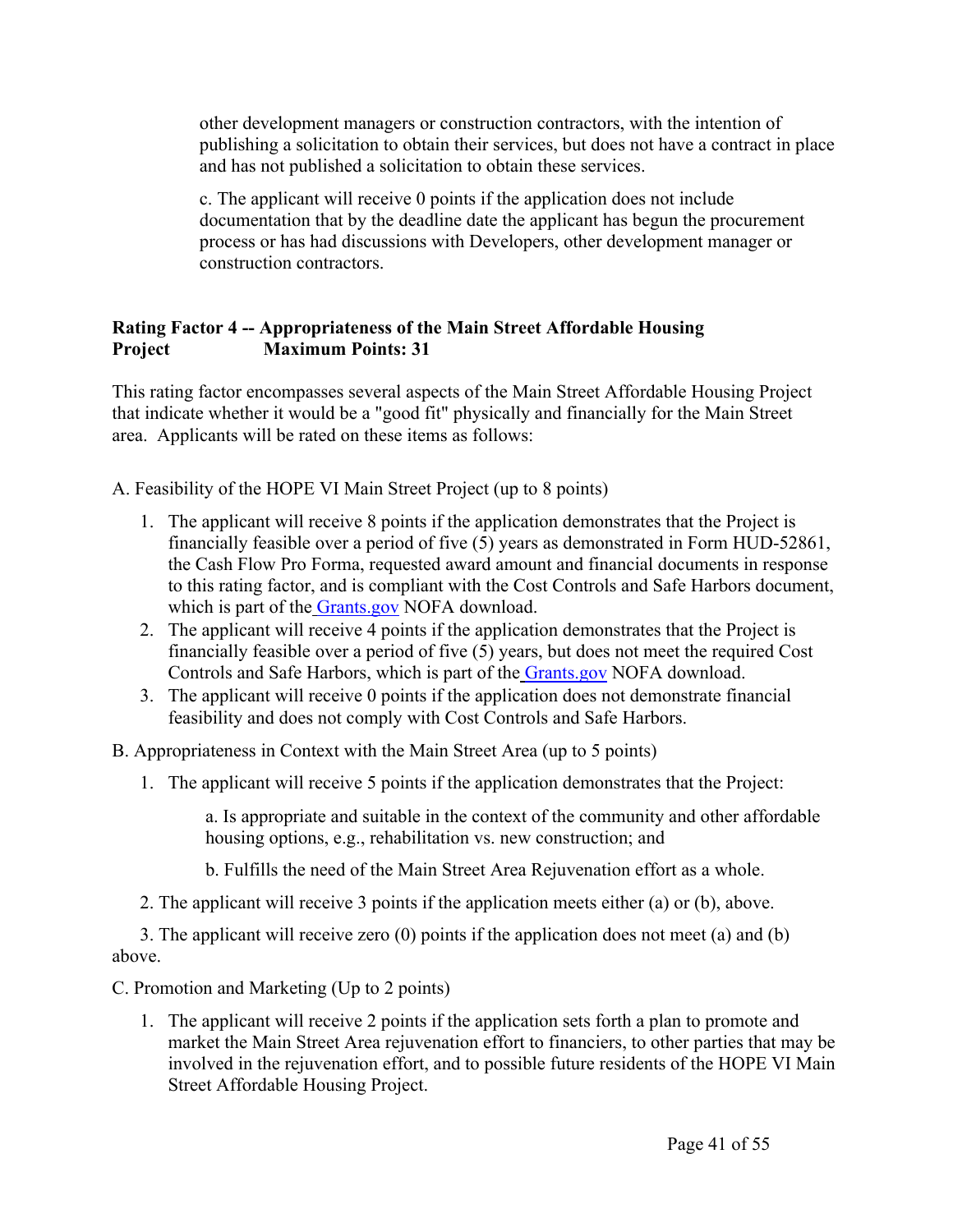other development managers or construction contractors, with the intention of publishing a solicitation to obtain their services, but does not have a contract in place and has not published a solicitation to obtain these services.

c. The applicant will receive 0 points if the application does not include documentation that by the deadline date the applicant has begun the procurement process or has had discussions with Developers, other development manager or construction contractors.

**Rating Factor 4 -- Appropriateness of the Main Street Affordable Housing Project Maximum Points: 31**

This rating factor encompasses several aspects of the Main Street Affordable Housing Project that indicate whether it would be a "good fit" physically and financially for the Main Street area. Applicants will be rated on these items as follows:

A. Feasibility of the HOPE VI Main Street Project (up to 8 points)

1. The applicant will receive 8 points if the application demonstrates that the Project is financially feasible over a period of five (5) years as demonstrated in Form HUD-52861, the Cash Flow Pro Forma, requested award amount and financial documents in response to this rating factor, and is compliant with the Cost Controls and Safe Harbors document, which is part of the Grants.gov NOFA download.
2. The applicant will receive 4 points if the application demonstrates that the Project is financially feasible over a period of five (5) years, but does not meet the required Cost Controls and Safe Harbors, which is part of the Grants.gov NOFA download.
3. The applicant will receive 0 points if the application does not demonstrate financial feasibility and does not comply with Cost Controls and Safe Harbors.

B. Appropriateness in Context with the Main Street Area (up to 5 points)

1. The applicant will receive 5 points if the application demonstrates that the Project:

   a. Is appropriate and suitable in the context of the community and other affordable housing options, e.g., rehabilitation vs. new construction; and

   b. Fulfills the need of the Main Street Area Rejuvenation effort as a whole.

2. The applicant will receive 3 points if the application meets either (a) or (b), above.

3. The applicant will receive zero (0) points if the application does not meet (a) and (b) above.

C. Promotion and Marketing (Up to 2 points)

1. The applicant will receive 2 points if the application sets forth a plan to promote and market the Main Street Area rejuvenation effort to financiers, to other parties that may be involved in the rejuvenation effort, and to possible future residents of the HOPE VI Main Street Affordable Housing Project.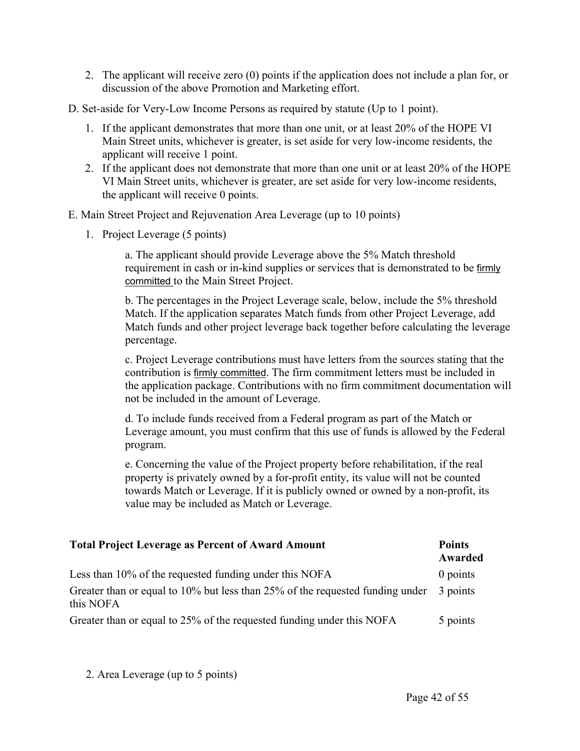2. The applicant will receive zero (0) points if the application does not include a plan for, or discussion of the above Promotion and Marketing effort.

D. Set-aside for Very-Low Income Persons as required by statute (Up to 1 point).

1. If the applicant demonstrates that more than one unit, or at least 20% of the HOPE VI Main Street units, whichever is greater, is set aside for very low-income residents, the applicant will receive 1 point.
2. If the applicant does not demonstrate that more than one unit or at least 20% of the HOPE VI Main Street units, whichever is greater, are set aside for very low-income residents, the applicant will receive 0 points.

E. Main Street Project and Rejuvenation Area Leverage (up to 10 points)

1. Project Leverage (5 points)

   a. The applicant should provide Leverage above the 5% Match threshold requirement in cash or in-kind supplies or services that is demonstrated to be firmly committed to the Main Street Project.

   b. The percentages in the Project Leverage scale, below, include the 5% threshold Match. If the application separates Match funds from other Project Leverage, add Match funds and other project leverage back together before calculating the leverage percentage.

   c. Project Leverage contributions must have letters from the sources stating that the contribution is firmly committed. The firm commitment letters must be included in the application package. Contributions with no firm commitment documentation will not be included in the amount of Leverage.

   d. To include funds received from a Federal program as part of the Match or Leverage amount, you must confirm that this use of funds is allowed by the Federal program.

   e. Concerning the value of the Project property before rehabilitation, if the real property is privately owned by a for-profit entity, its value will not be counted towards Match or Leverage. If it is publicly owned or owned by a non-profit, its value may be included as Match or Leverage.

| Total Project Leverage as Percent of Award Amount | Points Awarded |
|---|---|
| Less than 10% of the requested funding under this NOFA | 0 points |
| Greater than or equal to 10% but less than 25% of the requested funding under this NOFA | 3 points |
| Greater than or equal to 25% of the requested funding under this NOFA | 5 points |

2. Area Leverage (up to 5 points)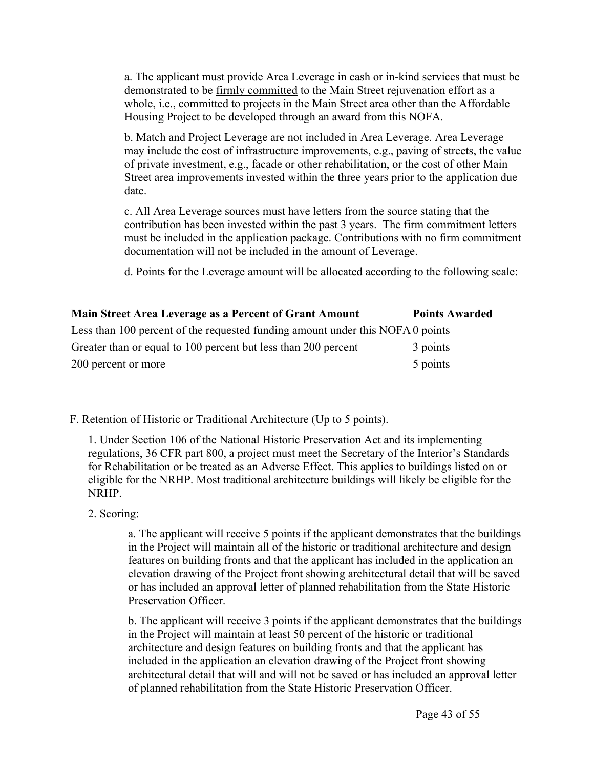a. The applicant must provide Area Leverage in cash or in-kind services that must be demonstrated to be firmly committed to the Main Street rejuvenation effort as a whole, i.e., committed to projects in the Main Street area other than the Affordable Housing Project to be developed through an award from this NOFA.

b. Match and Project Leverage are not included in Area Leverage. Area Leverage may include the cost of infrastructure improvements, e.g., paving of streets, the value of private investment, e.g., facade or other rehabilitation, or the cost of other Main Street area improvements invested within the three years prior to the application due date.

c. All Area Leverage sources must have letters from the source stating that the contribution has been invested within the past 3 years. The firm commitment letters must be included in the application package. Contributions with no firm commitment documentation will not be included in the amount of Leverage.

d. Points for the Leverage amount will be allocated according to the following scale:

| Main Street Area Leverage as a Percent of Grant Amount | Points Awarded |
| --- | --- |
| Less than 100 percent of the requested funding amount under this NOFA | 0 points |
| Greater than or equal to 100 percent but less than 200 percent | 3 points |
| 200 percent or more | 5 points |

F. Retention of Historic or Traditional Architecture (Up to 5 points).

1. Under Section 106 of the National Historic Preservation Act and its implementing regulations, 36 CFR part 800, a project must meet the Secretary of the Interior's Standards for Rehabilitation or be treated as an Adverse Effect. This applies to buildings listed on or eligible for the NRHP. Most traditional architecture buildings will likely be eligible for the NRHP.

2. Scoring:

a. The applicant will receive 5 points if the applicant demonstrates that the buildings in the Project will maintain all of the historic or traditional architecture and design features on building fronts and that the applicant has included in the application an elevation drawing of the Project front showing architectural detail that will be saved or has included an approval letter of planned rehabilitation from the State Historic Preservation Officer.

b. The applicant will receive 3 points if the applicant demonstrates that the buildings in the Project will maintain at least 50 percent of the historic or traditional architecture and design features on building fronts and that the applicant has included in the application an elevation drawing of the Project front showing architectural detail that will and will not be saved or has included an approval letter of planned rehabilitation from the State Historic Preservation Officer.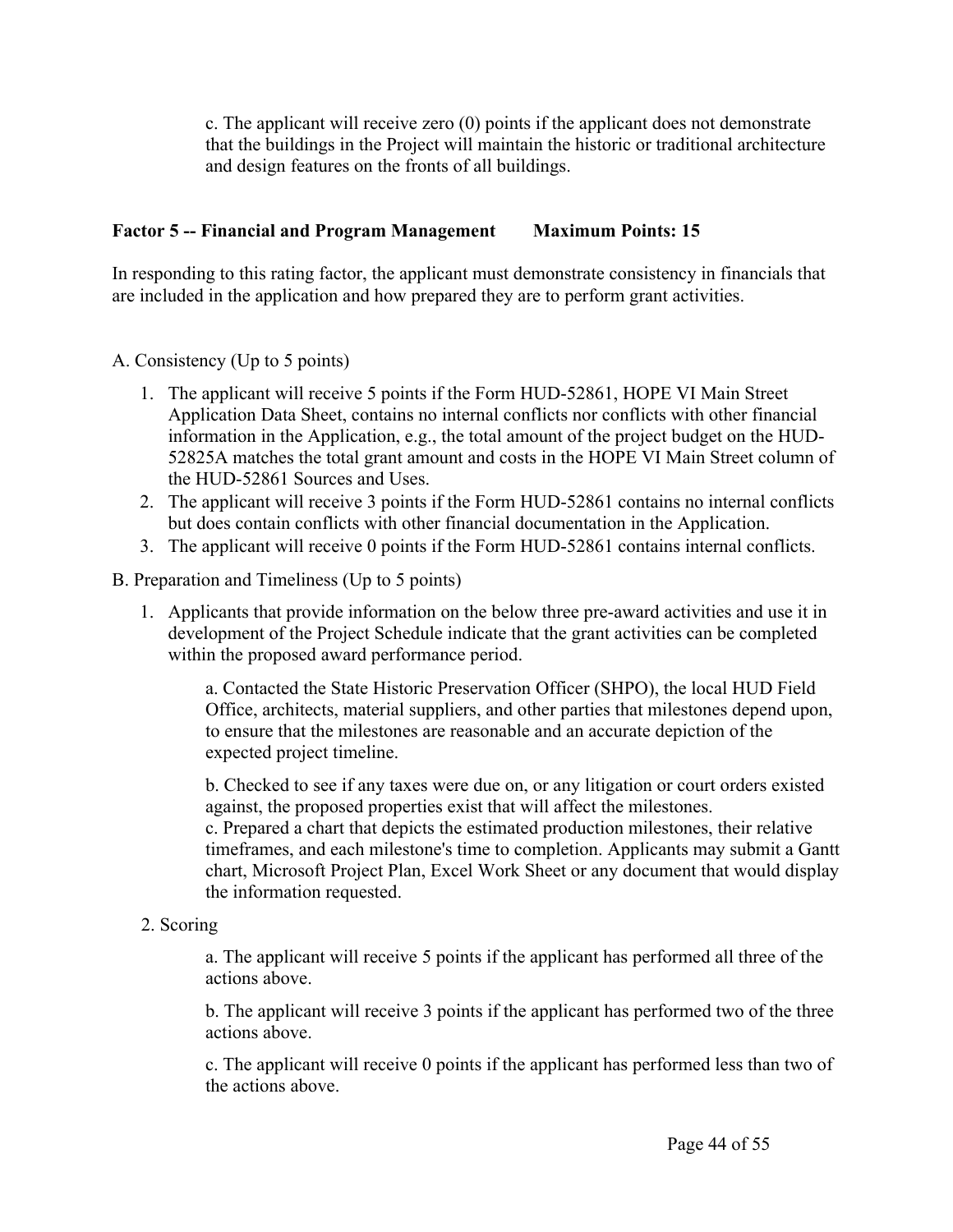c. The applicant will receive zero (0) points if the applicant does not demonstrate that the buildings in the Project will maintain the historic or traditional architecture and design features on the fronts of all buildings.

**Factor 5 -- Financial and Program Management        Maximum Points: 15**

In responding to this rating factor, the applicant must demonstrate consistency in financials that are included in the application and how prepared they are to perform grant activities.

A. Consistency (Up to 5 points)

1. The applicant will receive 5 points if the Form HUD-52861, HOPE VI Main Street Application Data Sheet, contains no internal conflicts nor conflicts with other financial information in the Application, e.g., the total amount of the project budget on the HUD-52825A matches the total grant amount and costs in the HOPE VI Main Street column of the HUD-52861 Sources and Uses.
2. The applicant will receive 3 points if the Form HUD-52861 contains no internal conflicts but does contain conflicts with other financial documentation in the Application.
3. The applicant will receive 0 points if the Form HUD-52861 contains internal conflicts.

B. Preparation and Timeliness (Up to 5 points)

1. Applicants that provide information on the below three pre-award activities and use it in development of the Project Schedule indicate that the grant activities can be completed within the proposed award performance period.

   a. Contacted the State Historic Preservation Officer (SHPO), the local HUD Field Office, architects, material suppliers, and other parties that milestones depend upon, to ensure that the milestones are reasonable and an accurate depiction of the expected project timeline.

   b. Checked to see if any taxes were due on, or any litigation or court orders existed against, the proposed properties exist that will affect the milestones.
   c. Prepared a chart that depicts the estimated production milestones, their relative timeframes, and each milestone's time to completion. Applicants may submit a Gantt chart, Microsoft Project Plan, Excel Work Sheet or any document that would display the information requested.

2. Scoring

   a. The applicant will receive 5 points if the applicant has performed all three of the actions above.

   b. The applicant will receive 3 points if the applicant has performed two of the three actions above.

   c. The applicant will receive 0 points if the applicant has performed less than two of the actions above.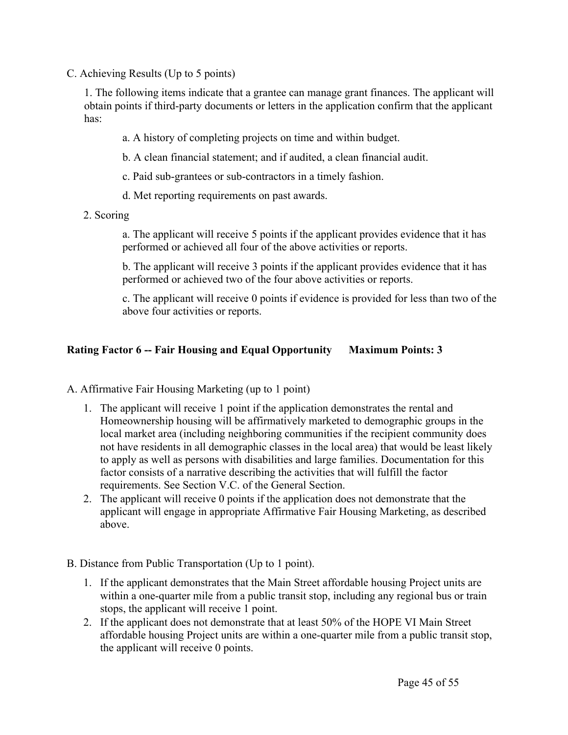C. Achieving Results (Up to 5 points)

1. The following items indicate that a grantee can manage grant finances. The applicant will obtain points if third-party documents or letters in the application confirm that the applicant has:

   a. A history of completing projects on time and within budget.

   b. A clean financial statement; and if audited, a clean financial audit.

   c. Paid sub-grantees or sub-contractors in a timely fashion.

   d. Met reporting requirements on past awards.

2. Scoring

   a. The applicant will receive 5 points if the applicant provides evidence that it has performed or achieved all four of the above activities or reports.

   b. The applicant will receive 3 points if the applicant provides evidence that it has performed or achieved two of the four above activities or reports.

   c. The applicant will receive 0 points if evidence is provided for less than two of the above four activities or reports.

**Rating Factor 6 -- Fair Housing and Equal Opportunity      Maximum Points: 3**

A. Affirmative Fair Housing Marketing (up to 1 point)

1. The applicant will receive 1 point if the application demonstrates the rental and Homeownership housing will be affirmatively marketed to demographic groups in the local market area (including neighboring communities if the recipient community does not have residents in all demographic classes in the local area) that would be least likely to apply as well as persons with disabilities and large families. Documentation for this factor consists of a narrative describing the activities that will fulfill the factor requirements. See Section V.C. of the General Section.
2. The applicant will receive 0 points if the application does not demonstrate that the applicant will engage in appropriate Affirmative Fair Housing Marketing, as described above.

B. Distance from Public Transportation (Up to 1 point).

1. If the applicant demonstrates that the Main Street affordable housing Project units are within a one-quarter mile from a public transit stop, including any regional bus or train stops, the applicant will receive 1 point.
2. If the applicant does not demonstrate that at least 50% of the HOPE VI Main Street affordable housing Project units are within a one-quarter mile from a public transit stop, the applicant will receive 0 points.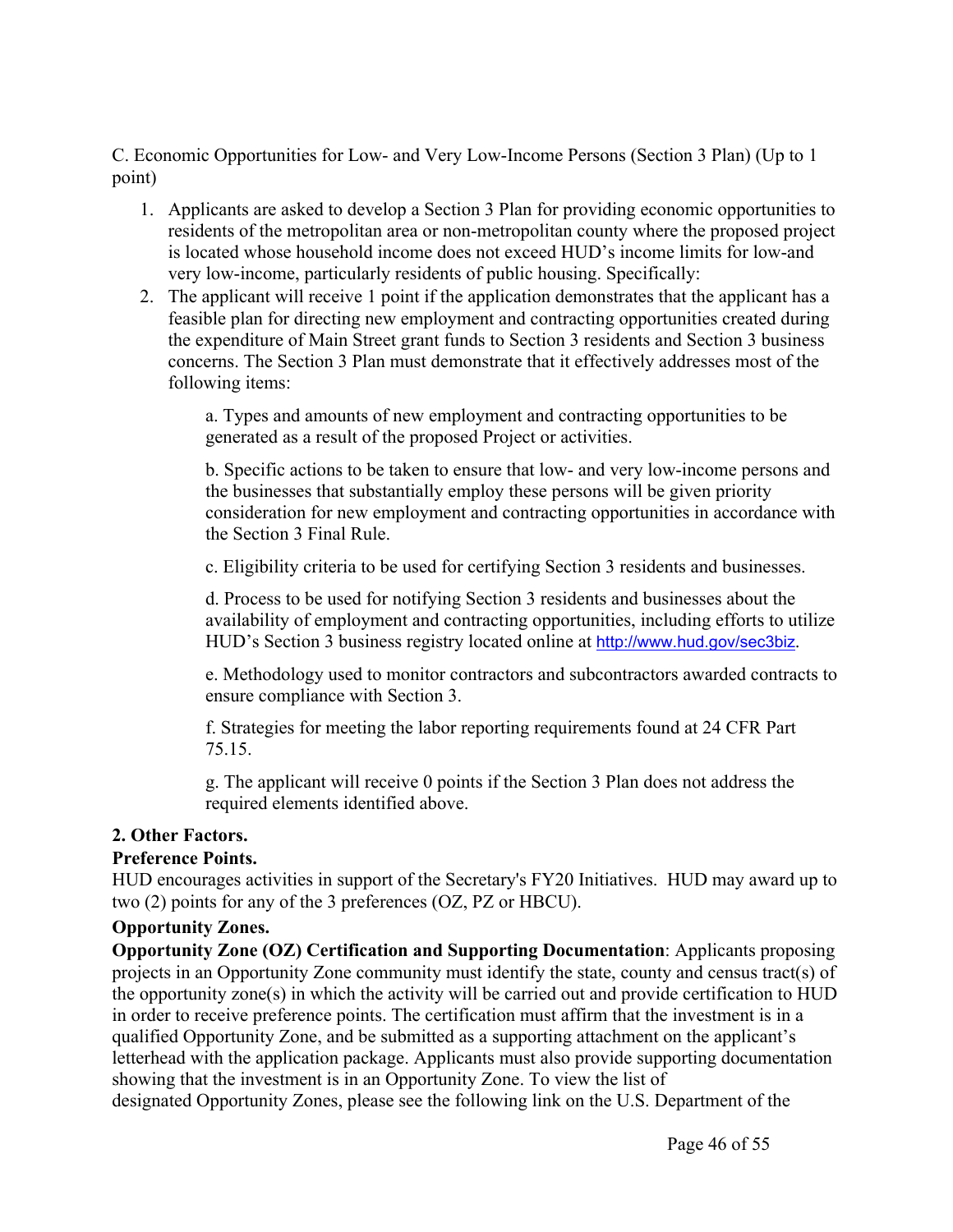C. Economic Opportunities for Low- and Very Low-Income Persons (Section 3 Plan) (Up to 1 point)

1. Applicants are asked to develop a Section 3 Plan for providing economic opportunities to residents of the metropolitan area or non-metropolitan county where the proposed project is located whose household income does not exceed HUD's income limits for low-and very low-income, particularly residents of public housing. Specifically:
2. The applicant will receive 1 point if the application demonstrates that the applicant has a feasible plan for directing new employment and contracting opportunities created during the expenditure of Main Street grant funds to Section 3 residents and Section 3 business concerns. The Section 3 Plan must demonstrate that it effectively addresses most of the following items:

   a. Types and amounts of new employment and contracting opportunities to be generated as a result of the proposed Project or activities.

   b. Specific actions to be taken to ensure that low- and very low-income persons and the businesses that substantially employ these persons will be given priority consideration for new employment and contracting opportunities in accordance with the Section 3 Final Rule.

   c. Eligibility criteria to be used for certifying Section 3 residents and businesses.

   d. Process to be used for notifying Section 3 residents and businesses about the availability of employment and contracting opportunities, including efforts to utilize HUD's Section 3 business registry located online at http://www.hud.gov/sec3biz.

   e. Methodology used to monitor contractors and subcontractors awarded contracts to ensure compliance with Section 3.

   f. Strategies for meeting the labor reporting requirements found at 24 CFR Part 75.15.

   g. The applicant will receive 0 points if the Section 3 Plan does not address the required elements identified above.

**2. Other Factors.**

**Preference Points.**

HUD encourages activities in support of the Secretary's FY20 Initiatives. HUD may award up to two (2) points for any of the 3 preferences (OZ, PZ or HBCU).

**Opportunity Zones.**

**Opportunity Zone (OZ) Certification and Supporting Documentation**: Applicants proposing projects in an Opportunity Zone community must identify the state, county and census tract(s) of the opportunity zone(s) in which the activity will be carried out and provide certification to HUD in order to receive preference points. The certification must affirm that the investment is in a qualified Opportunity Zone, and be submitted as a supporting attachment on the applicant's letterhead with the application package. Applicants must also provide supporting documentation showing that the investment is in an Opportunity Zone. To view the list of designated Opportunity Zones, please see the following link on the U.S. Department of the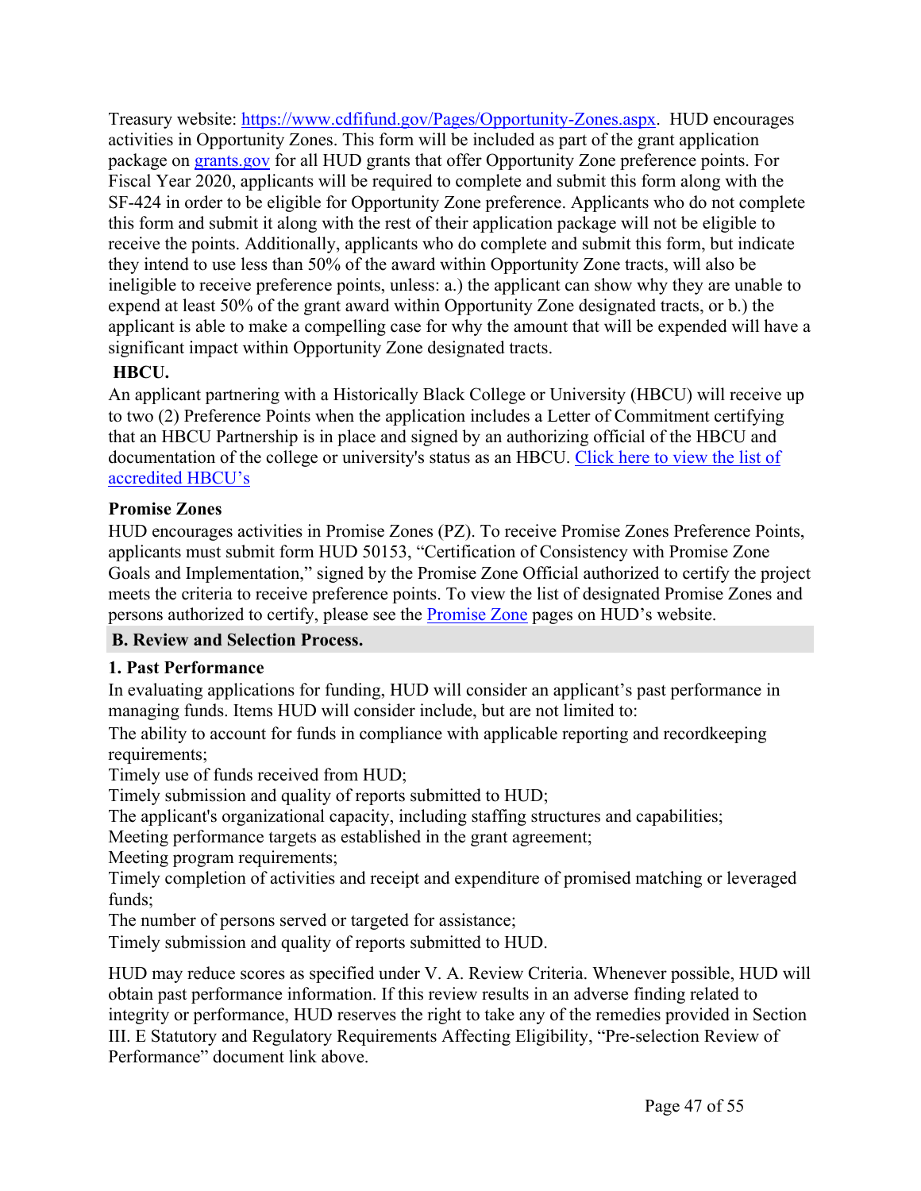Treasury website: [https://www.cdfifund.gov/Pages/Opportunity-Zones.aspx](https://www.cdfifund.gov/Pages/Opportunity-Zones.aspx). HUD encourages activities in Opportunity Zones. This form will be included as part of the grant application package on [grants.gov](grants.gov) for all HUD grants that offer Opportunity Zone preference points. For Fiscal Year 2020, applicants will be required to complete and submit this form along with the SF-424 in order to be eligible for Opportunity Zone preference. Applicants who do not complete this form and submit it along with the rest of their application package will not be eligible to receive the points. Additionally, applicants who do complete and submit this form, but indicate they intend to use less than 50% of the award within Opportunity Zone tracts, will also be ineligible to receive preference points, unless: a.) the applicant can show why they are unable to expend at least 50% of the grant award within Opportunity Zone designated tracts, or b.) the applicant is able to make a compelling case for why the amount that will be expended will have a significant impact within Opportunity Zone designated tracts.

**HBCU.**

An applicant partnering with a Historically Black College or University (HBCU) will receive up to two (2) Preference Points when the application includes a Letter of Commitment certifying that an HBCU Partnership is in place and signed by an authorizing official of the HBCU and documentation of the college or university's status as an HBCU. Click here to view the list of accredited HBCU's

**Promise Zones**

HUD encourages activities in Promise Zones (PZ). To receive Promise Zones Preference Points, applicants must submit form HUD 50153, "Certification of Consistency with Promise Zone Goals and Implementation," signed by the Promise Zone Official authorized to certify the project meets the criteria to receive preference points. To view the list of designated Promise Zones and persons authorized to certify, please see the Promise Zone pages on HUD's website.

## B. Review and Selection Process.

### 1. Past Performance

In evaluating applications for funding, HUD will consider an applicant's past performance in managing funds. Items HUD will consider include, but are not limited to:

The ability to account for funds in compliance with applicable reporting and recordkeeping requirements;

Timely use of funds received from HUD;

Timely submission and quality of reports submitted to HUD;

The applicant's organizational capacity, including staffing structures and capabilities;

Meeting performance targets as established in the grant agreement;

Meeting program requirements;

Timely completion of activities and receipt and expenditure of promised matching or leveraged funds;

The number of persons served or targeted for assistance;

Timely submission and quality of reports submitted to HUD.

HUD may reduce scores as specified under V. A. Review Criteria. Whenever possible, HUD will obtain past performance information. If this review results in an adverse finding related to integrity or performance, HUD reserves the right to take any of the remedies provided in Section III. E Statutory and Regulatory Requirements Affecting Eligibility, "Pre-selection Review of Performance" document link above.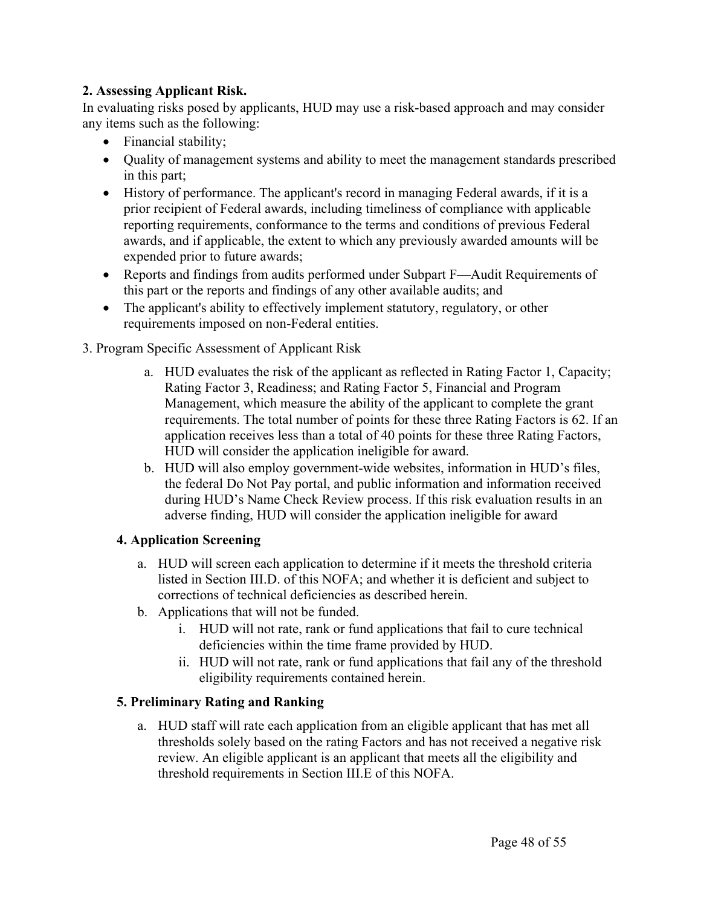**2. Assessing Applicant Risk.**

In evaluating risks posed by applicants, HUD may use a risk-based approach and may consider any items such as the following:

- Financial stability;
- Quality of management systems and ability to meet the management standards prescribed in this part;
- History of performance. The applicant's record in managing Federal awards, if it is a prior recipient of Federal awards, including timeliness of compliance with applicable reporting requirements, conformance to the terms and conditions of previous Federal awards, and if applicable, the extent to which any previously awarded amounts will be expended prior to future awards;
- Reports and findings from audits performed under Subpart F—Audit Requirements of this part or the reports and findings of any other available audits; and
- The applicant's ability to effectively implement statutory, regulatory, or other requirements imposed on non-Federal entities.

3. Program Specific Assessment of Applicant Risk

a. HUD evaluates the risk of the applicant as reflected in Rating Factor 1, Capacity; Rating Factor 3, Readiness; and Rating Factor 5, Financial and Program Management, which measure the ability of the applicant to complete the grant requirements. The total number of points for these three Rating Factors is 62. If an application receives less than a total of 40 points for these three Rating Factors, HUD will consider the application ineligible for award.

b. HUD will also employ government-wide websites, information in HUD's files, the federal Do Not Pay portal, and public information and information received during HUD's Name Check Review process. If this risk evaluation results in an adverse finding, HUD will consider the application ineligible for award

**4. Application Screening**

a. HUD will screen each application to determine if it meets the threshold criteria listed in Section III.D. of this NOFA; and whether it is deficient and subject to corrections of technical deficiencies as described herein.

b. Applications that will not be funded.

   i. HUD will not rate, rank or fund applications that fail to cure technical deficiencies within the time frame provided by HUD.

   ii. HUD will not rate, rank or fund applications that fail any of the threshold eligibility requirements contained herein.

**5. Preliminary Rating and Ranking**

a. HUD staff will rate each application from an eligible applicant that has met all thresholds solely based on the rating Factors and has not received a negative risk review. An eligible applicant is an applicant that meets all the eligibility and threshold requirements in Section III.E of this NOFA.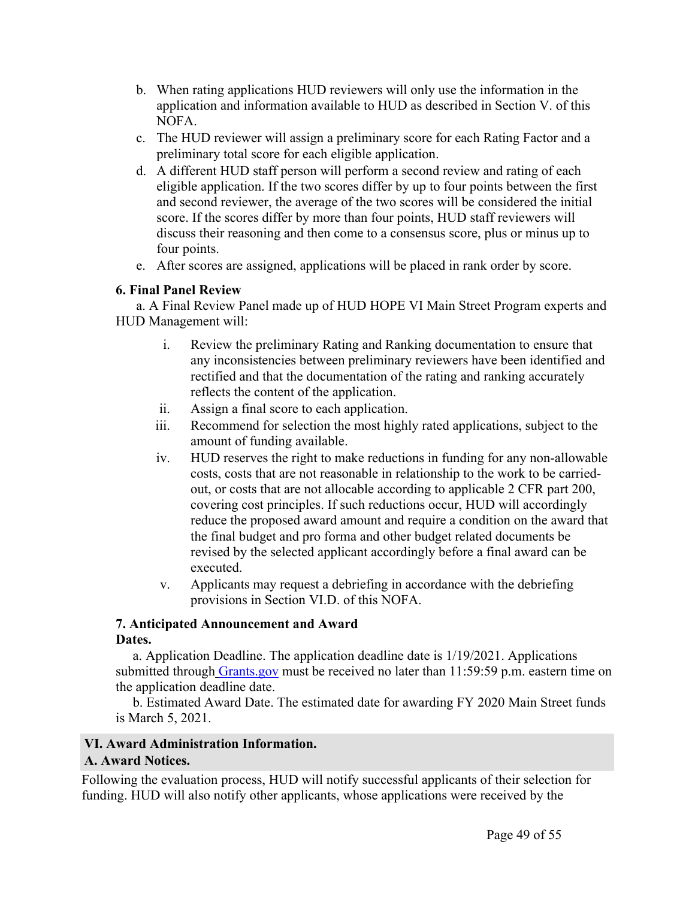b. When rating applications HUD reviewers will only use the information in the application and information available to HUD as described in Section V. of this NOFA.

c. The HUD reviewer will assign a preliminary score for each Rating Factor and a preliminary total score for each eligible application.

d. A different HUD staff person will perform a second review and rating of each eligible application. If the two scores differ by up to four points between the first and second reviewer, the average of the two scores will be considered the initial score. If the scores differ by more than four points, HUD staff reviewers will discuss their reasoning and then come to a consensus score, plus or minus up to four points.

e. After scores are assigned, applications will be placed in rank order by score.

**6. Final Panel Review**

a. A Final Review Panel made up of HUD HOPE VI Main Street Program experts and HUD Management will:

i. Review the preliminary Rating and Ranking documentation to ensure that any inconsistencies between preliminary reviewers have been identified and rectified and that the documentation of the rating and ranking accurately reflects the content of the application.

ii. Assign a final score to each application.

iii. Recommend for selection the most highly rated applications, subject to the amount of funding available.

iv. HUD reserves the right to make reductions in funding for any non-allowable costs, costs that are not reasonable in relationship to the work to be carried-out, or costs that are not allocable according to applicable 2 CFR part 200, covering cost principles. If such reductions occur, HUD will accordingly reduce the proposed award amount and require a condition on the award that the final budget and pro forma and other budget related documents be revised by the selected applicant accordingly before a final award can be executed.

v. Applicants may request a debriefing in accordance with the debriefing provisions in Section VI.D. of this NOFA.

**7. Anticipated Announcement and Award Dates.**

a. Application Deadline. The application deadline date is 1/19/2021. Applications submitted through Grants.gov must be received no later than 11:59:59 p.m. eastern time on the application deadline date.

b. Estimated Award Date. The estimated date for awarding FY 2020 Main Street funds is March 5, 2021.

## VI. Award Administration Information.

### A. Award Notices.

Following the evaluation process, HUD will notify successful applicants of their selection for funding. HUD will also notify other applicants, whose applications were received by the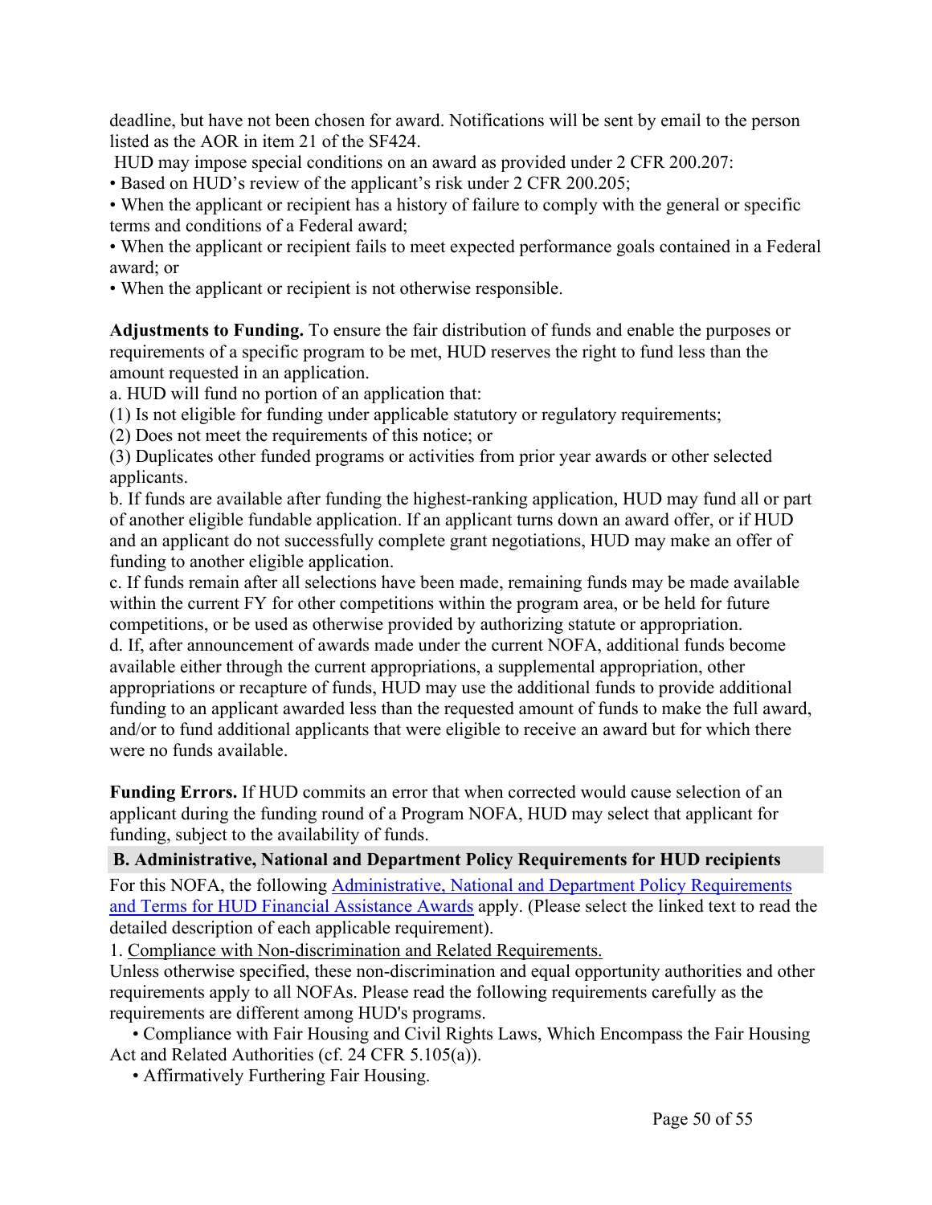deadline, but have not been chosen for award. Notifications will be sent by email to the person listed as the AOR in item 21 of the SF424.

HUD may impose special conditions on an award as provided under 2 CFR 200.207:

- Based on HUD's review of the applicant's risk under 2 CFR 200.205;
- When the applicant or recipient has a history of failure to comply with the general or specific terms and conditions of a Federal award;
- When the applicant or recipient fails to meet expected performance goals contained in a Federal award; or
- When the applicant or recipient is not otherwise responsible.

**Adjustments to Funding.** To ensure the fair distribution of funds and enable the purposes or requirements of a specific program to be met, HUD reserves the right to fund less than the amount requested in an application.

a. HUD will fund no portion of an application that:

(1) Is not eligible for funding under applicable statutory or regulatory requirements;

(2) Does not meet the requirements of this notice; or

(3) Duplicates other funded programs or activities from prior year awards or other selected applicants.

b. If funds are available after funding the highest-ranking application, HUD may fund all or part of another eligible fundable application. If an applicant turns down an award offer, or if HUD and an applicant do not successfully complete grant negotiations, HUD may make an offer of funding to another eligible application.

c. If funds remain after all selections have been made, remaining funds may be made available within the current FY for other competitions within the program area, or be held for future competitions, or be used as otherwise provided by authorizing statute or appropriation.

d. If, after announcement of awards made under the current NOFA, additional funds become available either through the current appropriations, a supplemental appropriation, other appropriations or recapture of funds, HUD may use the additional funds to provide additional funding to an applicant awarded less than the requested amount of funds to make the full award, and/or to fund additional applicants that were eligible to receive an award but for which there were no funds available.

**Funding Errors.** If HUD commits an error that when corrected would cause selection of an applicant during the funding round of a Program NOFA, HUD may select that applicant for funding, subject to the availability of funds.

## B. Administrative, National and Department Policy Requirements for HUD recipients

For this NOFA, the following Administrative, National and Department Policy Requirements and Terms for HUD Financial Assistance Awards apply. (Please select the linked text to read the detailed description of each applicable requirement).

1. Compliance with Non-discrimination and Related Requirements.

Unless otherwise specified, these non-discrimination and equal opportunity authorities and other requirements apply to all NOFAs. Please read the following requirements carefully as the requirements are different among HUD's programs.

- Compliance with Fair Housing and Civil Rights Laws, Which Encompass the Fair Housing Act and Related Authorities (cf. 24 CFR 5.105(a)).
- Affirmatively Furthering Fair Housing.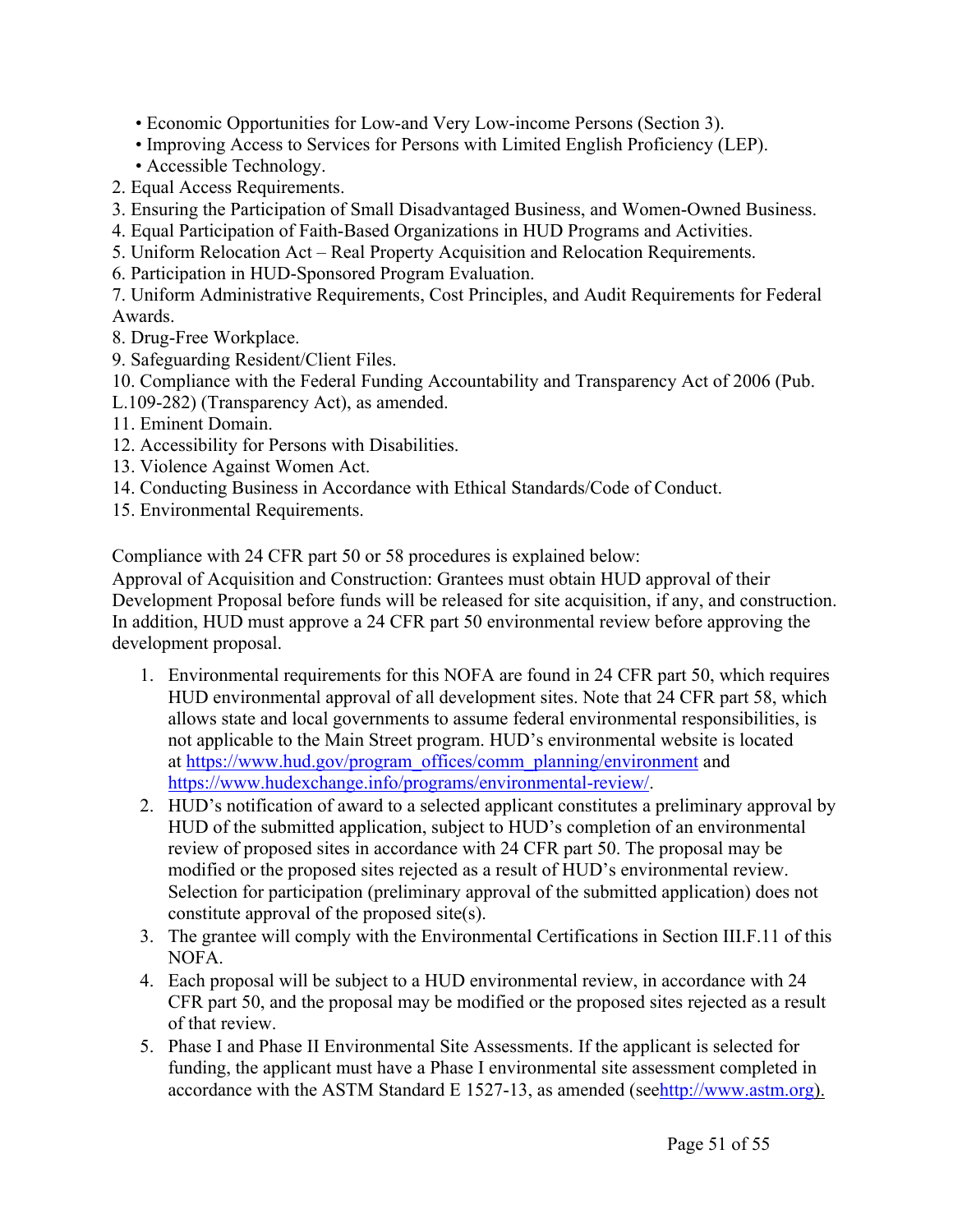- Economic Opportunities for Low-and Very Low-income Persons (Section 3).
- Improving Access to Services for Persons with Limited English Proficiency (LEP).
- Accessible Technology.

2. Equal Access Requirements.
3. Ensuring the Participation of Small Disadvantaged Business, and Women-Owned Business.
4. Equal Participation of Faith-Based Organizations in HUD Programs and Activities.
5. Uniform Relocation Act – Real Property Acquisition and Relocation Requirements.
6. Participation in HUD-Sponsored Program Evaluation.
7. Uniform Administrative Requirements, Cost Principles, and Audit Requirements for Federal Awards.
8. Drug-Free Workplace.
9. Safeguarding Resident/Client Files.
10. Compliance with the Federal Funding Accountability and Transparency Act of 2006 (Pub. L.109-282) (Transparency Act), as amended.
11. Eminent Domain.
12. Accessibility for Persons with Disabilities.
13. Violence Against Women Act.
14. Conducting Business in Accordance with Ethical Standards/Code of Conduct.
15. Environmental Requirements.

Compliance with 24 CFR part 50 or 58 procedures is explained below:
Approval of Acquisition and Construction: Grantees must obtain HUD approval of their Development Proposal before funds will be released for site acquisition, if any, and construction. In addition, HUD must approve a 24 CFR part 50 environmental review before approving the development proposal.

1. Environmental requirements for this NOFA are found in 24 CFR part 50, which requires HUD environmental approval of all development sites. Note that 24 CFR part 58, which allows state and local governments to assume federal environmental responsibilities, is not applicable to the Main Street program. HUD's environmental website is located at https://www.hud.gov/program_offices/comm_planning/environment and https://www.hudexchange.info/programs/environmental-review/.
2. HUD's notification of award to a selected applicant constitutes a preliminary approval by HUD of the submitted application, subject to HUD's completion of an environmental review of proposed sites in accordance with 24 CFR part 50. The proposal may be modified or the proposed sites rejected as a result of HUD's environmental review. Selection for participation (preliminary approval of the submitted application) does not constitute approval of the proposed site(s).
3. The grantee will comply with the Environmental Certifications in Section III.F.11 of this NOFA.
4. Each proposal will be subject to a HUD environmental review, in accordance with 24 CFR part 50, and the proposal may be modified or the proposed sites rejected as a result of that review.
5. Phase I and Phase II Environmental Site Assessments. If the applicant is selected for funding, the applicant must have a Phase I environmental site assessment completed in accordance with the ASTM Standard E 1527-13, as amended (seehttp://www.astm.org).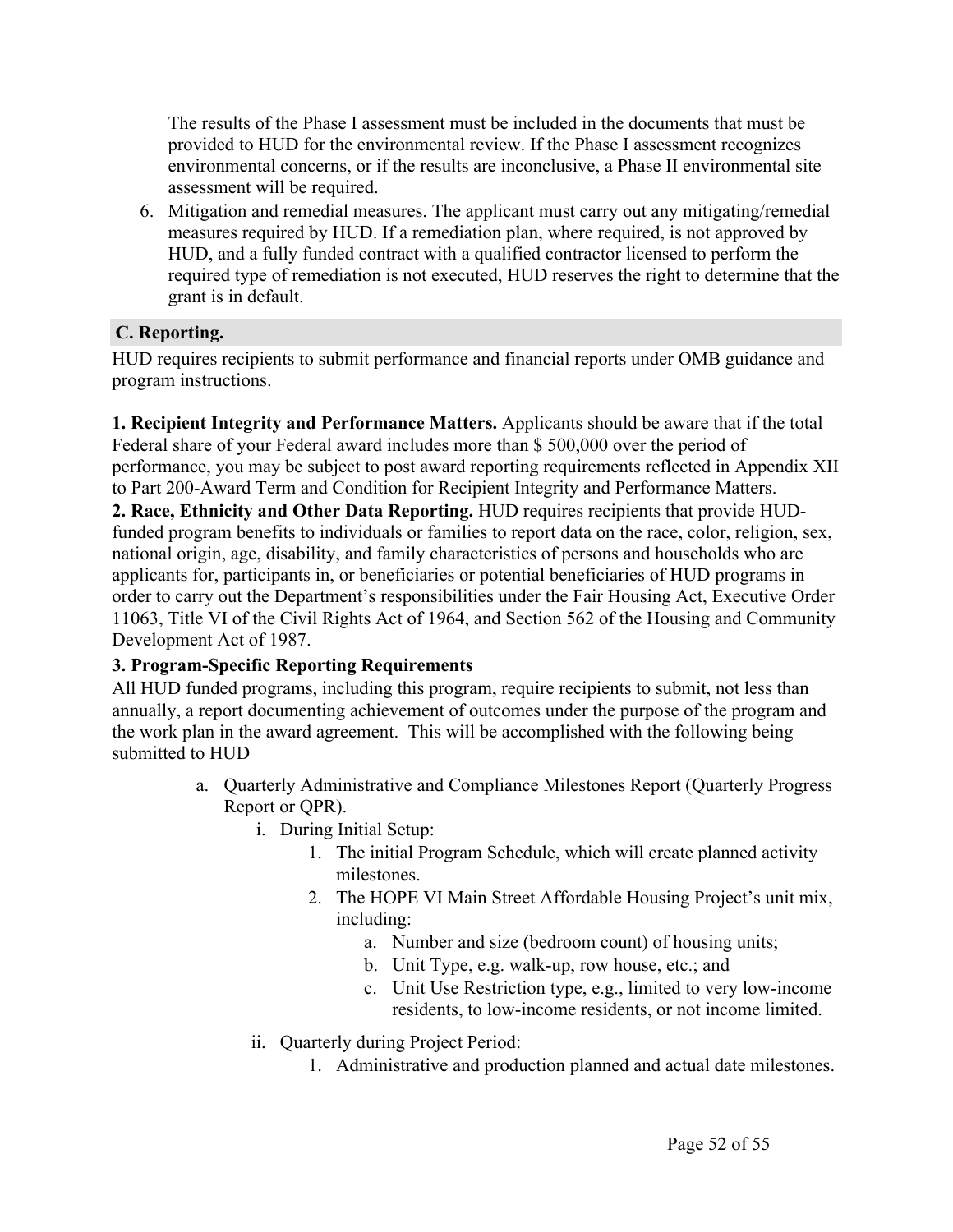The results of the Phase I assessment must be included in the documents that must be provided to HUD for the environmental review. If the Phase I assessment recognizes environmental concerns, or if the results are inconclusive, a Phase II environmental site assessment will be required.

6. Mitigation and remedial measures. The applicant must carry out any mitigating/remedial measures required by HUD. If a remediation plan, where required, is not approved by HUD, and a fully funded contract with a qualified contractor licensed to perform the required type of remediation is not executed, HUD reserves the right to determine that the grant is in default.

## C. Reporting.

HUD requires recipients to submit performance and financial reports under OMB guidance and program instructions.

**1. Recipient Integrity and Performance Matters.** Applicants should be aware that if the total Federal share of your Federal award includes more than $ 500,000 over the period of performance, you may be subject to post award reporting requirements reflected in Appendix XII to Part 200-Award Term and Condition for Recipient Integrity and Performance Matters.

**2. Race, Ethnicity and Other Data Reporting.** HUD requires recipients that provide HUD-funded program benefits to individuals or families to report data on the race, color, religion, sex, national origin, age, disability, and family characteristics of persons and households who are applicants for, participants in, or beneficiaries or potential beneficiaries of HUD programs in order to carry out the Department's responsibilities under the Fair Housing Act, Executive Order 11063, Title VI of the Civil Rights Act of 1964, and Section 562 of the Housing and Community Development Act of 1987.

**3. Program-Specific Reporting Requirements**

All HUD funded programs, including this program, require recipients to submit, not less than annually, a report documenting achievement of outcomes under the purpose of the program and the work plan in the award agreement. This will be accomplished with the following being submitted to HUD

a. Quarterly Administrative and Compliance Milestones Report (Quarterly Progress Report or QPR).
   i. During Initial Setup:
      1. The initial Program Schedule, which will create planned activity milestones.
      2. The HOPE VI Main Street Affordable Housing Project's unit mix, including:
         a. Number and size (bedroom count) of housing units;
         b. Unit Type, e.g. walk-up, row house, etc.; and
         c. Unit Use Restriction type, e.g., limited to very low-income residents, to low-income residents, or not income limited.
   ii. Quarterly during Project Period:
      1. Administrative and production planned and actual date milestones.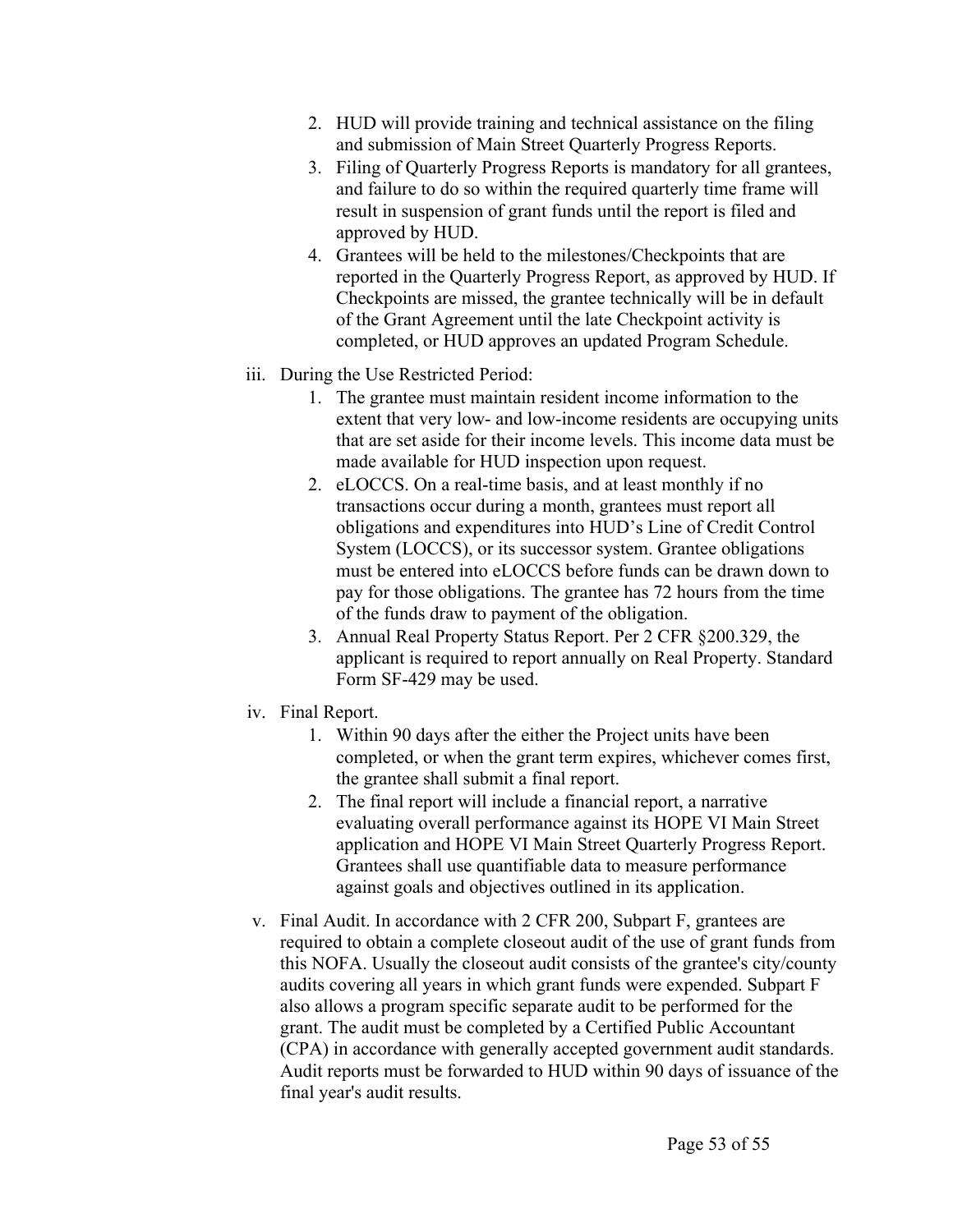2. HUD will provide training and technical assistance on the filing and submission of Main Street Quarterly Progress Reports.
3. Filing of Quarterly Progress Reports is mandatory for all grantees, and failure to do so within the required quarterly time frame will result in suspension of grant funds until the report is filed and approved by HUD.
4. Grantees will be held to the milestones/Checkpoints that are reported in the Quarterly Progress Report, as approved by HUD. If Checkpoints are missed, the grantee technically will be in default of the Grant Agreement until the late Checkpoint activity is completed, or HUD approves an updated Program Schedule.

iii. During the Use Restricted Period:

1. The grantee must maintain resident income information to the extent that very low- and low-income residents are occupying units that are set aside for their income levels. This income data must be made available for HUD inspection upon request.
2. eLOCCS. On a real-time basis, and at least monthly if no transactions occur during a month, grantees must report all obligations and expenditures into HUD's Line of Credit Control System (LOCCS), or its successor system. Grantee obligations must be entered into eLOCCS before funds can be drawn down to pay for those obligations. The grantee has 72 hours from the time of the funds draw to payment of the obligation.
3. Annual Real Property Status Report. Per 2 CFR §200.329, the applicant is required to report annually on Real Property. Standard Form SF-429 may be used.

iv. Final Report.

1. Within 90 days after the either the Project units have been completed, or when the grant term expires, whichever comes first, the grantee shall submit a final report.
2. The final report will include a financial report, a narrative evaluating overall performance against its HOPE VI Main Street application and HOPE VI Main Street Quarterly Progress Report. Grantees shall use quantifiable data to measure performance against goals and objectives outlined in its application.

v. Final Audit. In accordance with 2 CFR 200, Subpart F, grantees are required to obtain a complete closeout audit of the use of grant funds from this NOFA. Usually the closeout audit consists of the grantee's city/county audits covering all years in which grant funds were expended. Subpart F also allows a program specific separate audit to be performed for the grant. The audit must be completed by a Certified Public Accountant (CPA) in accordance with generally accepted government audit standards. Audit reports must be forwarded to HUD within 90 days of issuance of the final year's audit results.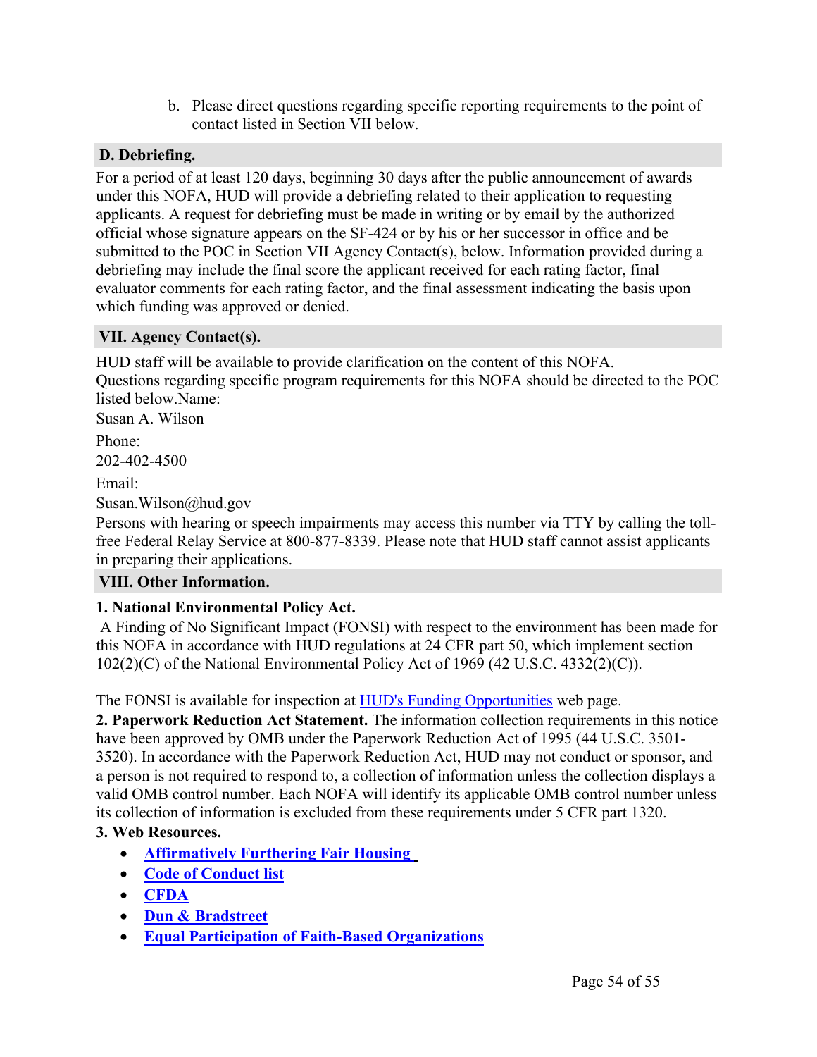b. Please direct questions regarding specific reporting requirements to the point of contact listed in Section VII below.

## D. Debriefing.

For a period of at least 120 days, beginning 30 days after the public announcement of awards under this NOFA, HUD will provide a debriefing related to their application to requesting applicants. A request for debriefing must be made in writing or by email by the authorized official whose signature appears on the SF-424 or by his or her successor in office and be submitted to the POC in Section VII Agency Contact(s), below. Information provided during a debriefing may include the final score the applicant received for each rating factor, final evaluator comments for each rating factor, and the final assessment indicating the basis upon which funding was approved or denied.

## VII. Agency Contact(s).

HUD staff will be available to provide clarification on the content of this NOFA.
Questions regarding specific program requirements for this NOFA should be directed to the POC listed below.Name:

Susan A. Wilson

Phone:

202-402-4500

Email:

Susan.Wilson@hud.gov

Persons with hearing or speech impairments may access this number via TTY by calling the toll-free Federal Relay Service at 800-877-8339. Please note that HUD staff cannot assist applicants in preparing their applications.

## VIII. Other Information.

**1. National Environmental Policy Act.**

A Finding of No Significant Impact (FONSI) with respect to the environment has been made for this NOFA in accordance with HUD regulations at 24 CFR part 50, which implement section 102(2)(C) of the National Environmental Policy Act of 1969 (42 U.S.C. 4332(2)(C)).

The FONSI is available for inspection at HUD's Funding Opportunities web page.

**2. Paperwork Reduction Act Statement.** The information collection requirements in this notice have been approved by OMB under the Paperwork Reduction Act of 1995 (44 U.S.C. 3501-3520). In accordance with the Paperwork Reduction Act, HUD may not conduct or sponsor, and a person is not required to respond to, a collection of information unless the collection displays a valid OMB control number. Each NOFA will identify its applicable OMB control number unless its collection of information is excluded from these requirements under 5 CFR part 1320.

**3. Web Resources.**

- **Affirmatively Furthering Fair Housing**
- **Code of Conduct list**
- **CFDA**
- **Dun & Bradstreet**
- **Equal Participation of Faith-Based Organizations**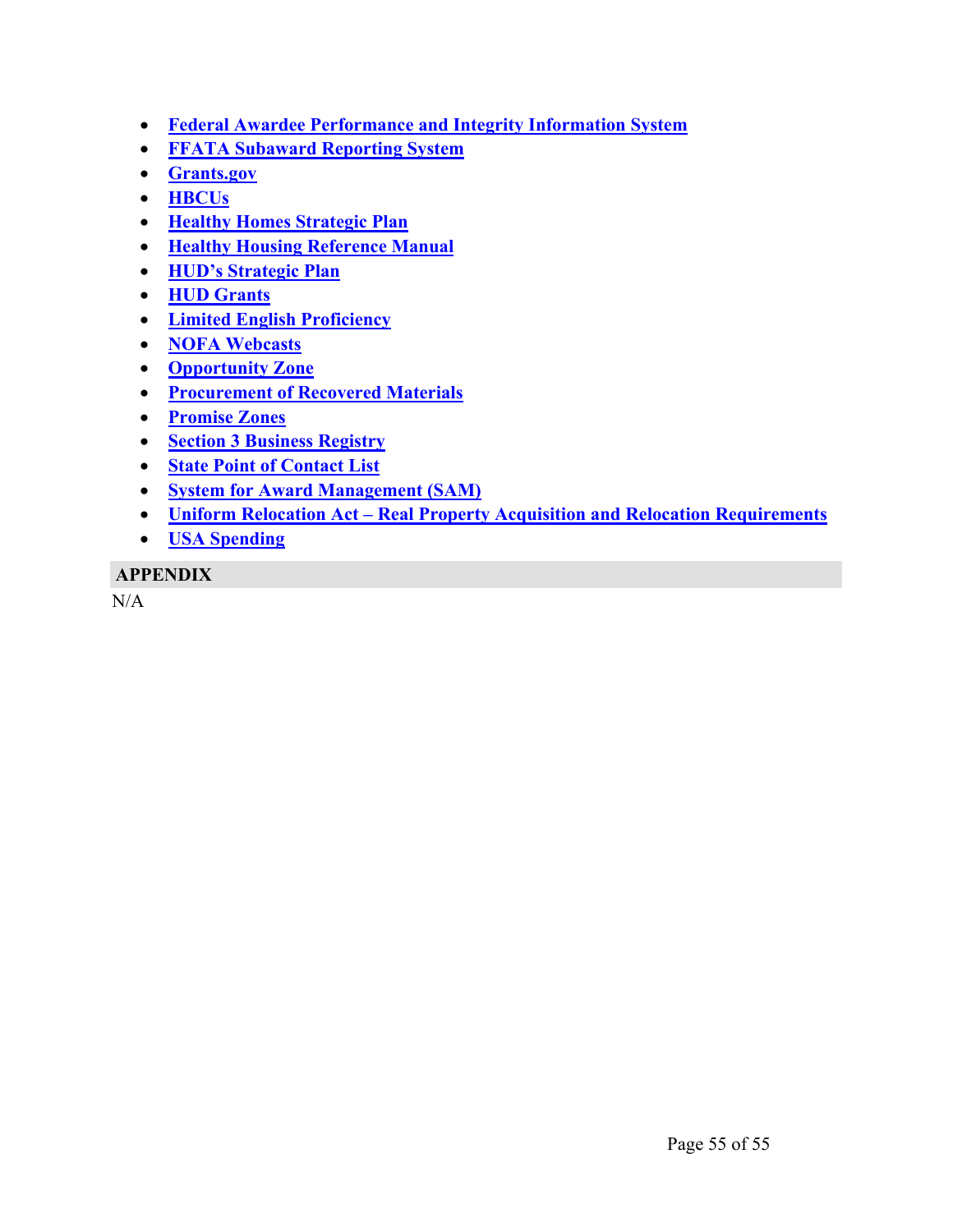- **Federal Awardee Performance and Integrity Information System**
- **FFATA Subaward Reporting System**
- **Grants.gov**
- **HBCUs**
- **Healthy Homes Strategic Plan**
- **Healthy Housing Reference Manual**
- **HUD's Strategic Plan**
- **HUD Grants**
- **Limited English Proficiency**
- **NOFA Webcasts**
- **Opportunity Zone**
- **Procurement of Recovered Materials**
- **Promise Zones**
- **Section 3 Business Registry**
- **State Point of Contact List**
- **System for Award Management (SAM)**
- **Uniform Relocation Act – Real Property Acquisition and Relocation Requirements**
- **USA Spending**

## APPENDIX

N/A